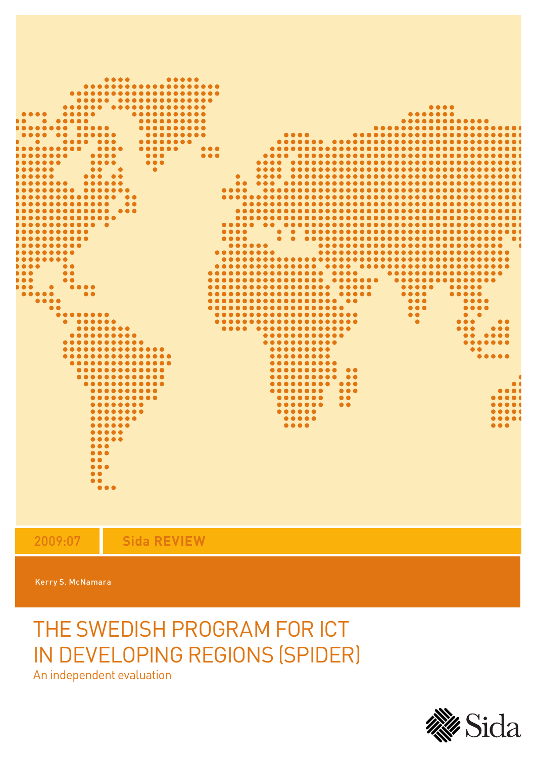2009:07 **Sida REVIEW**

Kerry S. McNamara

# THE SWEDISH PROGRAM FOR ICT IN DEVELOPING REGIONS (SPIDER)

An independent evaluation

Sida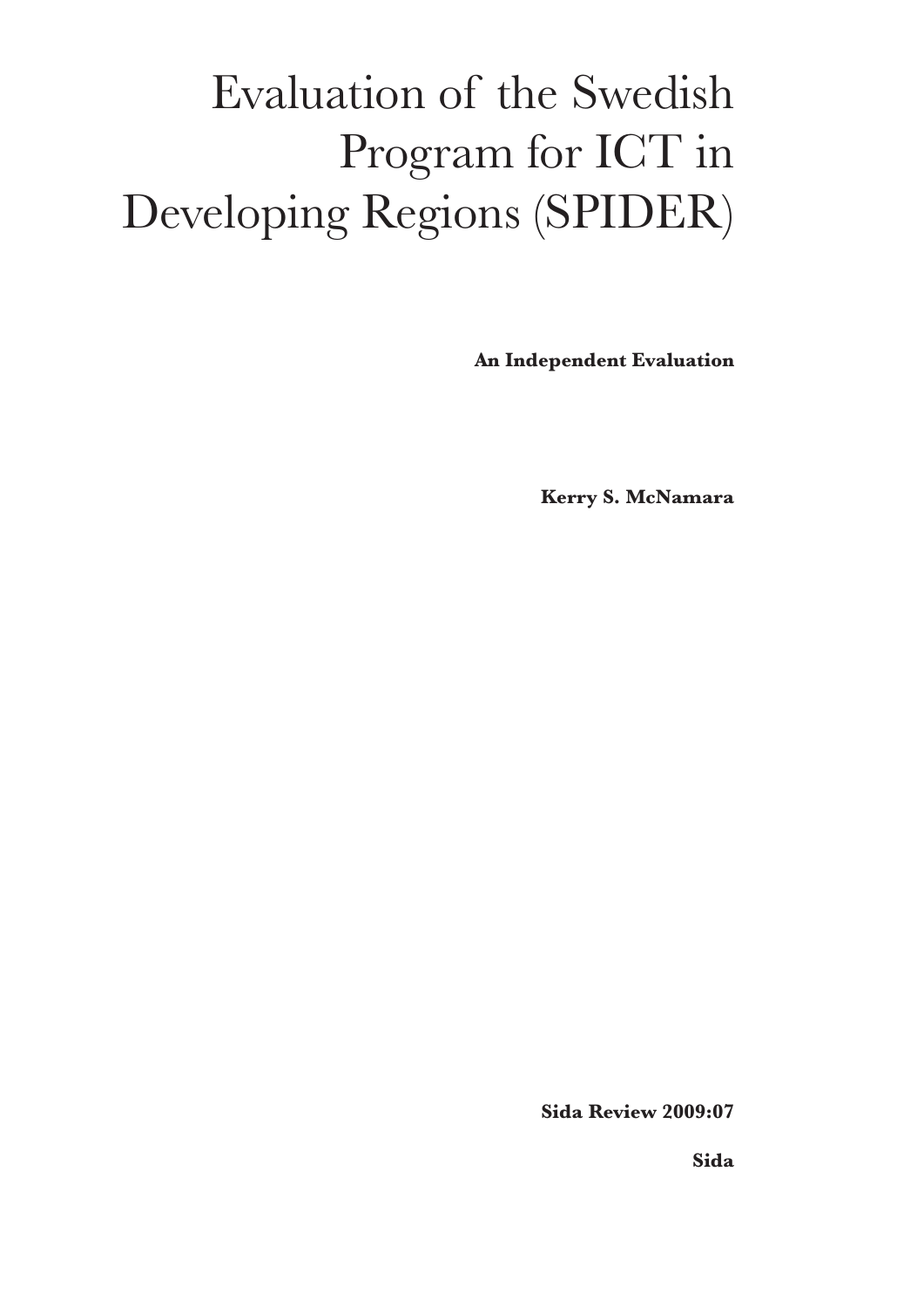# Evaluation of the Swedish Program for ICT in Developing Regions (SPIDER)

**An Independent Evaluation**

**Kerry S. McNamara**

**Sida Review 2009:07**

**Sida**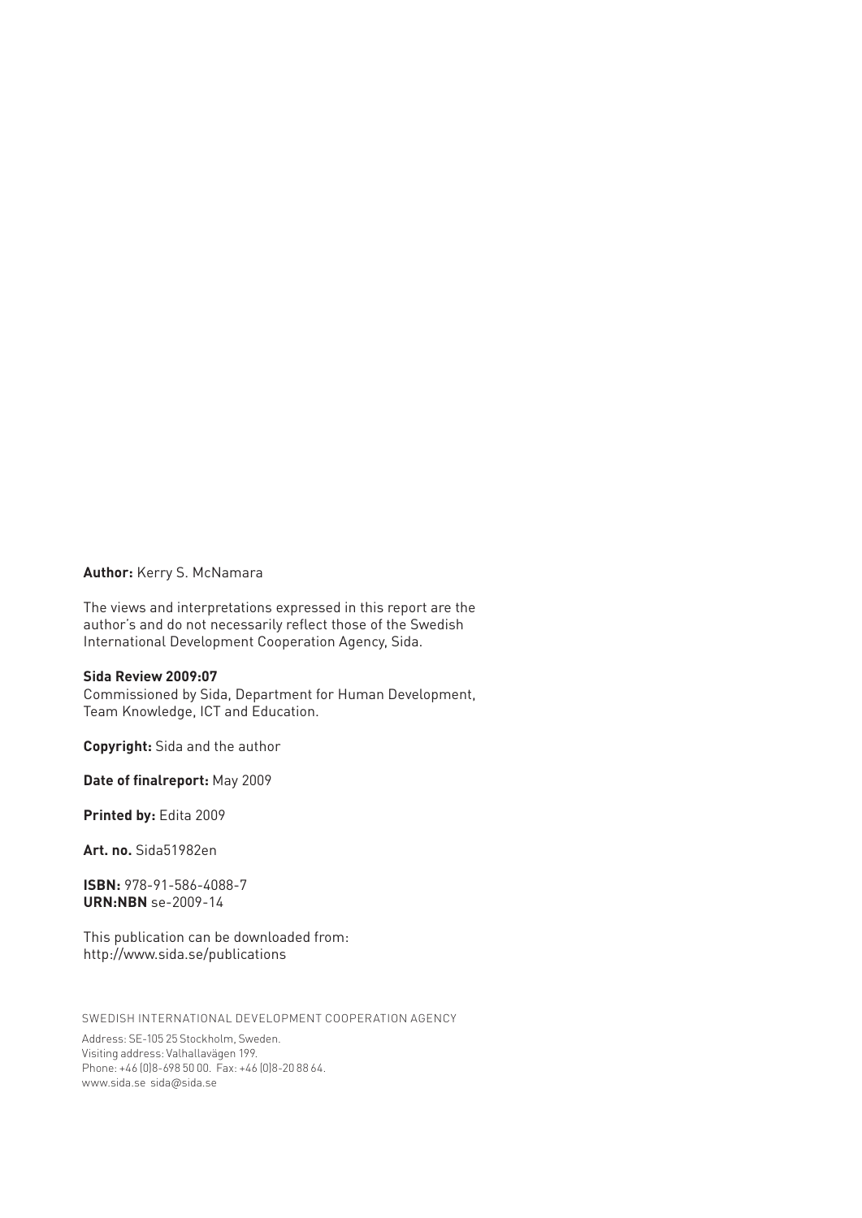**Author:** Kerry S. McNamara

The views and interpretations expressed in this report are the author's and do not necessarily reflect those of the Swedish International Development Cooperation Agency, Sida.

**Sida Review 2009:07**
Commissioned by Sida, Department for Human Development, Team Knowledge, ICT and Education.

**Copyright:** Sida and the author

**Date of finalreport:** May 2009

**Printed by:** Edita 2009

**Art. no.** Sida51982en

**ISBN:** 978-91-586-4088-7
**URN:NBN** se-2009-14

This publication can be downloaded from:
http://www.sida.se/publications

SWEDISH INTERNATIONAL DEVELOPMENT COOPERATION AGENCY

Address: SE-105 25 Stockholm, Sweden.
Visiting address: Valhallavägen 199.
Phone: +46 (0)8-698 50 00. Fax: +46 (0)8-20 88 64.
www.sida.se sida@sida.se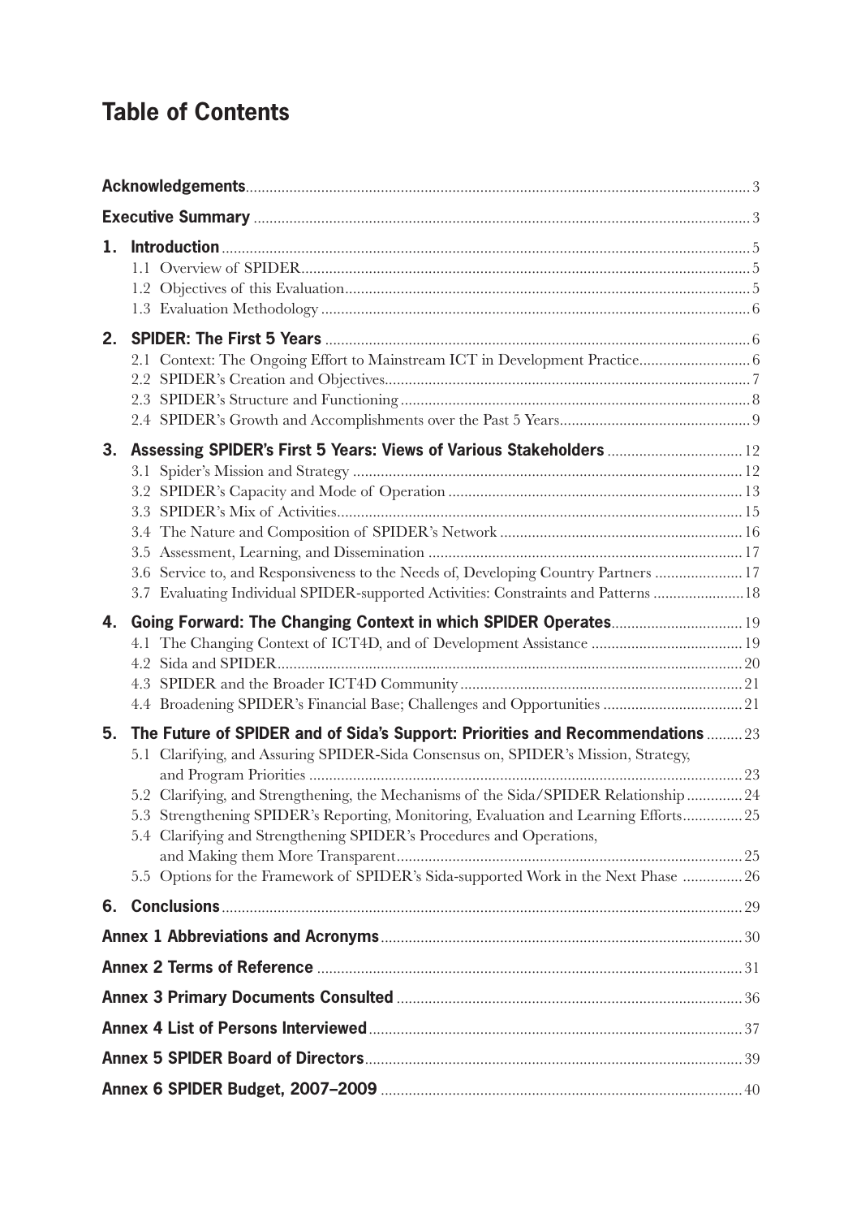# Table of Contents

| | |
|---|---|
| **Acknowledgements** | 3 |
| **Executive Summary** | 3 |
| **1. Introduction** | 5 |
| 1.1 Overview of SPIDER | 5 |
| 1.2 Objectives of this Evaluation | 5 |
| 1.3 Evaluation Methodology | 6 |
| **2. SPIDER: The First 5 Years** | 6 |
| 2.1 Context: The Ongoing Effort to Mainstream ICT in Development Practice | 6 |
| 2.2 SPIDER's Creation and Objectives | 7 |
| 2.3 SPIDER's Structure and Functioning | 8 |
| 2.4 SPIDER's Growth and Accomplishments over the Past 5 Years | 9 |
| **3. Assessing SPIDER's First 5 Years: Views of Various Stakeholders** | 12 |
| 3.1 Spider's Mission and Strategy | 12 |
| 3.2 SPIDER's Capacity and Mode of Operation | 13 |
| 3.3 SPIDER's Mix of Activities | 15 |
| 3.4 The Nature and Composition of SPIDER's Network | 16 |
| 3.5 Assessment, Learning, and Dissemination | 17 |
| 3.6 Service to, and Responsiveness to the Needs of, Developing Country Partners | 17 |
| 3.7 Evaluating Individual SPIDER-supported Activities: Constraints and Patterns | 18 |
| **4. Going Forward: The Changing Context in which SPIDER Operates** | 19 |
| 4.1 The Changing Context of ICT4D, and of Development Assistance | 19 |
| 4.2 Sida and SPIDER | 20 |
| 4.3 SPIDER and the Broader ICT4D Community | 21 |
| 4.4 Broadening SPIDER's Financial Base; Challenges and Opportunities | 21 |
| **5. The Future of SPIDER and of Sida's Support: Priorities and Recommendations** | 23 |
| 5.1 Clarifying, and Assuring SPIDER-Sida Consensus on, SPIDER's Mission, Strategy, and Program Priorities | 23 |
| 5.2 Clarifying, and Strengthening, the Mechanisms of the Sida/SPIDER Relationship | 24 |
| 5.3 Strengthening SPIDER's Reporting, Monitoring, Evaluation and Learning Efforts | 25 |
| 5.4 Clarifying and Strengthening SPIDER's Procedures and Operations, and Making them More Transparent | 25 |
| 5.5 Options for the Framework of SPIDER's Sida-supported Work in the Next Phase | 26 |
| **6. Conclusions** | 29 |
| **Annex 1 Abbreviations and Acronyms** | 30 |
| **Annex 2 Terms of Reference** | 31 |
| **Annex 3 Primary Documents Consulted** | 36 |
| **Annex 4 List of Persons Interviewed** | 37 |
| **Annex 5 SPIDER Board of Directors** | 39 |
| **Annex 6 SPIDER Budget, 2007–2009** | 40 |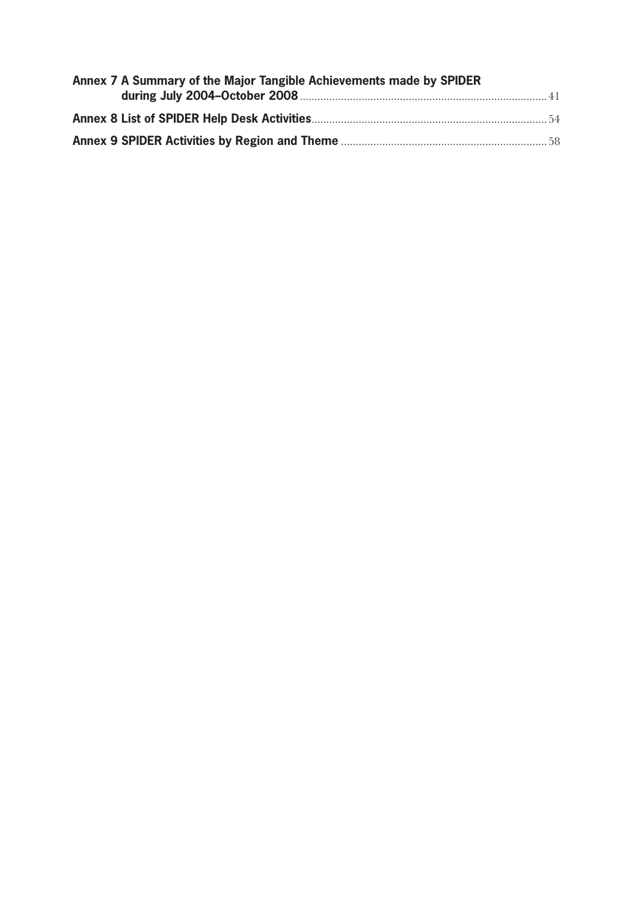**Annex 7 A Summary of the Major Tangible Achievements made by SPIDER during July 2004–October 2008** ........ 41

**Annex 8 List of SPIDER Help Desk Activities** ........ 54

**Annex 9 SPIDER Activities by Region and Theme** ........ 58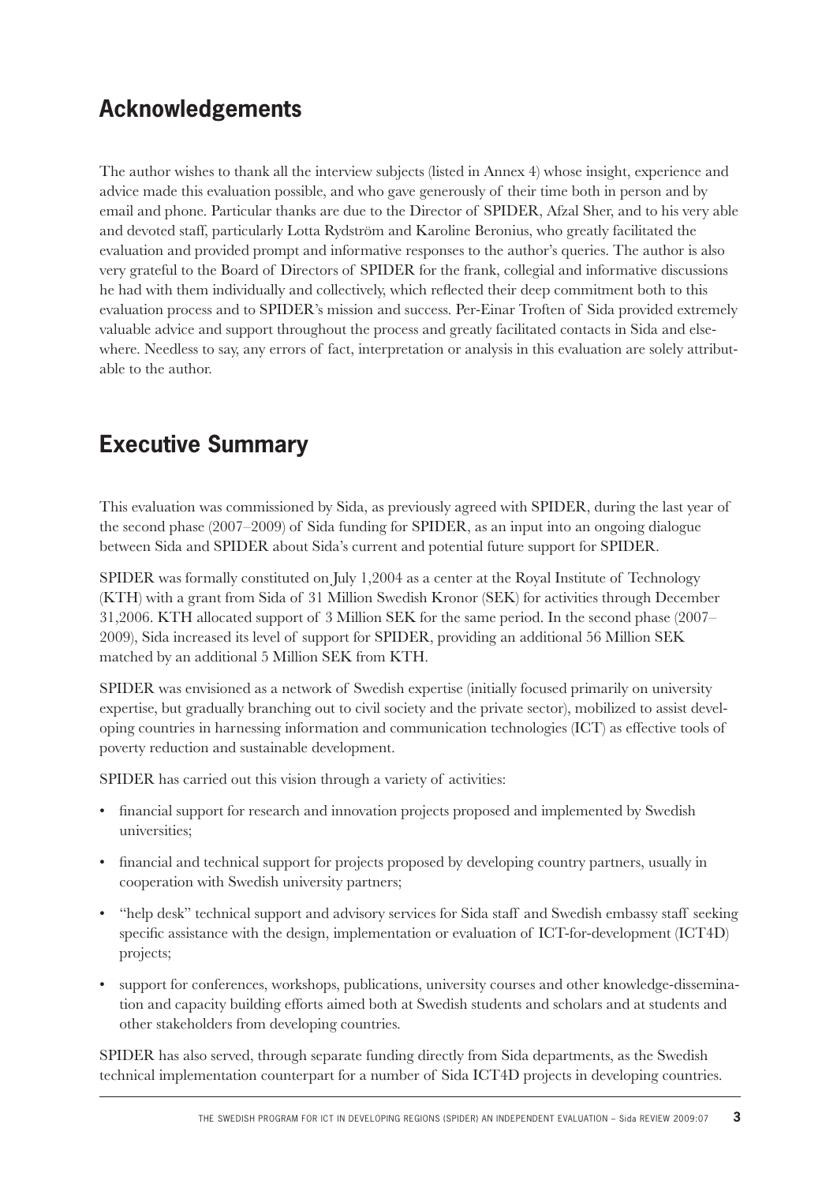## Acknowledgements

The author wishes to thank all the interview subjects (listed in Annex 4) whose insight, experience and advice made this evaluation possible, and who gave generously of their time both in person and by email and phone. Particular thanks are due to the Director of SPIDER, Afzal Sher, and to his very able and devoted staff, particularly Lotta Rydström and Karoline Beronius, who greatly facilitated the evaluation and provided prompt and informative responses to the author's queries. The author is also very grateful to the Board of Directors of SPIDER for the frank, collegial and informative discussions he had with them individually and collectively, which reflected their deep commitment both to this evaluation process and to SPIDER's mission and success. Per-Einar Troften of Sida provided extremely valuable advice and support throughout the process and greatly facilitated contacts in Sida and elsewhere. Needless to say, any errors of fact, interpretation or analysis in this evaluation are solely attributable to the author.

## Executive Summary

This evaluation was commissioned by Sida, as previously agreed with SPIDER, during the last year of the second phase (2007–2009) of Sida funding for SPIDER, as an input into an ongoing dialogue between Sida and SPIDER about Sida's current and potential future support for SPIDER.

SPIDER was formally constituted on July 1,2004 as a center at the Royal Institute of Technology (KTH) with a grant from Sida of 31 Million Swedish Kronor (SEK) for activities through December 31,2006. KTH allocated support of 3 Million SEK for the same period. In the second phase (2007–2009), Sida increased its level of support for SPIDER, providing an additional 56 Million SEK matched by an additional 5 Million SEK from KTH.

SPIDER was envisioned as a network of Swedish expertise (initially focused primarily on university expertise, but gradually branching out to civil society and the private sector), mobilized to assist developing countries in harnessing information and communication technologies (ICT) as effective tools of poverty reduction and sustainable development.

SPIDER has carried out this vision through a variety of activities:

- financial support for research and innovation projects proposed and implemented by Swedish universities;
- financial and technical support for projects proposed by developing country partners, usually in cooperation with Swedish university partners;
- "help desk" technical support and advisory services for Sida staff and Swedish embassy staff seeking specific assistance with the design, implementation or evaluation of ICT-for-development (ICT4D) projects;
- support for conferences, workshops, publications, university courses and other knowledge-dissemination and capacity building efforts aimed both at Swedish students and scholars and at students and other stakeholders from developing countries.

SPIDER has also served, through separate funding directly from Sida departments, as the Swedish technical implementation counterpart for a number of Sida ICT4D projects in developing countries.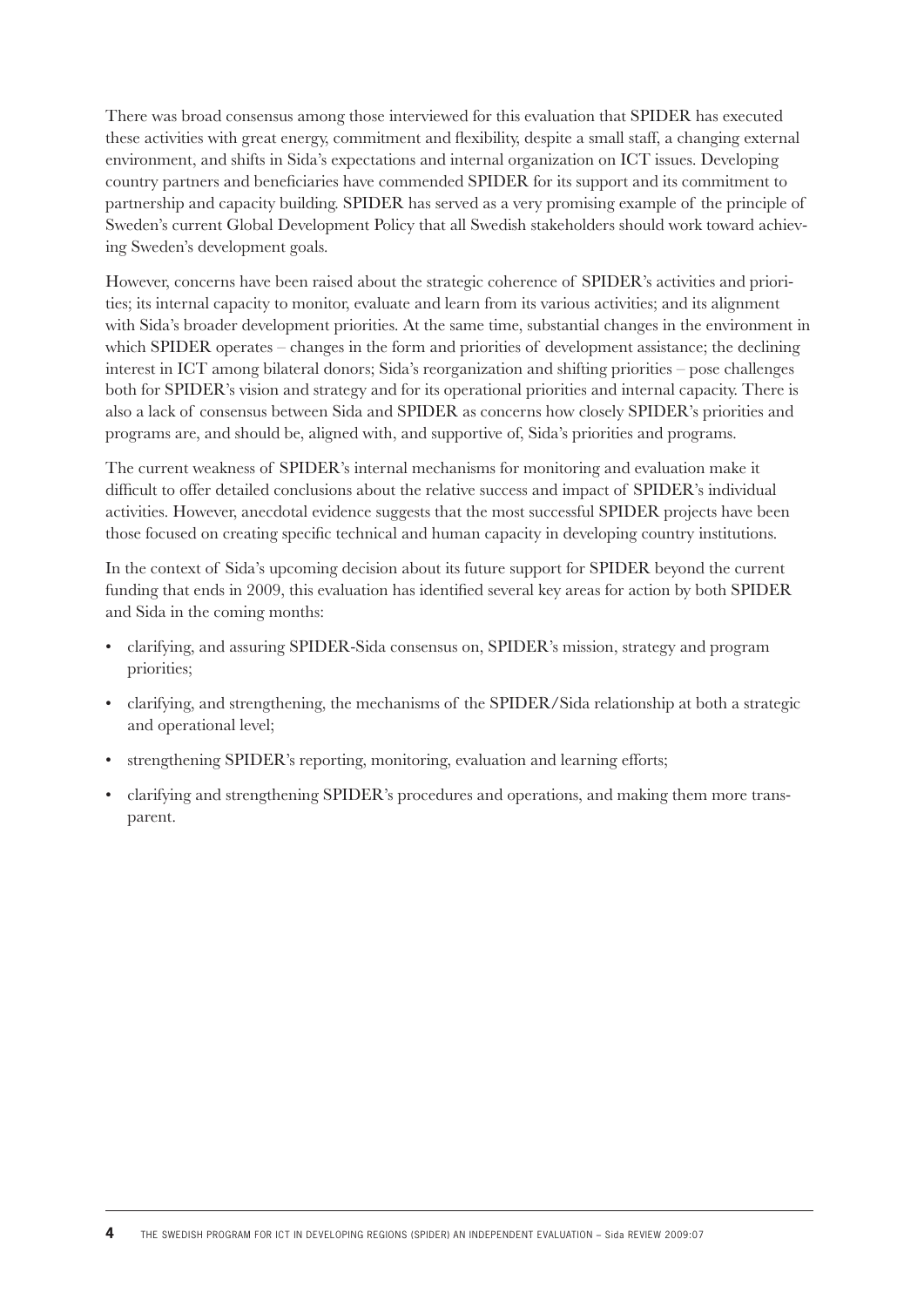There was broad consensus among those interviewed for this evaluation that SPIDER has executed these activities with great energy, commitment and flexibility, despite a small staff, a changing external environment, and shifts in Sida's expectations and internal organization on ICT issues. Developing country partners and beneficiaries have commended SPIDER for its support and its commitment to partnership and capacity building. SPIDER has served as a very promising example of the principle of Sweden's current Global Development Policy that all Swedish stakeholders should work toward achieving Sweden's development goals.

However, concerns have been raised about the strategic coherence of SPIDER's activities and priorities; its internal capacity to monitor, evaluate and learn from its various activities; and its alignment with Sida's broader development priorities. At the same time, substantial changes in the environment in which SPIDER operates – changes in the form and priorities of development assistance; the declining interest in ICT among bilateral donors; Sida's reorganization and shifting priorities – pose challenges both for SPIDER's vision and strategy and for its operational priorities and internal capacity. There is also a lack of consensus between Sida and SPIDER as concerns how closely SPIDER's priorities and programs are, and should be, aligned with, and supportive of, Sida's priorities and programs.

The current weakness of SPIDER's internal mechanisms for monitoring and evaluation make it difficult to offer detailed conclusions about the relative success and impact of SPIDER's individual activities. However, anecdotal evidence suggests that the most successful SPIDER projects have been those focused on creating specific technical and human capacity in developing country institutions.

In the context of Sida's upcoming decision about its future support for SPIDER beyond the current funding that ends in 2009, this evaluation has identified several key areas for action by both SPIDER and Sida in the coming months:

- clarifying, and assuring SPIDER-Sida consensus on, SPIDER's mission, strategy and program priorities;
- clarifying, and strengthening, the mechanisms of the SPIDER/Sida relationship at both a strategic and operational level;
- strengthening SPIDER's reporting, monitoring, evaluation and learning efforts;
- clarifying and strengthening SPIDER's procedures and operations, and making them more transparent.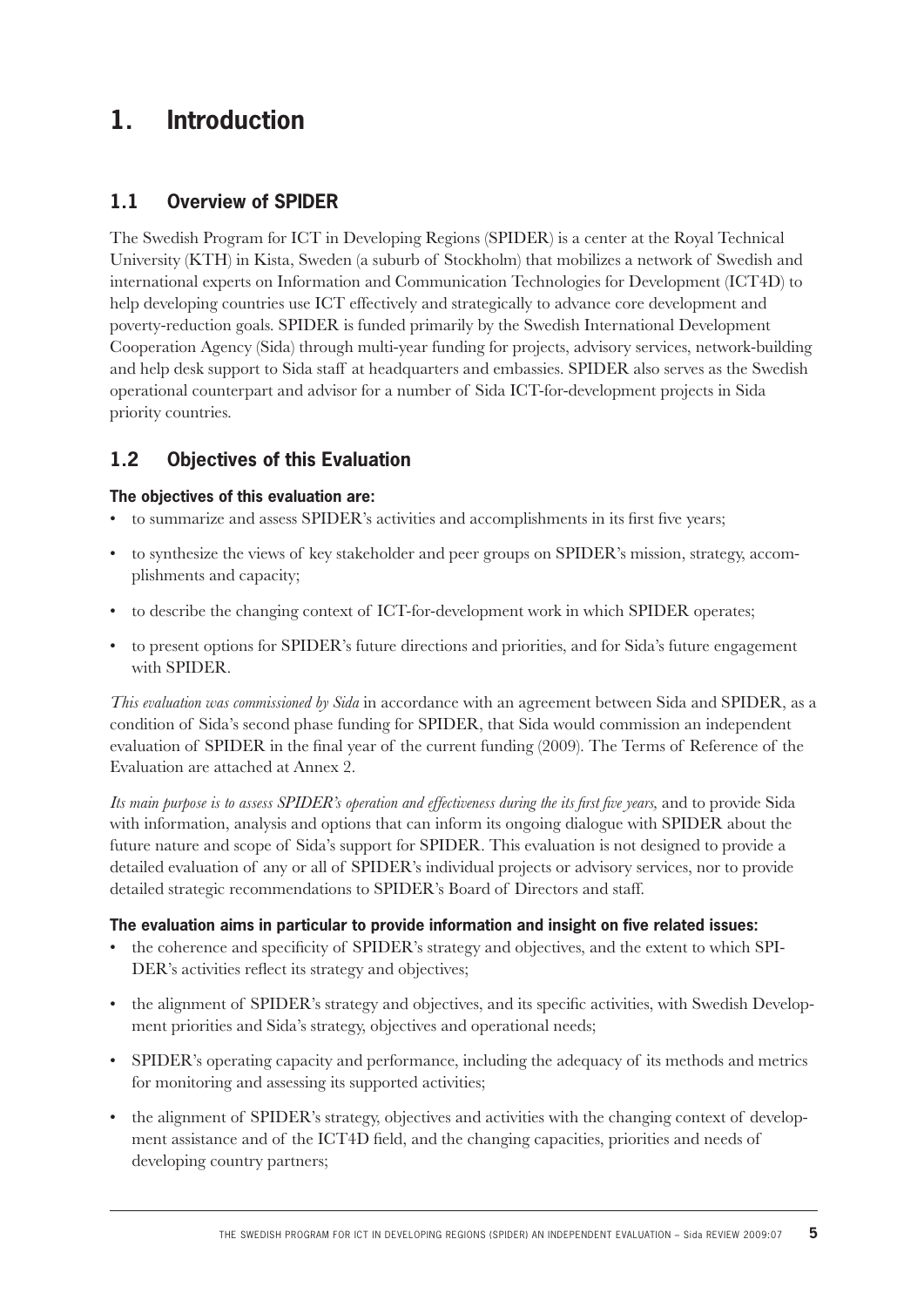# 1. Introduction

## 1.1 Overview of SPIDER

The Swedish Program for ICT in Developing Regions (SPIDER) is a center at the Royal Technical University (KTH) in Kista, Sweden (a suburb of Stockholm) that mobilizes a network of Swedish and international experts on Information and Communication Technologies for Development (ICT4D) to help developing countries use ICT effectively and strategically to advance core development and poverty-reduction goals. SPIDER is funded primarily by the Swedish International Development Cooperation Agency (Sida) through multi-year funding for projects, advisory services, network-building and help desk support to Sida staff at headquarters and embassies. SPIDER also serves as the Swedish operational counterpart and advisor for a number of Sida ICT-for-development projects in Sida priority countries.

## 1.2 Objectives of this Evaluation

**The objectives of this evaluation are:**

- to summarize and assess SPIDER's activities and accomplishments in its first five years;
- to synthesize the views of key stakeholder and peer groups on SPIDER's mission, strategy, accomplishments and capacity;
- to describe the changing context of ICT-for-development work in which SPIDER operates;
- to present options for SPIDER's future directions and priorities, and for Sida's future engagement with SPIDER.

*This evaluation was commissioned by Sida* in accordance with an agreement between Sida and SPIDER, as a condition of Sida's second phase funding for SPIDER, that Sida would commission an independent evaluation of SPIDER in the final year of the current funding (2009). The Terms of Reference of the Evaluation are attached at Annex 2.

*Its main purpose is to assess SPIDER's operation and effectiveness during the its first five years,* and to provide Sida with information, analysis and options that can inform its ongoing dialogue with SPIDER about the future nature and scope of Sida's support for SPIDER. This evaluation is not designed to provide a detailed evaluation of any or all of SPIDER's individual projects or advisory services, nor to provide detailed strategic recommendations to SPIDER's Board of Directors and staff.

**The evaluation aims in particular to provide information and insight on five related issues:**

- the coherence and specificity of SPIDER's strategy and objectives, and the extent to which SPIDER's activities reflect its strategy and objectives;
- the alignment of SPIDER's strategy and objectives, and its specific activities, with Swedish Development priorities and Sida's strategy, objectives and operational needs;
- SPIDER's operating capacity and performance, including the adequacy of its methods and metrics for monitoring and assessing its supported activities;
- the alignment of SPIDER's strategy, objectives and activities with the changing context of development assistance and of the ICT4D field, and the changing capacities, priorities and needs of developing country partners;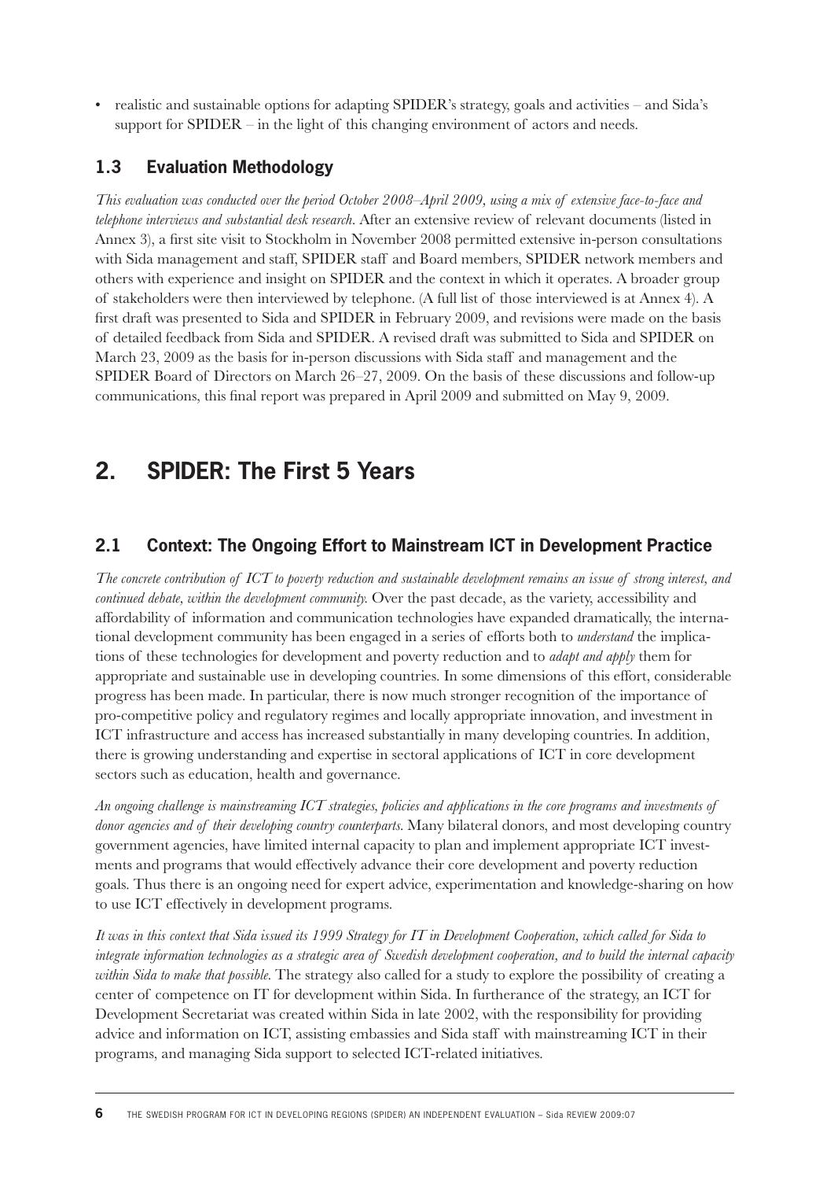- realistic and sustainable options for adapting SPIDER's strategy, goals and activities – and Sida's support for SPIDER – in the light of this changing environment of actors and needs.

### 1.3 Evaluation Methodology

*This evaluation was conducted over the period October 2008–April 2009, using a mix of extensive face-to-face and telephone interviews and substantial desk research.* After an extensive review of relevant documents (listed in Annex 3), a first site visit to Stockholm in November 2008 permitted extensive in-person consultations with Sida management and staff, SPIDER staff and Board members, SPIDER network members and others with experience and insight on SPIDER and the context in which it operates. A broader group of stakeholders were then interviewed by telephone. (A full list of those interviewed is at Annex 4). A first draft was presented to Sida and SPIDER in February 2009, and revisions were made on the basis of detailed feedback from Sida and SPIDER. A revised draft was submitted to Sida and SPIDER on March 23, 2009 as the basis for in-person discussions with Sida staff and management and the SPIDER Board of Directors on March 26–27, 2009. On the basis of these discussions and follow-up communications, this final report was prepared in April 2009 and submitted on May 9, 2009.

## 2. SPIDER: The First 5 Years

### 2.1 Context: The Ongoing Effort to Mainstream ICT in Development Practice

*The concrete contribution of ICT to poverty reduction and sustainable development remains an issue of strong interest, and continued debate, within the development community.* Over the past decade, as the variety, accessibility and affordability of information and communication technologies have expanded dramatically, the international development community has been engaged in a series of efforts both to *understand* the implications of these technologies for development and poverty reduction and to *adapt and apply* them for appropriate and sustainable use in developing countries. In some dimensions of this effort, considerable progress has been made. In particular, there is now much stronger recognition of the importance of pro-competitive policy and regulatory regimes and locally appropriate innovation, and investment in ICT infrastructure and access has increased substantially in many developing countries. In addition, there is growing understanding and expertise in sectoral applications of ICT in core development sectors such as education, health and governance.

*An ongoing challenge is mainstreaming ICT strategies, policies and applications in the core programs and investments of donor agencies and of their developing country counterparts.* Many bilateral donors, and most developing country government agencies, have limited internal capacity to plan and implement appropriate ICT investments and programs that would effectively advance their core development and poverty reduction goals. Thus there is an ongoing need for expert advice, experimentation and knowledge-sharing on how to use ICT effectively in development programs.

*It was in this context that Sida issued its 1999 Strategy for IT in Development Cooperation, which called for Sida to integrate information technologies as a strategic area of Swedish development cooperation, and to build the internal capacity within Sida to make that possible.* The strategy also called for a study to explore the possibility of creating a center of competence on IT for development within Sida. In furtherance of the strategy, an ICT for Development Secretariat was created within Sida in late 2002, with the responsibility for providing advice and information on ICT, assisting embassies and Sida staff with mainstreaming ICT in their programs, and managing Sida support to selected ICT-related initiatives.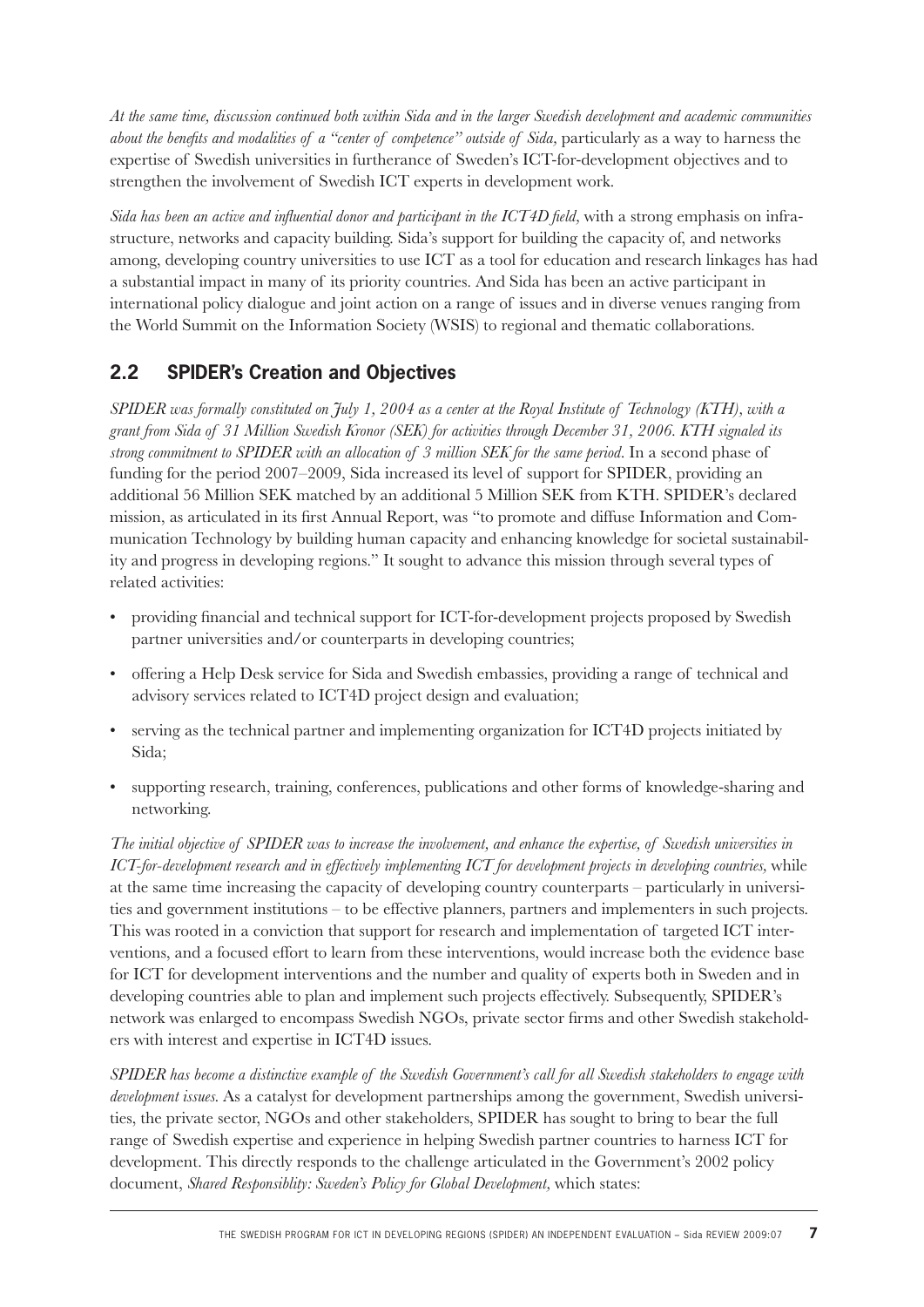*At the same time, discussion continued both within Sida and in the larger Swedish development and academic communities about the benefits and modalities of a "center of competence" outside of Sida*, particularly as a way to harness the expertise of Swedish universities in furtherance of Sweden's ICT-for-development objectives and to strengthen the involvement of Swedish ICT experts in development work.

*Sida has been an active and influential donor and participant in the ICT4D field*, with a strong emphasis on infrastructure, networks and capacity building. Sida's support for building the capacity of, and networks among, developing country universities to use ICT as a tool for education and research linkages has had a substantial impact in many of its priority countries. And Sida has been an active participant in international policy dialogue and joint action on a range of issues and in diverse venues ranging from the World Summit on the Information Society (WSIS) to regional and thematic collaborations.

## 2.2 SPIDER's Creation and Objectives

*SPIDER was formally constituted on July 1, 2004 as a center at the Royal Institute of Technology (KTH), with a grant from Sida of 31 Million Swedish Kronor (SEK) for activities through December 31, 2006. KTH signaled its strong commitment to SPIDER with an allocation of 3 million SEK for the same period*. In a second phase of funding for the period 2007–2009, Sida increased its level of support for SPIDER, providing an additional 56 Million SEK matched by an additional 5 Million SEK from KTH. SPIDER's declared mission, as articulated in its first Annual Report, was "to promote and diffuse Information and Communication Technology by building human capacity and enhancing knowledge for societal sustainability and progress in developing regions." It sought to advance this mission through several types of related activities:

- providing financial and technical support for ICT-for-development projects proposed by Swedish partner universities and/or counterparts in developing countries;
- offering a Help Desk service for Sida and Swedish embassies, providing a range of technical and advisory services related to ICT4D project design and evaluation;
- serving as the technical partner and implementing organization for ICT4D projects initiated by Sida;
- supporting research, training, conferences, publications and other forms of knowledge-sharing and networking.

*The initial objective of SPIDER was to increase the involvement, and enhance the expertise, of Swedish universities in ICT-for-development research and in effectively implementing ICT for development projects in developing countries*, while at the same time increasing the capacity of developing country counterparts – particularly in universities and government institutions – to be effective planners, partners and implementers in such projects. This was rooted in a conviction that support for research and implementation of targeted ICT interventions, and a focused effort to learn from these interventions, would increase both the evidence base for ICT for development interventions and the number and quality of experts both in Sweden and in developing countries able to plan and implement such projects effectively. Subsequently, SPIDER's network was enlarged to encompass Swedish NGOs, private sector firms and other Swedish stakeholders with interest and expertise in ICT4D issues.

*SPIDER has become a distinctive example of the Swedish Government's call for all Swedish stakeholders to engage with development issues*. As a catalyst for development partnerships among the government, Swedish universities, the private sector, NGOs and other stakeholders, SPIDER has sought to bring to bear the full range of Swedish expertise and experience in helping Swedish partner countries to harness ICT for development. This directly responds to the challenge articulated in the Government's 2002 policy document, *Shared Responsiblity: Sweden's Policy for Global Development*, which states: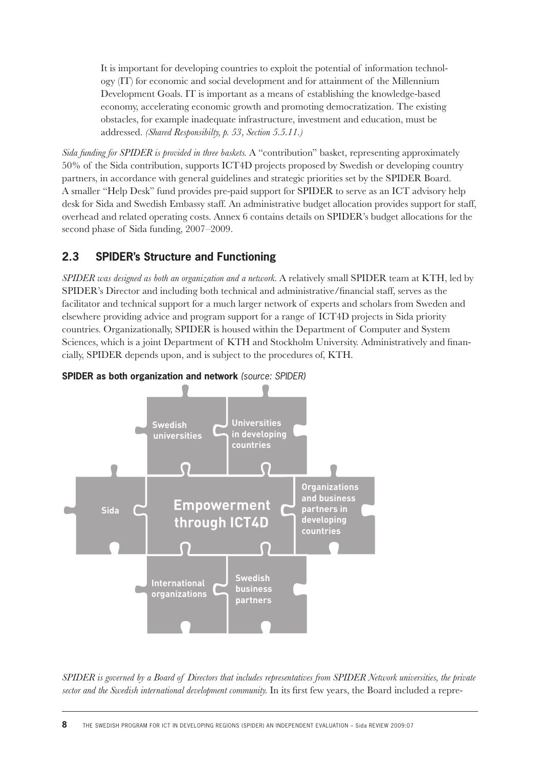> It is important for developing countries to exploit the potential of information technology (IT) for economic and social development and for attainment of the Millennium Development Goals. IT is important as a means of establishing the knowledge-based economy, accelerating economic growth and promoting democratization. The existing obstacles, for example inadequate infrastructure, investment and education, must be addressed. *(Shared Responsibilty, p. 53, Section 5.5.11.)*

*Sida funding for SPIDER is provided in three baskets.* A "contribution" basket, representing approximately 50% of the Sida contribution, supports ICT4D projects proposed by Swedish or developing country partners, in accordance with general guidelines and strategic priorities set by the SPIDER Board. A smaller "Help Desk" fund provides pre-paid support for SPIDER to serve as an ICT advisory help desk for Sida and Swedish Embassy staff. An administrative budget allocation provides support for staff, overhead and related operating costs. Annex 6 contains details on SPIDER's budget allocations for the second phase of Sida funding, 2007–2009.

## 2.3 SPIDER's Structure and Functioning

*SPIDER was designed as both an organization and a network.* A relatively small SPIDER team at KTH, led by SPIDER's Director and including both technical and administrative/financial staff, serves as the facilitator and technical support for a much larger network of experts and scholars from Sweden and elsewhere providing advice and program support for a range of ICT4D projects in Sida priority countries. Organizationally, SPIDER is housed within the Department of Computer and System Sciences, which is a joint Department of KTH and Stockholm University. Administratively and financially, SPIDER depends upon, and is subject to the procedures of, KTH.

**SPIDER as both organization and network** *(source: SPIDER)*

Swedish universities | Universities in developing countries | Sida | Empowerment through ICT4D | Organizations and business partners in developing countries | International organizations | Swedish business partners

*SPIDER is governed by a Board of Directors that includes representatives from SPIDER Network universities, the private sector and the Swedish international development community.* In its first few years, the Board included a repre-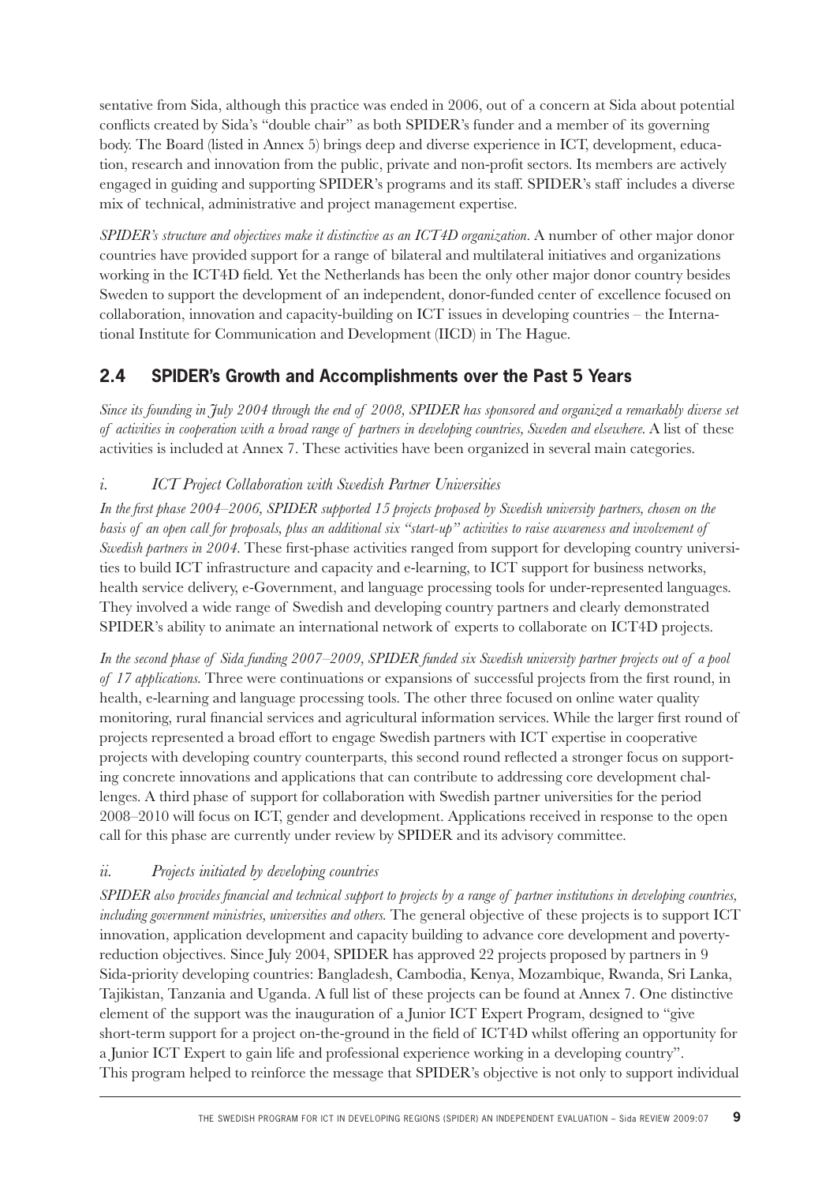sentative from Sida, although this practice was ended in 2006, out of a concern at Sida about potential conflicts created by Sida's "double chair" as both SPIDER's funder and a member of its governing body. The Board (listed in Annex 5) brings deep and diverse experience in ICT, development, education, research and innovation from the public, private and non-profit sectors. Its members are actively engaged in guiding and supporting SPIDER's programs and its staff. SPIDER's staff includes a diverse mix of technical, administrative and project management expertise.

*SPIDER's structure and objectives make it distinctive as an ICT4D organization*. A number of other major donor countries have provided support for a range of bilateral and multilateral initiatives and organizations working in the ICT4D field. Yet the Netherlands has been the only other major donor country besides Sweden to support the development of an independent, donor-funded center of excellence focused on collaboration, innovation and capacity-building on ICT issues in developing countries – the International Institute for Communication and Development (IICD) in The Hague.

## 2.4 SPIDER's Growth and Accomplishments over the Past 5 Years

*Since its founding in July 2004 through the end of 2008, SPIDER has sponsored and organized a remarkably diverse set of activities in cooperation with a broad range of partners in developing countries, Sweden and elsewhere*. A list of these activities is included at Annex 7. These activities have been organized in several main categories.

### *i. ICT Project Collaboration with Swedish Partner Universities*

*In the first phase 2004–2006, SPIDER supported 15 projects proposed by Swedish university partners, chosen on the basis of an open call for proposals, plus an additional six "start-up" activities to raise awareness and involvement of Swedish partners in 2004.* These first-phase activities ranged from support for developing country universities to build ICT infrastructure and capacity and e-learning, to ICT support for business networks, health service delivery, e-Government, and language processing tools for under-represented languages. They involved a wide range of Swedish and developing country partners and clearly demonstrated SPIDER's ability to animate an international network of experts to collaborate on ICT4D projects.

*In the second phase of Sida funding 2007–2009, SPIDER funded six Swedish university partner projects out of a pool of 17 applications.* Three were continuations or expansions of successful projects from the first round, in health, e-learning and language processing tools. The other three focused on online water quality monitoring, rural financial services and agricultural information services. While the larger first round of projects represented a broad effort to engage Swedish partners with ICT expertise in cooperative projects with developing country counterparts, this second round reflected a stronger focus on supporting concrete innovations and applications that can contribute to addressing core development challenges. A third phase of support for collaboration with Swedish partner universities for the period 2008–2010 will focus on ICT, gender and development. Applications received in response to the open call for this phase are currently under review by SPIDER and its advisory committee.

### *ii. Projects initiated by developing countries*

*SPIDER also provides financial and technical support to projects by a range of partner institutions in developing countries, including government ministries, universities and others.* The general objective of these projects is to support ICT innovation, application development and capacity building to advance core development and poverty-reduction objectives. Since July 2004, SPIDER has approved 22 projects proposed by partners in 9 Sida-priority developing countries: Bangladesh, Cambodia, Kenya, Mozambique, Rwanda, Sri Lanka, Tajikistan, Tanzania and Uganda. A full list of these projects can be found at Annex 7. One distinctive element of the support was the inauguration of a Junior ICT Expert Program, designed to "give short-term support for a project on-the-ground in the field of ICT4D whilst offering an opportunity for a Junior ICT Expert to gain life and professional experience working in a developing country". This program helped to reinforce the message that SPIDER's objective is not only to support individual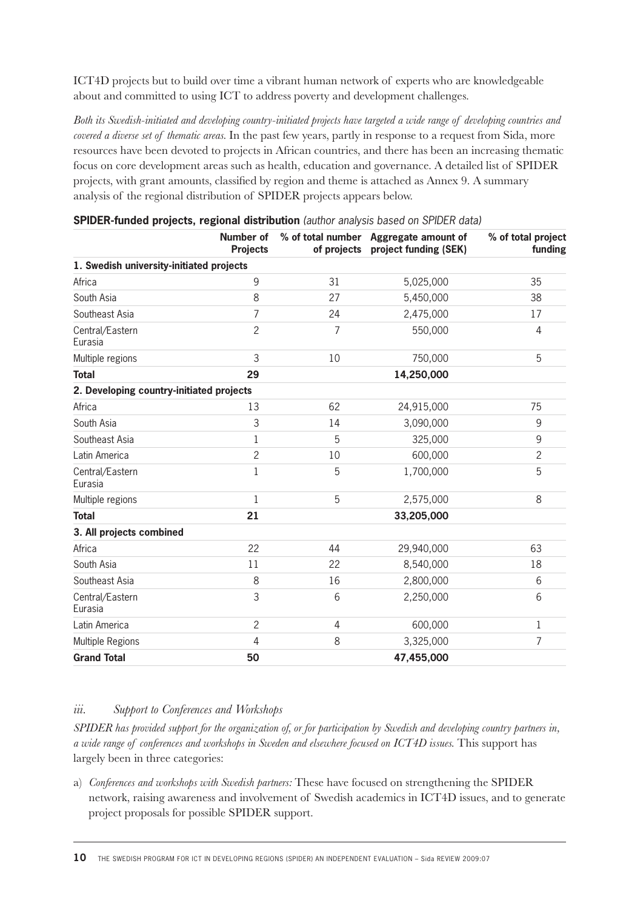ICT4D projects but to build over time a vibrant human network of experts who are knowledgeable about and committed to using ICT to address poverty and development challenges.

*Both its Swedish-initiated and developing country-initiated projects have targeted a wide range of developing countries and covered a diverse set of thematic areas.* In the past few years, partly in response to a request from Sida, more resources have been devoted to projects in African countries, and there has been an increasing thematic focus on core development areas such as health, education and governance. A detailed list of SPIDER projects, with grant amounts, classified by region and theme is attached as Annex 9. A summary analysis of the regional distribution of SPIDER projects appears below.

**SPIDER-funded projects, regional distribution** *(author analysis based on SPIDER data)*

| | Number of Projects | % of total number of projects | Aggregate amount of project funding (SEK) | % of total project funding |
|---|---|---|---|---|
| **1. Swedish university-initiated projects** | | | | |
| Africa | 9 | 31 | 5,025,000 | 35 |
| South Asia | 8 | 27 | 5,450,000 | 38 |
| Southeast Asia | 7 | 24 | 2,475,000 | 17 |
| Central/Eastern Eurasia | 2 | 7 | 550,000 | 4 |
| Multiple regions | 3 | 10 | 750,000 | 5 |
| **Total** | **29** | | **14,250,000** | |
| **2. Developing country-initiated projects** | | | | |
| Africa | 13 | 62 | 24,915,000 | 75 |
| South Asia | 3 | 14 | 3,090,000 | 9 |
| Southeast Asia | 1 | 5 | 325,000 | 9 |
| Latin America | 2 | 10 | 600,000 | 2 |
| Central/Eastern Eurasia | 1 | 5 | 1,700,000 | 5 |
| Multiple regions | 1 | 5 | 2,575,000 | 8 |
| **Total** | **21** | | **33,205,000** | |
| **3. All projects combined** | | | | |
| Africa | 22 | 44 | 29,940,000 | 63 |
| South Asia | 11 | 22 | 8,540,000 | 18 |
| Southeast Asia | 8 | 16 | 2,800,000 | 6 |
| Central/Eastern Eurasia | 3 | 6 | 2,250,000 | 6 |
| Latin America | 2 | 4 | 600,000 | 1 |
| Multiple Regions | 4 | 8 | 3,325,000 | 7 |
| **Grand Total** | **50** | | **47,455,000** | |

### *iii. Support to Conferences and Workshops*

*SPIDER has provided support for the organization of, or for participation by Swedish and developing country partners in, a wide range of conferences and workshops in Sweden and elsewhere focused on ICT4D issues.* This support has largely been in three categories:

a) *Conferences and workshops with Swedish partners:* These have focused on strengthening the SPIDER network, raising awareness and involvement of Swedish academics in ICT4D issues, and to generate project proposals for possible SPIDER support.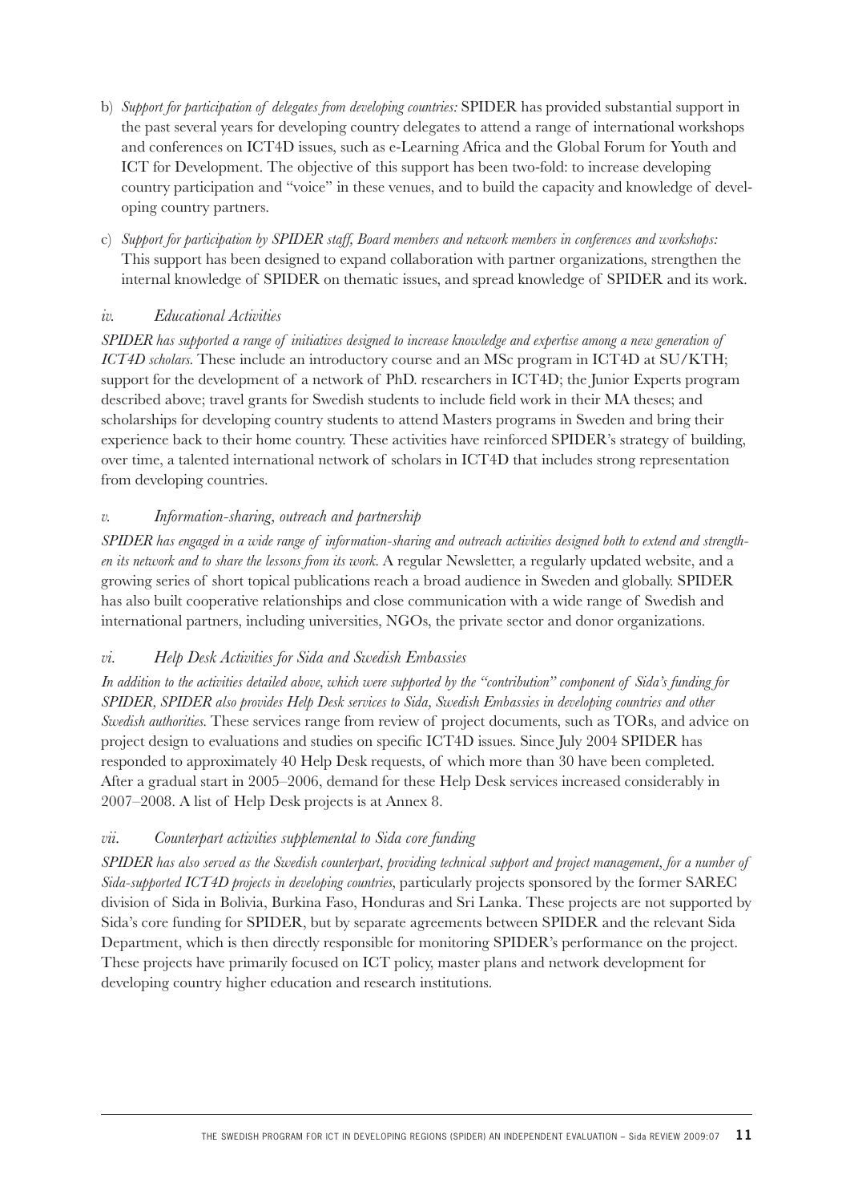b) *Support for participation of delegates from developing countries:* SPIDER has provided substantial support in the past several years for developing country delegates to attend a range of international workshops and conferences on ICT4D issues, such as e-Learning Africa and the Global Forum for Youth and ICT for Development. The objective of this support has been two-fold: to increase developing country participation and "voice" in these venues, and to build the capacity and knowledge of developing country partners.

c) *Support for participation by SPIDER staff, Board members and network members in conferences and workshops:* This support has been designed to expand collaboration with partner organizations, strengthen the internal knowledge of SPIDER on thematic issues, and spread knowledge of SPIDER and its work.

### *iv. Educational Activities*

*SPIDER has supported a range of initiatives designed to increase knowledge and expertise among a new generation of ICT4D scholars.* These include an introductory course and an MSc program in ICT4D at SU/KTH; support for the development of a network of PhD. researchers in ICT4D; the Junior Experts program described above; travel grants for Swedish students to include field work in their MA theses; and scholarships for developing country students to attend Masters programs in Sweden and bring their experience back to their home country. These activities have reinforced SPIDER's strategy of building, over time, a talented international network of scholars in ICT4D that includes strong representation from developing countries.

### *v. Information-sharing, outreach and partnership*

*SPIDER has engaged in a wide range of information-sharing and outreach activities designed both to extend and strengthen its network and to share the lessons from its work.* A regular Newsletter, a regularly updated website, and a growing series of short topical publications reach a broad audience in Sweden and globally. SPIDER has also built cooperative relationships and close communication with a wide range of Swedish and international partners, including universities, NGOs, the private sector and donor organizations.

### *vi. Help Desk Activities for Sida and Swedish Embassies*

*In addition to the activities detailed above, which were supported by the "contribution" component of Sida's funding for SPIDER, SPIDER also provides Help Desk services to Sida, Swedish Embassies in developing countries and other Swedish authorities.* These services range from review of project documents, such as TORs, and advice on project design to evaluations and studies on specific ICT4D issues. Since July 2004 SPIDER has responded to approximately 40 Help Desk requests, of which more than 30 have been completed. After a gradual start in 2005–2006, demand for these Help Desk services increased considerably in 2007–2008. A list of Help Desk projects is at Annex 8.

### *vii. Counterpart activities supplemental to Sida core funding*

*SPIDER has also served as the Swedish counterpart, providing technical support and project management, for a number of Sida-supported ICT4D projects in developing countries,* particularly projects sponsored by the former SAREC division of Sida in Bolivia, Burkina Faso, Honduras and Sri Lanka. These projects are not supported by Sida's core funding for SPIDER, but by separate agreements between SPIDER and the relevant Sida Department, which is then directly responsible for monitoring SPIDER's performance on the project. These projects have primarily focused on ICT policy, master plans and network development for developing country higher education and research institutions.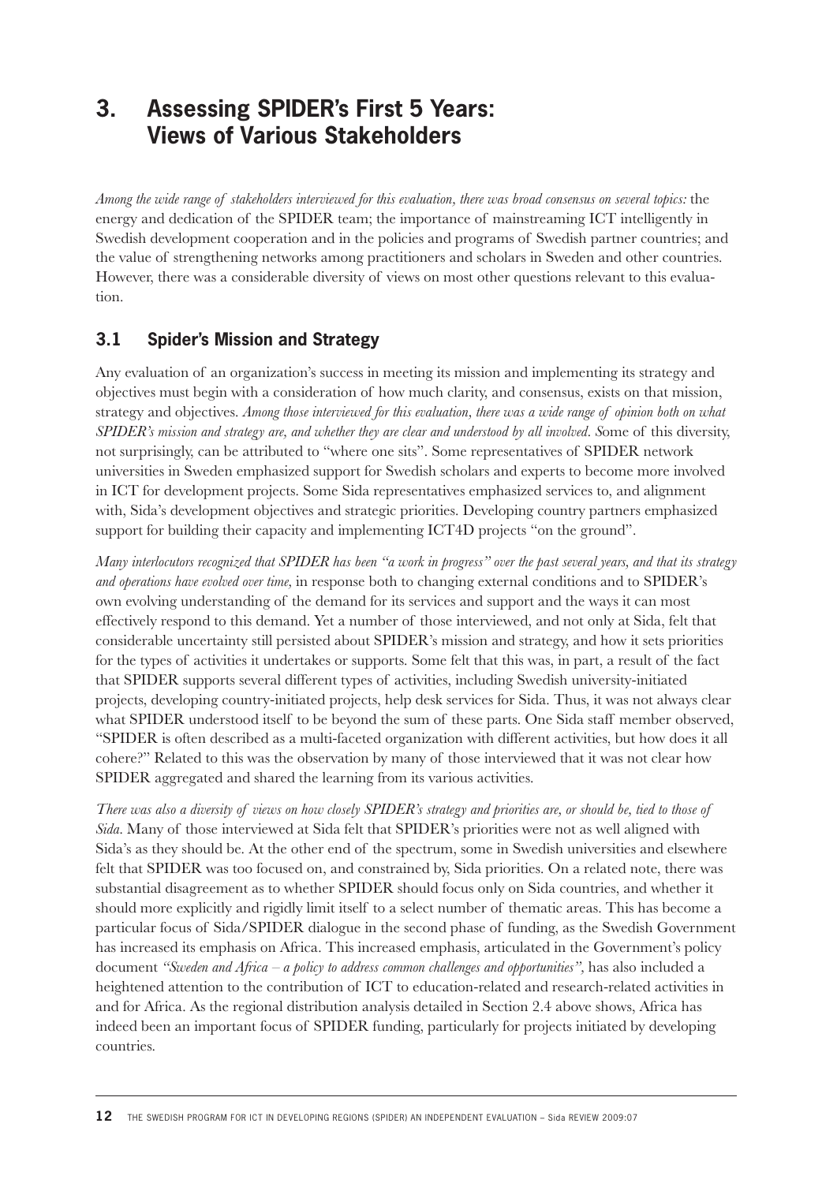# 3. Assessing SPIDER's First 5 Years: Views of Various Stakeholders

*Among the wide range of stakeholders interviewed for this evaluation, there was broad consensus on several topics:* the energy and dedication of the SPIDER team; the importance of mainstreaming ICT intelligently in Swedish development cooperation and in the policies and programs of Swedish partner countries; and the value of strengthening networks among practitioners and scholars in Sweden and other countries. However, there was a considerable diversity of views on most other questions relevant to this evaluation.

## 3.1 Spider's Mission and Strategy

Any evaluation of an organization's success in meeting its mission and implementing its strategy and objectives must begin with a consideration of how much clarity, and consensus, exists on that mission, strategy and objectives. *Among those interviewed for this evaluation, there was a wide range of opinion both on what SPIDER's mission and strategy are, and whether they are clear and understood by all involved. S*ome of this diversity, not surprisingly, can be attributed to "where one sits". Some representatives of SPIDER network universities in Sweden emphasized support for Swedish scholars and experts to become more involved in ICT for development projects. Some Sida representatives emphasized services to, and alignment with, Sida's development objectives and strategic priorities. Developing country partners emphasized support for building their capacity and implementing ICT4D projects "on the ground".

*Many interlocutors recognized that SPIDER has been "a work in progress" over the past several years, and that its strategy and operations have evolved over time,* in response both to changing external conditions and to SPIDER's own evolving understanding of the demand for its services and support and the ways it can most effectively respond to this demand. Yet a number of those interviewed, and not only at Sida, felt that considerable uncertainty still persisted about SPIDER's mission and strategy, and how it sets priorities for the types of activities it undertakes or supports. Some felt that this was, in part, a result of the fact that SPIDER supports several different types of activities, including Swedish university-initiated projects, developing country-initiated projects, help desk services for Sida. Thus, it was not always clear what SPIDER understood itself to be beyond the sum of these parts. One Sida staff member observed, "SPIDER is often described as a multi-faceted organization with different activities, but how does it all cohere?" Related to this was the observation by many of those interviewed that it was not clear how SPIDER aggregated and shared the learning from its various activities.

*There was also a diversity of views on how closely SPIDER's strategy and priorities are, or should be, tied to those of Sida.* Many of those interviewed at Sida felt that SPIDER's priorities were not as well aligned with Sida's as they should be. At the other end of the spectrum, some in Swedish universities and elsewhere felt that SPIDER was too focused on, and constrained by, Sida priorities. On a related note, there was substantial disagreement as to whether SPIDER should focus only on Sida countries, and whether it should more explicitly and rigidly limit itself to a select number of thematic areas. This has become a particular focus of Sida/SPIDER dialogue in the second phase of funding, as the Swedish Government has increased its emphasis on Africa. This increased emphasis, articulated in the Government's policy document *"Sweden and Africa – a policy to address common challenges and opportunities"*, has also included a heightened attention to the contribution of ICT to education-related and research-related activities in and for Africa. As the regional distribution analysis detailed in Section 2.4 above shows, Africa has indeed been an important focus of SPIDER funding, particularly for projects initiated by developing countries.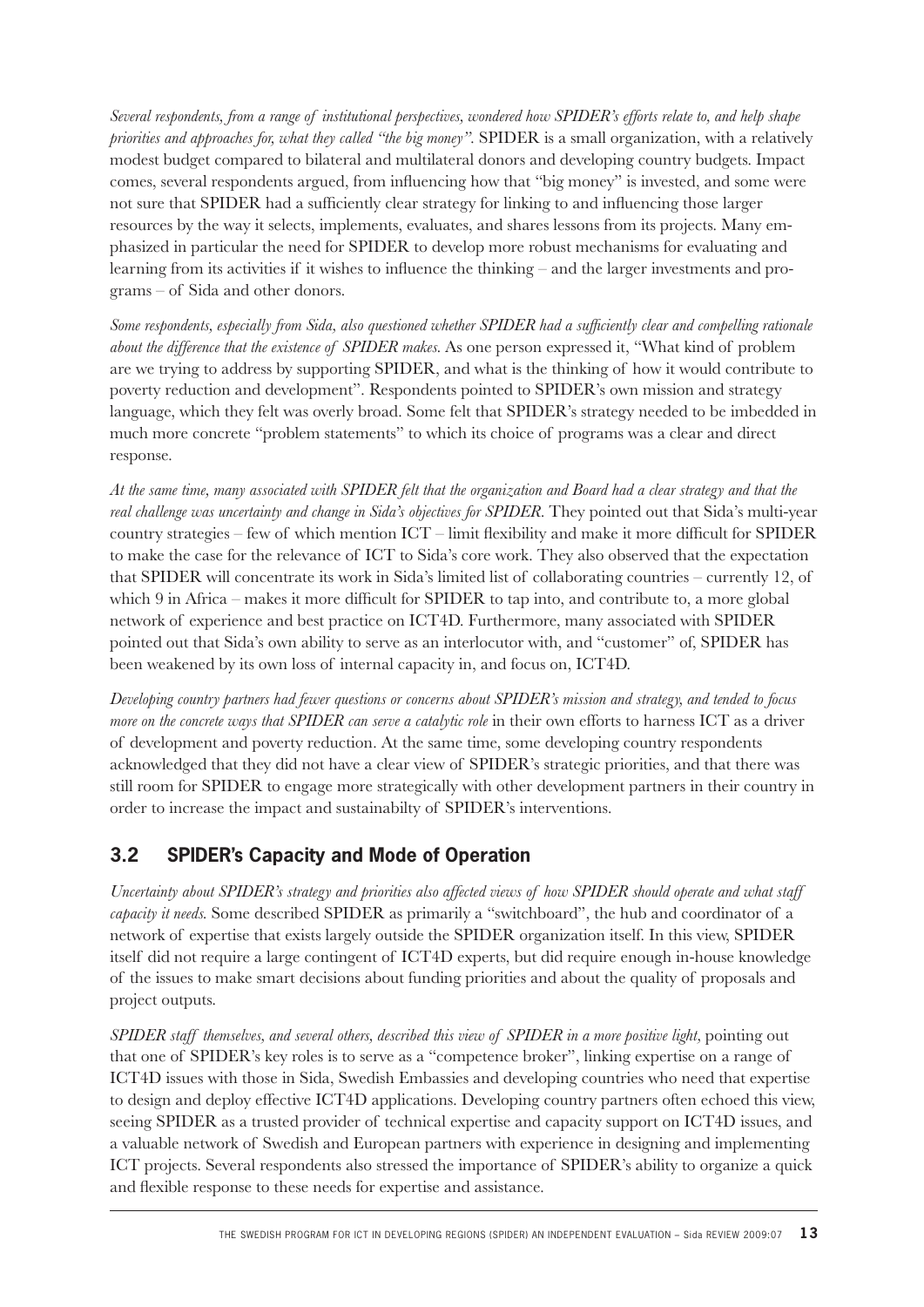*Several respondents, from a range of institutional perspectives, wondered how SPIDER's efforts relate to, and help shape priorities and approaches for, what they called "the big money".* SPIDER is a small organization, with a relatively modest budget compared to bilateral and multilateral donors and developing country budgets. Impact comes, several respondents argued, from influencing how that "big money" is invested, and some were not sure that SPIDER had a sufficiently clear strategy for linking to and influencing those larger resources by the way it selects, implements, evaluates, and shares lessons from its projects. Many emphasized in particular the need for SPIDER to develop more robust mechanisms for evaluating and learning from its activities if it wishes to influence the thinking – and the larger investments and programs – of Sida and other donors.

*Some respondents, especially from Sida, also questioned whether SPIDER had a sufficiently clear and compelling rationale about the difference that the existence of SPIDER makes.* As one person expressed it, "What kind of problem are we trying to address by supporting SPIDER, and what is the thinking of how it would contribute to poverty reduction and development". Respondents pointed to SPIDER's own mission and strategy language, which they felt was overly broad. Some felt that SPIDER's strategy needed to be imbedded in much more concrete "problem statements" to which its choice of programs was a clear and direct response.

*At the same time, many associated with SPIDER felt that the organization and Board had a clear strategy and that the real challenge was uncertainty and change in Sida's objectives for SPIDER.* They pointed out that Sida's multi-year country strategies – few of which mention ICT – limit flexibility and make it more difficult for SPIDER to make the case for the relevance of ICT to Sida's core work. They also observed that the expectation that SPIDER will concentrate its work in Sida's limited list of collaborating countries – currently 12, of which 9 in Africa – makes it more difficult for SPIDER to tap into, and contribute to, a more global network of experience and best practice on ICT4D. Furthermore, many associated with SPIDER pointed out that Sida's own ability to serve as an interlocutor with, and "customer" of, SPIDER has been weakened by its own loss of internal capacity in, and focus on, ICT4D.

*Developing country partners had fewer questions or concerns about SPIDER's mission and strategy, and tended to focus more on the concrete ways that SPIDER can serve a catalytic role* in their own efforts to harness ICT as a driver of development and poverty reduction. At the same time, some developing country respondents acknowledged that they did not have a clear view of SPIDER's strategic priorities, and that there was still room for SPIDER to engage more strategically with other development partners in their country in order to increase the impact and sustainabilty of SPIDER's interventions.

## 3.2 SPIDER's Capacity and Mode of Operation

*Uncertainty about SPIDER's strategy and priorities also affected views of how SPIDER should operate and what staff capacity it needs.* Some described SPIDER as primarily a "switchboard", the hub and coordinator of a network of expertise that exists largely outside the SPIDER organization itself. In this view, SPIDER itself did not require a large contingent of ICT4D experts, but did require enough in-house knowledge of the issues to make smart decisions about funding priorities and about the quality of proposals and project outputs.

*SPIDER staff themselves, and several others, described this view of SPIDER in a more positive light*, pointing out that one of SPIDER's key roles is to serve as a "competence broker", linking expertise on a range of ICT4D issues with those in Sida, Swedish Embassies and developing countries who need that expertise to design and deploy effective ICT4D applications. Developing country partners often echoed this view, seeing SPIDER as a trusted provider of technical expertise and capacity support on ICT4D issues, and a valuable network of Swedish and European partners with experience in designing and implementing ICT projects. Several respondents also stressed the importance of SPIDER's ability to organize a quick and flexible response to these needs for expertise and assistance.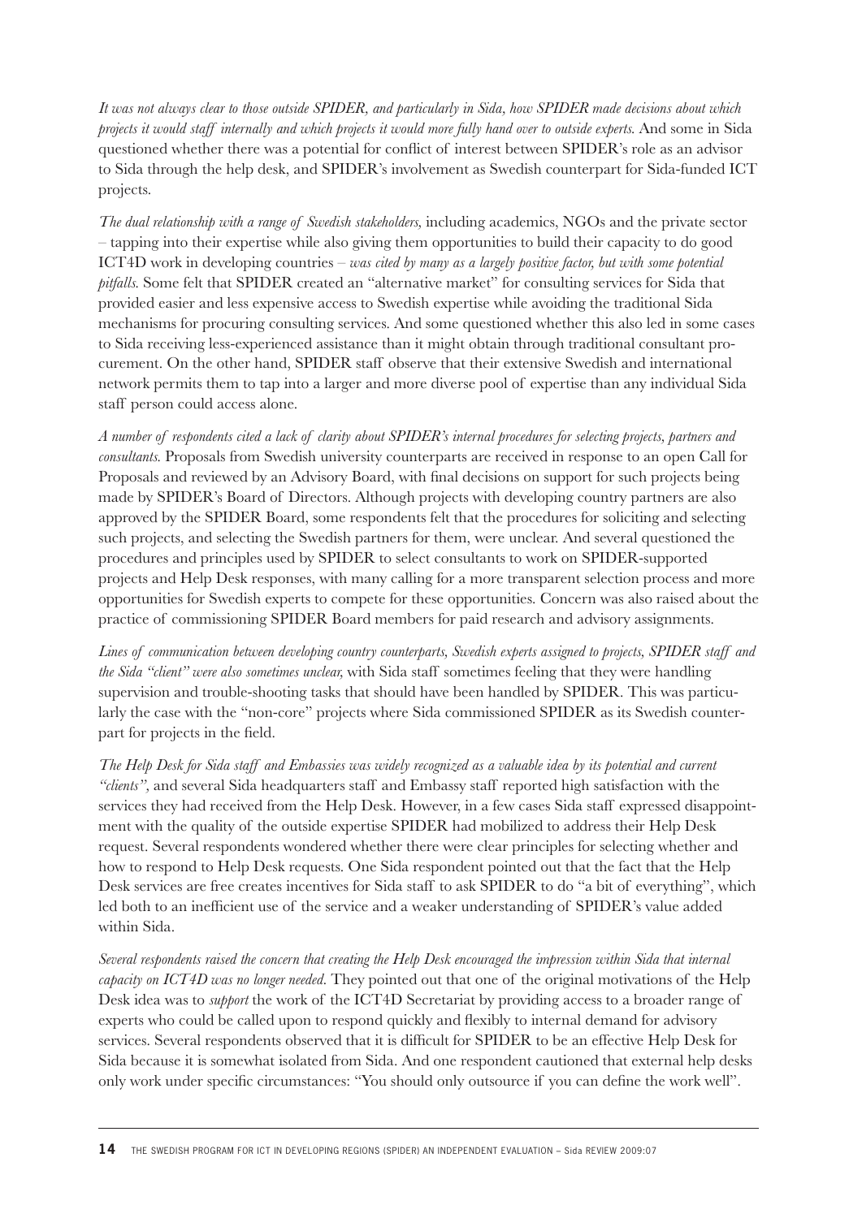*It was not always clear to those outside SPIDER, and particularly in Sida, how SPIDER made decisions about which projects it would staff internally and which projects it would more fully hand over to outside experts.* And some in Sida questioned whether there was a potential for conflict of interest between SPIDER's role as an advisor to Sida through the help desk, and SPIDER's involvement as Swedish counterpart for Sida-funded ICT projects.

*The dual relationship with a range of Swedish stakeholders,* including academics, NGOs and the private sector – tapping into their expertise while also giving them opportunities to build their capacity to do good ICT4D work in developing countries – *was cited by many as a largely positive factor, but with some potential pitfalls.* Some felt that SPIDER created an "alternative market" for consulting services for Sida that provided easier and less expensive access to Swedish expertise while avoiding the traditional Sida mechanisms for procuring consulting services. And some questioned whether this also led in some cases to Sida receiving less-experienced assistance than it might obtain through traditional consultant procurement. On the other hand, SPIDER staff observe that their extensive Swedish and international network permits them to tap into a larger and more diverse pool of expertise than any individual Sida staff person could access alone.

*A number of respondents cited a lack of clarity about SPIDER's internal procedures for selecting projects, partners and consultants.* Proposals from Swedish university counterparts are received in response to an open Call for Proposals and reviewed by an Advisory Board, with final decisions on support for such projects being made by SPIDER's Board of Directors. Although projects with developing country partners are also approved by the SPIDER Board, some respondents felt that the procedures for soliciting and selecting such projects, and selecting the Swedish partners for them, were unclear. And several questioned the procedures and principles used by SPIDER to select consultants to work on SPIDER-supported projects and Help Desk responses, with many calling for a more transparent selection process and more opportunities for Swedish experts to compete for these opportunities. Concern was also raised about the practice of commissioning SPIDER Board members for paid research and advisory assignments.

*Lines of communication between developing country counterparts, Swedish experts assigned to projects, SPIDER staff and the Sida "client" were also sometimes unclear,* with Sida staff sometimes feeling that they were handling supervision and trouble-shooting tasks that should have been handled by SPIDER. This was particularly the case with the "non-core" projects where Sida commissioned SPIDER as its Swedish counterpart for projects in the field.

*The Help Desk for Sida staff and Embassies was widely recognized as a valuable idea by its potential and current "clients",* and several Sida headquarters staff and Embassy staff reported high satisfaction with the services they had received from the Help Desk. However, in a few cases Sida staff expressed disappointment with the quality of the outside expertise SPIDER had mobilized to address their Help Desk request. Several respondents wondered whether there were clear principles for selecting whether and how to respond to Help Desk requests. One Sida respondent pointed out that the fact that the Help Desk services are free creates incentives for Sida staff to ask SPIDER to do "a bit of everything", which led both to an inefficient use of the service and a weaker understanding of SPIDER's value added within Sida.

*Several respondents raised the concern that creating the Help Desk encouraged the impression within Sida that internal capacity on ICT4D was no longer needed.* They pointed out that one of the original motivations of the Help Desk idea was to *support* the work of the ICT4D Secretariat by providing access to a broader range of experts who could be called upon to respond quickly and flexibly to internal demand for advisory services. Several respondents observed that it is difficult for SPIDER to be an effective Help Desk for Sida because it is somewhat isolated from Sida. And one respondent cautioned that external help desks only work under specific circumstances: "You should only outsource if you can define the work well".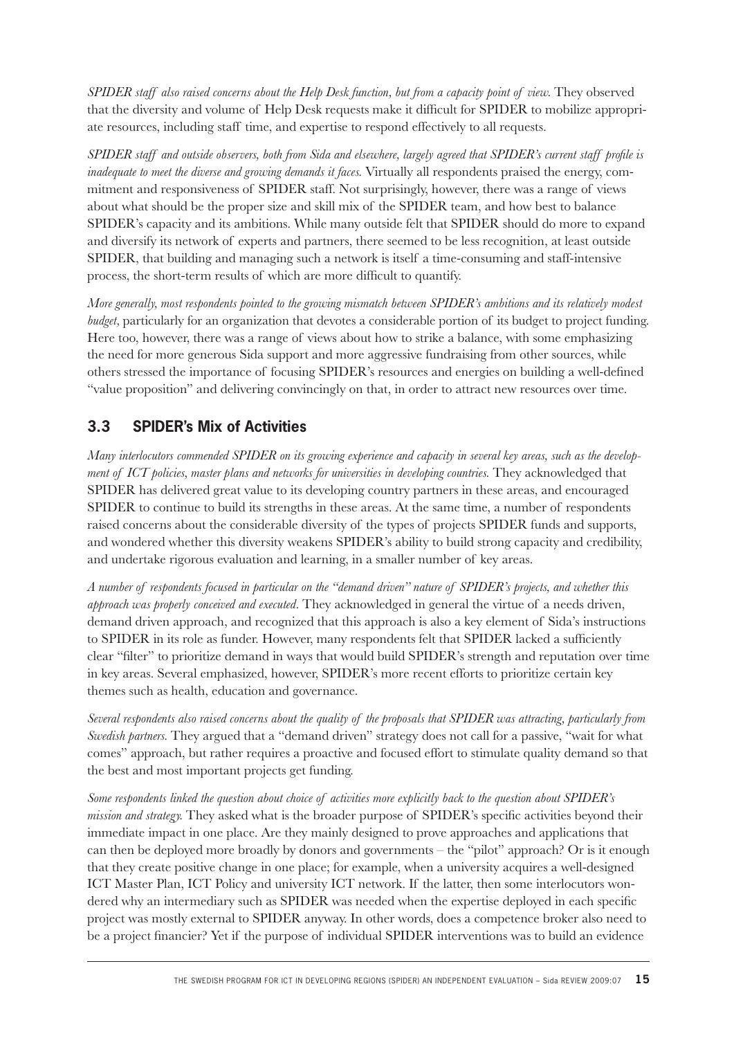*SPIDER staff also raised concerns about the Help Desk function, but from a capacity point of view.* They observed that the diversity and volume of Help Desk requests make it difficult for SPIDER to mobilize appropriate resources, including staff time, and expertise to respond effectively to all requests.

*SPIDER staff and outside observers, both from Sida and elsewhere, largely agreed that SPIDER's current staff profile is inadequate to meet the diverse and growing demands it faces.* Virtually all respondents praised the energy, commitment and responsiveness of SPIDER staff. Not surprisingly, however, there was a range of views about what should be the proper size and skill mix of the SPIDER team, and how best to balance SPIDER's capacity and its ambitions. While many outside felt that SPIDER should do more to expand and diversify its network of experts and partners, there seemed to be less recognition, at least outside SPIDER, that building and managing such a network is itself a time-consuming and staff-intensive process, the short-term results of which are more difficult to quantify.

*More generally, most respondents pointed to the growing mismatch between SPIDER's ambitions and its relatively modest budget,* particularly for an organization that devotes a considerable portion of its budget to project funding. Here too, however, there was a range of views about how to strike a balance, with some emphasizing the need for more generous Sida support and more aggressive fundraising from other sources, while others stressed the importance of focusing SPIDER's resources and energies on building a well-defined "value proposition" and delivering convincingly on that, in order to attract new resources over time.

## 3.3 SPIDER's Mix of Activities

*Many interlocutors commended SPIDER on its growing experience and capacity in several key areas, such as the development of ICT policies, master plans and networks for universities in developing countries.* They acknowledged that SPIDER has delivered great value to its developing country partners in these areas, and encouraged SPIDER to continue to build its strengths in these areas. At the same time, a number of respondents raised concerns about the considerable diversity of the types of projects SPIDER funds and supports, and wondered whether this diversity weakens SPIDER's ability to build strong capacity and credibility, and undertake rigorous evaluation and learning, in a smaller number of key areas.

*A number of respondents focused in particular on the "demand driven" nature of SPIDER's projects, and whether this approach was properly conceived and executed.* They acknowledged in general the virtue of a needs driven, demand driven approach, and recognized that this approach is also a key element of Sida's instructions to SPIDER in its role as funder. However, many respondents felt that SPIDER lacked a sufficiently clear "filter" to prioritize demand in ways that would build SPIDER's strength and reputation over time in key areas. Several emphasized, however, SPIDER's more recent efforts to prioritize certain key themes such as health, education and governance.

*Several respondents also raised concerns about the quality of the proposals that SPIDER was attracting, particularly from Swedish partners.* They argued that a "demand driven" strategy does not call for a passive, "wait for what comes" approach, but rather requires a proactive and focused effort to stimulate quality demand so that the best and most important projects get funding.

*Some respondents linked the question about choice of activities more explicitly back to the question about SPIDER's mission and strategy.* They asked what is the broader purpose of SPIDER's specific activities beyond their immediate impact in one place. Are they mainly designed to prove approaches and applications that can then be deployed more broadly by donors and governments – the "pilot" approach? Or is it enough that they create positive change in one place; for example, when a university acquires a well-designed ICT Master Plan, ICT Policy and university ICT network. If the latter, then some interlocutors wondered why an intermediary such as SPIDER was needed when the expertise deployed in each specific project was mostly external to SPIDER anyway. In other words, does a competence broker also need to be a project financier? Yet if the purpose of individual SPIDER interventions was to build an evidence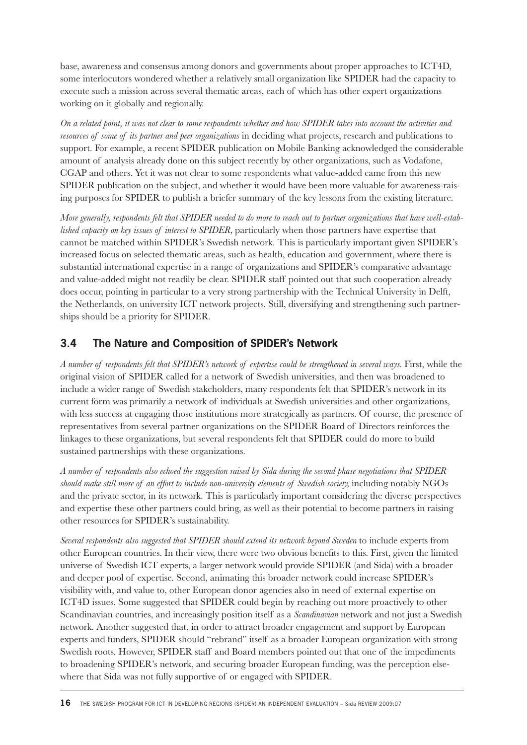base, awareness and consensus among donors and governments about proper approaches to ICT4D, some interlocutors wondered whether a relatively small organization like SPIDER had the capacity to execute such a mission across several thematic areas, each of which has other expert organizations working on it globally and regionally.

*On a related point, it was not clear to some respondents whether and how SPIDER takes into account the activities and resources of some of its partner and peer organizations* in deciding what projects, research and publications to support. For example, a recent SPIDER publication on Mobile Banking acknowledged the considerable amount of analysis already done on this subject recently by other organizations, such as Vodafone, CGAP and others. Yet it was not clear to some respondents what value-added came from this new SPIDER publication on the subject, and whether it would have been more valuable for awareness-raising purposes for SPIDER to publish a briefer summary of the key lessons from the existing literature.

*More generally, respondents felt that SPIDER needed to do more to reach out to partner organizations that have well-established capacity on key issues of interest to SPIDER*, particularly when those partners have expertise that cannot be matched within SPIDER's Swedish network. This is particularly important given SPIDER's increased focus on selected thematic areas, such as health, education and government, where there is substantial international expertise in a range of organizations and SPIDER's comparative advantage and value-added might not readily be clear. SPIDER staff pointed out that such cooperation already does occur, pointing in particular to a very strong partnership with the Technical University in Delft, the Netherlands, on university ICT network projects. Still, diversifying and strengthening such partnerships should be a priority for SPIDER.

## 3.4 The Nature and Composition of SPIDER's Network

*A number of respondents felt that SPIDER's network of expertise could be strengthened in several ways*. First, while the original vision of SPIDER called for a network of Swedish universities, and then was broadened to include a wider range of Swedish stakeholders, many respondents felt that SPIDER's network in its current form was primarily a network of individuals at Swedish universities and other organizations, with less success at engaging those institutions more strategically as partners. Of course, the presence of representatives from several partner organizations on the SPIDER Board of Directors reinforces the linkages to these organizations, but several respondents felt that SPIDER could do more to build sustained partnerships with these organizations.

*A number of respondents also echoed the suggestion raised by Sida during the second phase negotiations that SPIDER should make still more of an effort to include non-university elements of Swedish society*, including notably NGOs and the private sector, in its network. This is particularly important considering the diverse perspectives and expertise these other partners could bring, as well as their potential to become partners in raising other resources for SPIDER's sustainability.

*Several respondents also suggested that SPIDER should extend its network beyond Sweden* to include experts from other European countries. In their view, there were two obvious benefits to this. First, given the limited universe of Swedish ICT experts, a larger network would provide SPIDER (and Sida) with a broader and deeper pool of expertise. Second, animating this broader network could increase SPIDER's visibility with, and value to, other European donor agencies also in need of external expertise on ICT4D issues. Some suggested that SPIDER could begin by reaching out more proactively to other Scandinavian countries, and increasingly position itself as a *Scandinavian* network and not just a Swedish network. Another suggested that, in order to attract broader engagement and support by European experts and funders, SPIDER should "rebrand" itself as a broader European organization with strong Swedish roots. However, SPIDER staff and Board members pointed out that one of the impediments to broadening SPIDER's network, and securing broader European funding, was the perception elsewhere that Sida was not fully supportive of or engaged with SPIDER.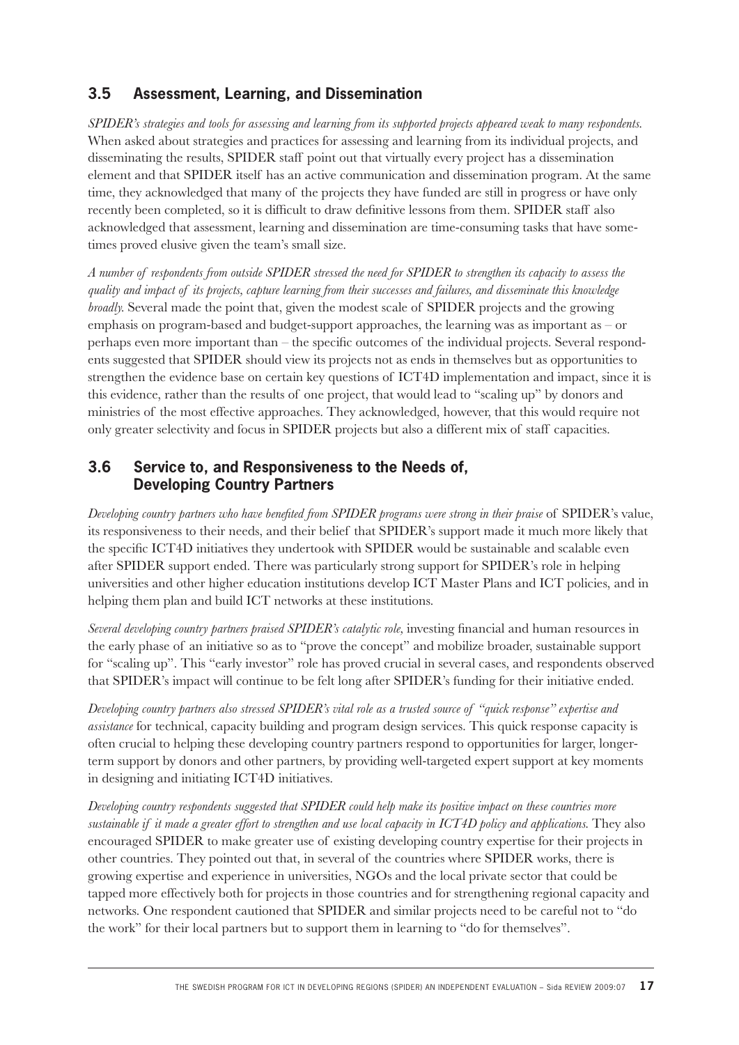## 3.5 Assessment, Learning, and Dissemination

*SPIDER's strategies and tools for assessing and learning from its supported projects appeared weak to many respondents.* When asked about strategies and practices for assessing and learning from its individual projects, and disseminating the results, SPIDER staff point out that virtually every project has a dissemination element and that SPIDER itself has an active communication and dissemination program. At the same time, they acknowledged that many of the projects they have funded are still in progress or have only recently been completed, so it is difficult to draw definitive lessons from them. SPIDER staff also acknowledged that assessment, learning and dissemination are time-consuming tasks that have sometimes proved elusive given the team's small size.

*A number of respondents from outside SPIDER stressed the need for SPIDER to strengthen its capacity to assess the quality and impact of its projects, capture learning from their successes and failures, and disseminate this knowledge broadly.* Several made the point that, given the modest scale of SPIDER projects and the growing emphasis on program-based and budget-support approaches, the learning was as important as – or perhaps even more important than – the specific outcomes of the individual projects. Several respondents suggested that SPIDER should view its projects not as ends in themselves but as opportunities to strengthen the evidence base on certain key questions of ICT4D implementation and impact, since it is this evidence, rather than the results of one project, that would lead to "scaling up" by donors and ministries of the most effective approaches. They acknowledged, however, that this would require not only greater selectivity and focus in SPIDER projects but also a different mix of staff capacities.

## 3.6 Service to, and Responsiveness to the Needs of, Developing Country Partners

*Developing country partners who have benefited from SPIDER programs were strong in their praise* of SPIDER's value, its responsiveness to their needs, and their belief that SPIDER's support made it much more likely that the specific ICT4D initiatives they undertook with SPIDER would be sustainable and scalable even after SPIDER support ended. There was particularly strong support for SPIDER's role in helping universities and other higher education institutions develop ICT Master Plans and ICT policies, and in helping them plan and build ICT networks at these institutions.

*Several developing country partners praised SPIDER's catalytic role,* investing financial and human resources in the early phase of an initiative so as to "prove the concept" and mobilize broader, sustainable support for "scaling up". This "early investor" role has proved crucial in several cases, and respondents observed that SPIDER's impact will continue to be felt long after SPIDER's funding for their initiative ended.

*Developing country partners also stressed SPIDER's vital role as a trusted source of "quick response" expertise and assistance* for technical, capacity building and program design services. This quick response capacity is often crucial to helping these developing country partners respond to opportunities for larger, longer-term support by donors and other partners, by providing well-targeted expert support at key moments in designing and initiating ICT4D initiatives.

*Developing country respondents suggested that SPIDER could help make its positive impact on these countries more sustainable if it made a greater effort to strengthen and use local capacity in ICT4D policy and applications.* They also encouraged SPIDER to make greater use of existing developing country expertise for their projects in other countries. They pointed out that, in several of the countries where SPIDER works, there is growing expertise and experience in universities, NGOs and the local private sector that could be tapped more effectively both for projects in those countries and for strengthening regional capacity and networks. One respondent cautioned that SPIDER and similar projects need to be careful not to "do the work" for their local partners but to support them in learning to "do for themselves".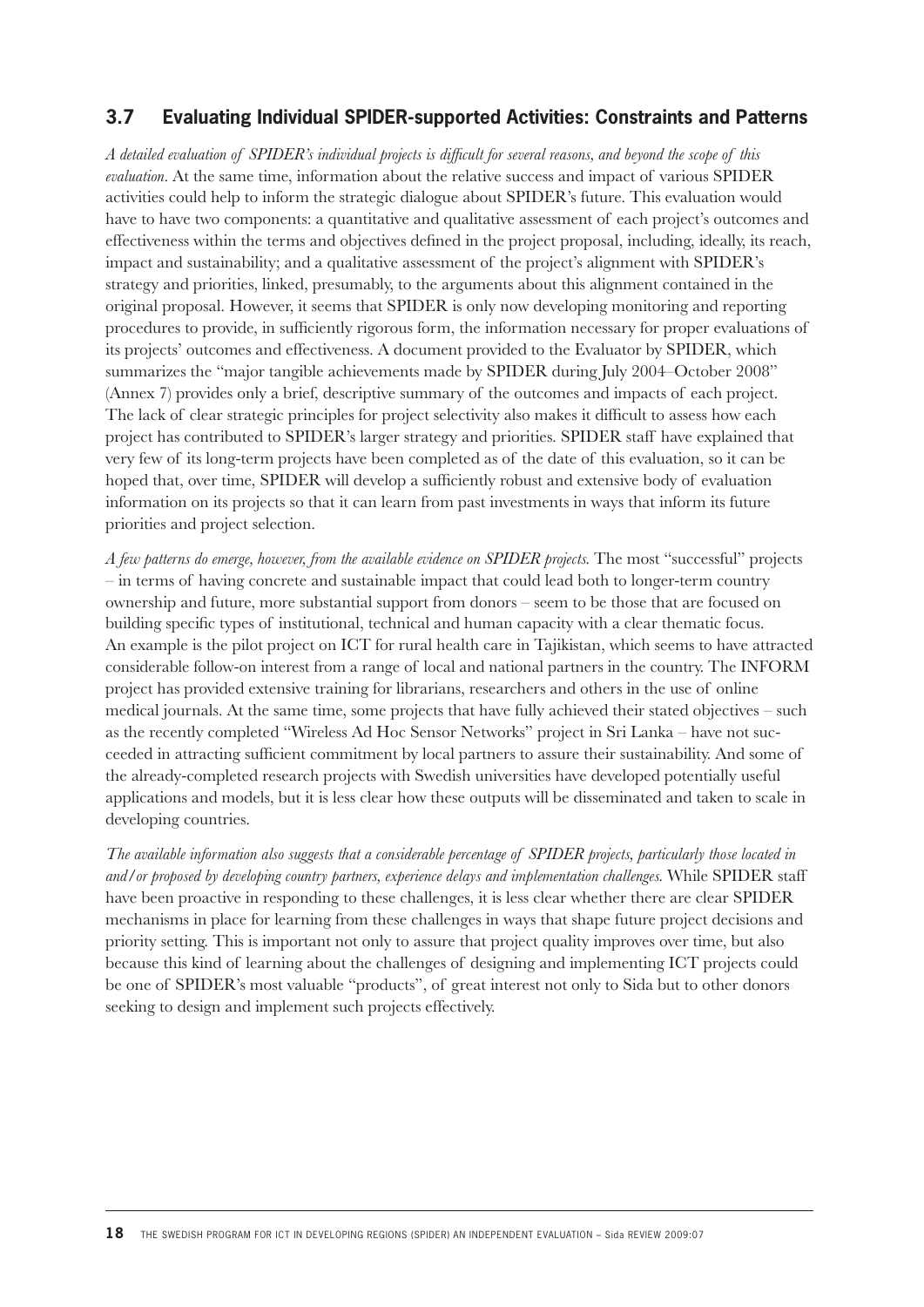## 3.7 Evaluating Individual SPIDER-supported Activities: Constraints and Patterns

*A detailed evaluation of SPIDER's individual projects is difficult for several reasons, and beyond the scope of this evaluation*. At the same time, information about the relative success and impact of various SPIDER activities could help to inform the strategic dialogue about SPIDER's future. This evaluation would have to have two components: a quantitative and qualitative assessment of each project's outcomes and effectiveness within the terms and objectives defined in the project proposal, including, ideally, its reach, impact and sustainability; and a qualitative assessment of the project's alignment with SPIDER's strategy and priorities, linked, presumably, to the arguments about this alignment contained in the original proposal. However, it seems that SPIDER is only now developing monitoring and reporting procedures to provide, in sufficiently rigorous form, the information necessary for proper evaluations of its projects' outcomes and effectiveness. A document provided to the Evaluator by SPIDER, which summarizes the "major tangible achievements made by SPIDER during July 2004–October 2008" (Annex 7) provides only a brief, descriptive summary of the outcomes and impacts of each project. The lack of clear strategic principles for project selectivity also makes it difficult to assess how each project has contributed to SPIDER's larger strategy and priorities. SPIDER staff have explained that very few of its long-term projects have been completed as of the date of this evaluation, so it can be hoped that, over time, SPIDER will develop a sufficiently robust and extensive body of evaluation information on its projects so that it can learn from past investments in ways that inform its future priorities and project selection.

*A few patterns do emerge, however, from the available evidence on SPIDER projects.* The most "successful" projects – in terms of having concrete and sustainable impact that could lead both to longer-term country ownership and future, more substantial support from donors – seem to be those that are focused on building specific types of institutional, technical and human capacity with a clear thematic focus. An example is the pilot project on ICT for rural health care in Tajikistan, which seems to have attracted considerable follow-on interest from a range of local and national partners in the country. The INFORM project has provided extensive training for librarians, researchers and others in the use of online medical journals. At the same time, some projects that have fully achieved their stated objectives – such as the recently completed "Wireless Ad Hoc Sensor Networks" project in Sri Lanka – have not succeeded in attracting sufficient commitment by local partners to assure their sustainability. And some of the already-completed research projects with Swedish universities have developed potentially useful applications and models, but it is less clear how these outputs will be disseminated and taken to scale in developing countries.

*The available information also suggests that a considerable percentage of SPIDER projects, particularly those located in and/or proposed by developing country partners, experience delays and implementation challenges.* While SPIDER staff have been proactive in responding to these challenges, it is less clear whether there are clear SPIDER mechanisms in place for learning from these challenges in ways that shape future project decisions and priority setting. This is important not only to assure that project quality improves over time, but also because this kind of learning about the challenges of designing and implementing ICT projects could be one of SPIDER's most valuable "products", of great interest not only to Sida but to other donors seeking to design and implement such projects effectively.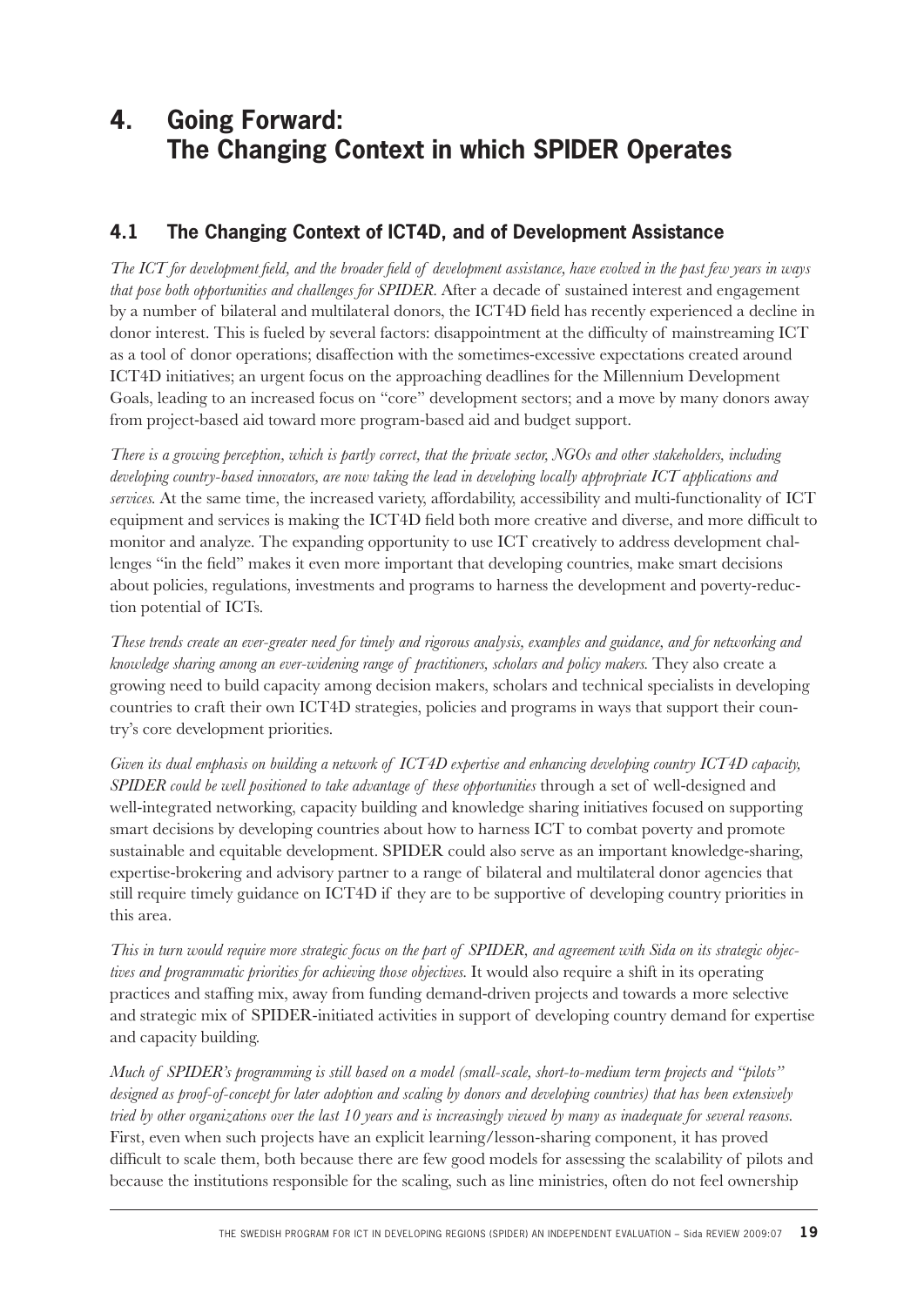# 4. Going Forward: The Changing Context in which SPIDER Operates

## 4.1 The Changing Context of ICT4D, and of Development Assistance

*The ICT for development field, and the broader field of development assistance, have evolved in the past few years in ways that pose both opportunities and challenges for SPIDER.* After a decade of sustained interest and engagement by a number of bilateral and multilateral donors, the ICT4D field has recently experienced a decline in donor interest. This is fueled by several factors: disappointment at the difficulty of mainstreaming ICT as a tool of donor operations; disaffection with the sometimes-excessive expectations created around ICT4D initiatives; an urgent focus on the approaching deadlines for the Millennium Development Goals, leading to an increased focus on "core" development sectors; and a move by many donors away from project-based aid toward more program-based aid and budget support.

*There is a growing perception, which is partly correct, that the private sector, NGOs and other stakeholders, including developing country-based innovators, are now taking the lead in developing locally appropriate ICT applications and services.* At the same time, the increased variety, affordability, accessibility and multi-functionality of ICT equipment and services is making the ICT4D field both more creative and diverse, and more difficult to monitor and analyze. The expanding opportunity to use ICT creatively to address development challenges "in the field" makes it even more important that developing countries, make smart decisions about policies, regulations, investments and programs to harness the development and poverty-reduction potential of ICTs.

*These trends create an ever-greater need for timely and rigorous analysis, examples and guidance, and for networking and knowledge sharing among an ever-widening range of practitioners, scholars and policy makers.* They also create a growing need to build capacity among decision makers, scholars and technical specialists in developing countries to craft their own ICT4D strategies, policies and programs in ways that support their country's core development priorities.

*Given its dual emphasis on building a network of ICT4D expertise and enhancing developing country ICT4D capacity, SPIDER could be well positioned to take advantage of these opportunities* through a set of well-designed and well-integrated networking, capacity building and knowledge sharing initiatives focused on supporting smart decisions by developing countries about how to harness ICT to combat poverty and promote sustainable and equitable development. SPIDER could also serve as an important knowledge-sharing, expertise-brokering and advisory partner to a range of bilateral and multilateral donor agencies that still require timely guidance on ICT4D if they are to be supportive of developing country priorities in this area.

*This in turn would require more strategic focus on the part of SPIDER, and agreement with Sida on its strategic objectives and programmatic priorities for achieving those objectives.* It would also require a shift in its operating practices and staffing mix, away from funding demand-driven projects and towards a more selective and strategic mix of SPIDER-initiated activities in support of developing country demand for expertise and capacity building.

*Much of SPIDER's programming is still based on a model (small-scale, short-to-medium term projects and "pilots" designed as proof-of-concept for later adoption and scaling by donors and developing countries) that has been extensively tried by other organizations over the last 10 years and is increasingly viewed by many as inadequate for several reasons.* First, even when such projects have an explicit learning/lesson-sharing component, it has proved difficult to scale them, both because there are few good models for assessing the scalability of pilots and because the institutions responsible for the scaling, such as line ministries, often do not feel ownership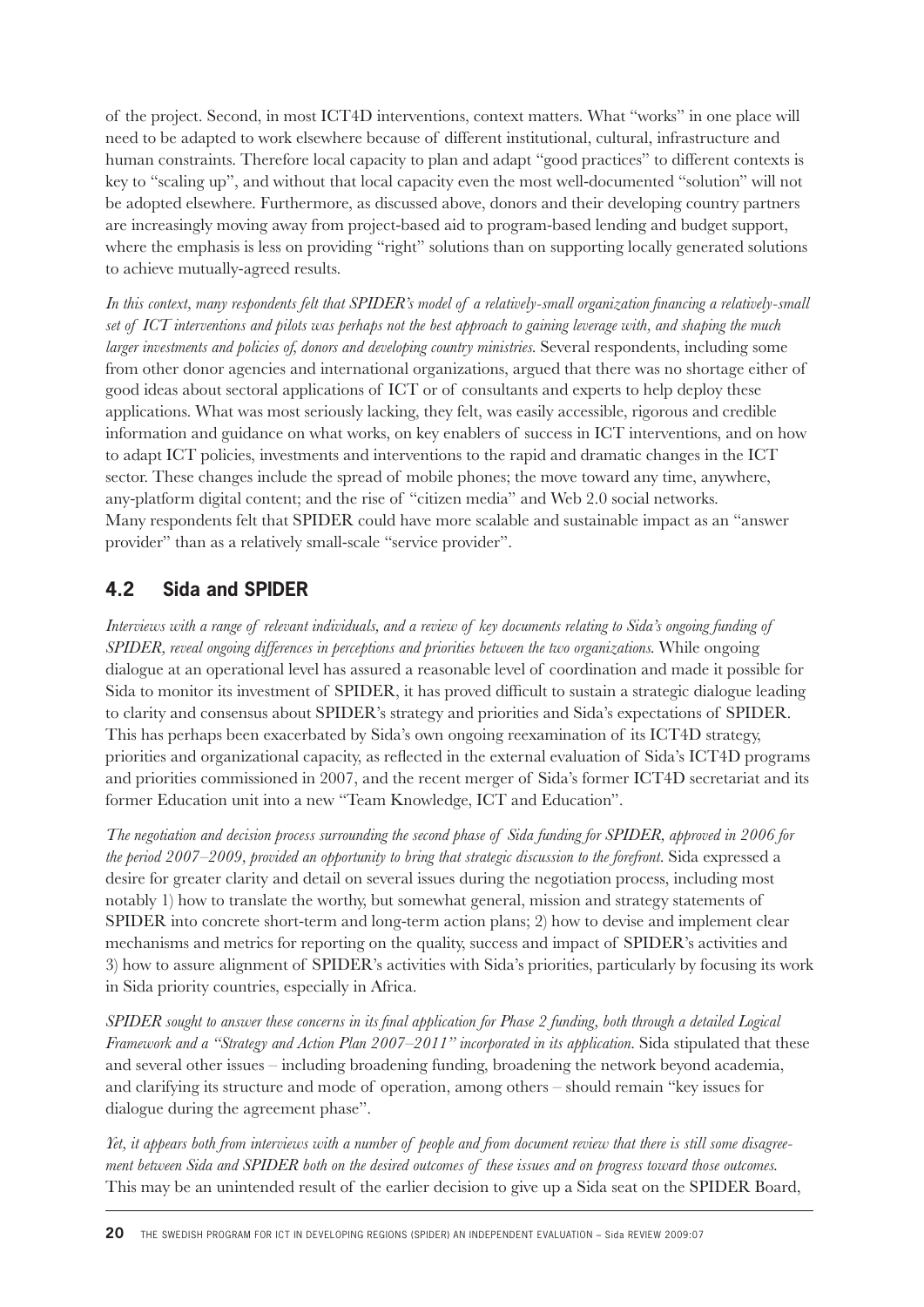of the project. Second, in most ICT4D interventions, context matters. What "works" in one place will need to be adapted to work elsewhere because of different institutional, cultural, infrastructure and human constraints. Therefore local capacity to plan and adapt "good practices" to different contexts is key to "scaling up", and without that local capacity even the most well-documented "solution" will not be adopted elsewhere. Furthermore, as discussed above, donors and their developing country partners are increasingly moving away from project-based aid to program-based lending and budget support, where the emphasis is less on providing "right" solutions than on supporting locally generated solutions to achieve mutually-agreed results.

*In this context, many respondents felt that SPIDER's model of a relatively-small organization financing a relatively-small set of ICT interventions and pilots was perhaps not the best approach to gaining leverage with, and shaping the much larger investments and policies of, donors and developing country ministries.* Several respondents, including some from other donor agencies and international organizations, argued that there was no shortage either of good ideas about sectoral applications of ICT or of consultants and experts to help deploy these applications. What was most seriously lacking, they felt, was easily accessible, rigorous and credible information and guidance on what works, on key enablers of success in ICT interventions, and on how to adapt ICT policies, investments and interventions to the rapid and dramatic changes in the ICT sector. These changes include the spread of mobile phones; the move toward any time, anywhere, any-platform digital content; and the rise of "citizen media" and Web 2.0 social networks. Many respondents felt that SPIDER could have more scalable and sustainable impact as an "answer provider" than as a relatively small-scale "service provider".

## 4.2 Sida and SPIDER

*Interviews with a range of relevant individuals, and a review of key documents relating to Sida's ongoing funding of SPIDER, reveal ongoing differences in perceptions and priorities between the two organizations.* While ongoing dialogue at an operational level has assured a reasonable level of coordination and made it possible for Sida to monitor its investment of SPIDER, it has proved difficult to sustain a strategic dialogue leading to clarity and consensus about SPIDER's strategy and priorities and Sida's expectations of SPIDER. This has perhaps been exacerbated by Sida's own ongoing reexamination of its ICT4D strategy, priorities and organizational capacity, as reflected in the external evaluation of Sida's ICT4D programs and priorities commissioned in 2007, and the recent merger of Sida's former ICT4D secretariat and its former Education unit into a new "Team Knowledge, ICT and Education".

*The negotiation and decision process surrounding the second phase of Sida funding for SPIDER, approved in 2006 for the period 2007–2009, provided an opportunity to bring that strategic discussion to the forefront.* Sida expressed a desire for greater clarity and detail on several issues during the negotiation process, including most notably 1) how to translate the worthy, but somewhat general, mission and strategy statements of SPIDER into concrete short-term and long-term action plans; 2) how to devise and implement clear mechanisms and metrics for reporting on the quality, success and impact of SPIDER's activities and 3) how to assure alignment of SPIDER's activities with Sida's priorities, particularly by focusing its work in Sida priority countries, especially in Africa.

*SPIDER sought to answer these concerns in its final application for Phase 2 funding, both through a detailed Logical Framework and a "Strategy and Action Plan 2007–2011" incorporated in its application.* Sida stipulated that these and several other issues – including broadening funding, broadening the network beyond academia, and clarifying its structure and mode of operation, among others – should remain "key issues for dialogue during the agreement phase".

*Yet, it appears both from interviews with a number of people and from document review that there is still some disagreement between Sida and SPIDER both on the desired outcomes of these issues and on progress toward those outcomes.* This may be an unintended result of the earlier decision to give up a Sida seat on the SPIDER Board,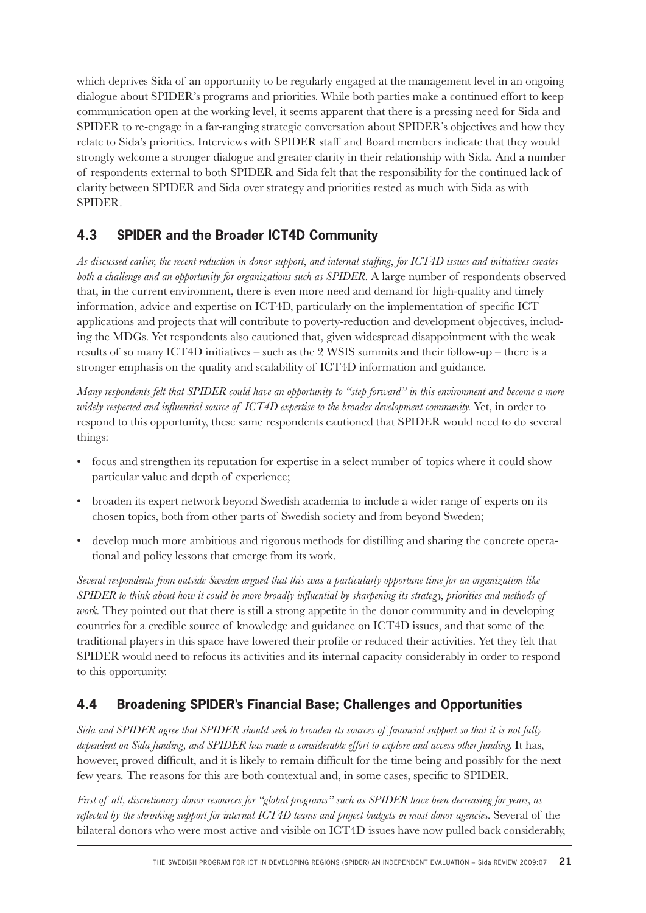which deprives Sida of an opportunity to be regularly engaged at the management level in an ongoing dialogue about SPIDER's programs and priorities. While both parties make a continued effort to keep communication open at the working level, it seems apparent that there is a pressing need for Sida and SPIDER to re-engage in a far-ranging strategic conversation about SPIDER's objectives and how they relate to Sida's priorities. Interviews with SPIDER staff and Board members indicate that they would strongly welcome a stronger dialogue and greater clarity in their relationship with Sida. And a number of respondents external to both SPIDER and Sida felt that the responsibility for the continued lack of clarity between SPIDER and Sida over strategy and priorities rested as much with Sida as with SPIDER.

## 4.3 SPIDER and the Broader ICT4D Community

*As discussed earlier, the recent reduction in donor support, and internal staffing, for ICT4D issues and initiatives creates both a challenge and an opportunity for organizations such as SPIDER.* A large number of respondents observed that, in the current environment, there is even more need and demand for high-quality and timely information, advice and expertise on ICT4D, particularly on the implementation of specific ICT applications and projects that will contribute to poverty-reduction and development objectives, including the MDGs. Yet respondents also cautioned that, given widespread disappointment with the weak results of so many ICT4D initiatives – such as the 2 WSIS summits and their follow-up – there is a stronger emphasis on the quality and scalability of ICT4D information and guidance.

*Many respondents felt that SPIDER could have an opportunity to "step forward" in this environment and become a more widely respected and influential source of ICT4D expertise to the broader development community.* Yet, in order to respond to this opportunity, these same respondents cautioned that SPIDER would need to do several things:

- focus and strengthen its reputation for expertise in a select number of topics where it could show particular value and depth of experience;
- broaden its expert network beyond Swedish academia to include a wider range of experts on its chosen topics, both from other parts of Swedish society and from beyond Sweden;
- develop much more ambitious and rigorous methods for distilling and sharing the concrete operational and policy lessons that emerge from its work.

*Several respondents from outside Sweden argued that this was a particularly opportune time for an organization like SPIDER to think about how it could be more broadly influential by sharpening its strategy, priorities and methods of work.* They pointed out that there is still a strong appetite in the donor community and in developing countries for a credible source of knowledge and guidance on ICT4D issues, and that some of the traditional players in this space have lowered their profile or reduced their activities. Yet they felt that SPIDER would need to refocus its activities and its internal capacity considerably in order to respond to this opportunity.

## 4.4 Broadening SPIDER's Financial Base; Challenges and Opportunities

*Sida and SPIDER agree that SPIDER should seek to broaden its sources of financial support so that it is not fully dependent on Sida funding, and SPIDER has made a considerable effort to explore and access other funding.* It has, however, proved difficult, and it is likely to remain difficult for the time being and possibly for the next few years. The reasons for this are both contextual and, in some cases, specific to SPIDER.

*First of all, discretionary donor resources for "global programs" such as SPIDER have been decreasing for years, as reflected by the shrinking support for internal ICT4D teams and project budgets in most donor agencies.* Several of the bilateral donors who were most active and visible on ICT4D issues have now pulled back considerably,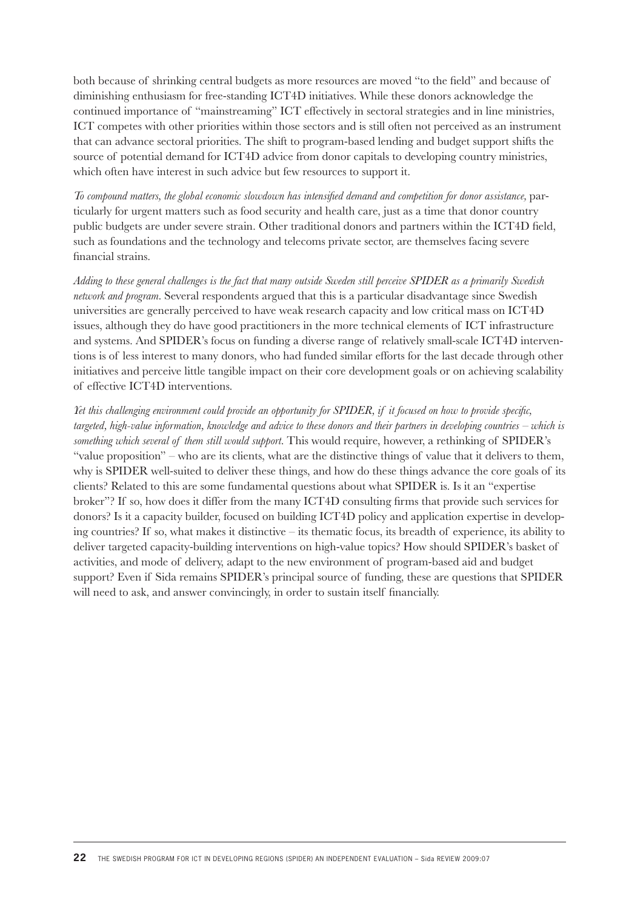both because of shrinking central budgets as more resources are moved "to the field" and because of diminishing enthusiasm for free-standing ICT4D initiatives. While these donors acknowledge the continued importance of "mainstreaming" ICT effectively in sectoral strategies and in line ministries, ICT competes with other priorities within those sectors and is still often not perceived as an instrument that can advance sectoral priorities. The shift to program-based lending and budget support shifts the source of potential demand for ICT4D advice from donor capitals to developing country ministries, which often have interest in such advice but few resources to support it.

*To compound matters, the global economic slowdown has intensified demand and competition for donor assistance,* particularly for urgent matters such as food security and health care, just as a time that donor country public budgets are under severe strain. Other traditional donors and partners within the ICT4D field, such as foundations and the technology and telecoms private sector, are themselves facing severe financial strains.

*Adding to these general challenges is the fact that many outside Sweden still perceive SPIDER as a primarily Swedish network and program.* Several respondents argued that this is a particular disadvantage since Swedish universities are generally perceived to have weak research capacity and low critical mass on ICT4D issues, although they do have good practitioners in the more technical elements of ICT infrastructure and systems. And SPIDER's focus on funding a diverse range of relatively small-scale ICT4D interventions is of less interest to many donors, who had funded similar efforts for the last decade through other initiatives and perceive little tangible impact on their core development goals or on achieving scalability of effective ICT4D interventions.

*Yet this challenging environment could provide an opportunity for SPIDER, if it focused on how to provide specific, targeted, high-value information, knowledge and advice to these donors and their partners in developing countries – which is something which several of them still would support.* This would require, however, a rethinking of SPIDER's "value proposition" – who are its clients, what are the distinctive things of value that it delivers to them, why is SPIDER well-suited to deliver these things, and how do these things advance the core goals of its clients? Related to this are some fundamental questions about what SPIDER is. Is it an "expertise broker"? If so, how does it differ from the many ICT4D consulting firms that provide such services for donors? Is it a capacity builder, focused on building ICT4D policy and application expertise in developing countries? If so, what makes it distinctive – its thematic focus, its breadth of experience, its ability to deliver targeted capacity-building interventions on high-value topics? How should SPIDER's basket of activities, and mode of delivery, adapt to the new environment of program-based aid and budget support? Even if Sida remains SPIDER's principal source of funding, these are questions that SPIDER will need to ask, and answer convincingly, in order to sustain itself financially.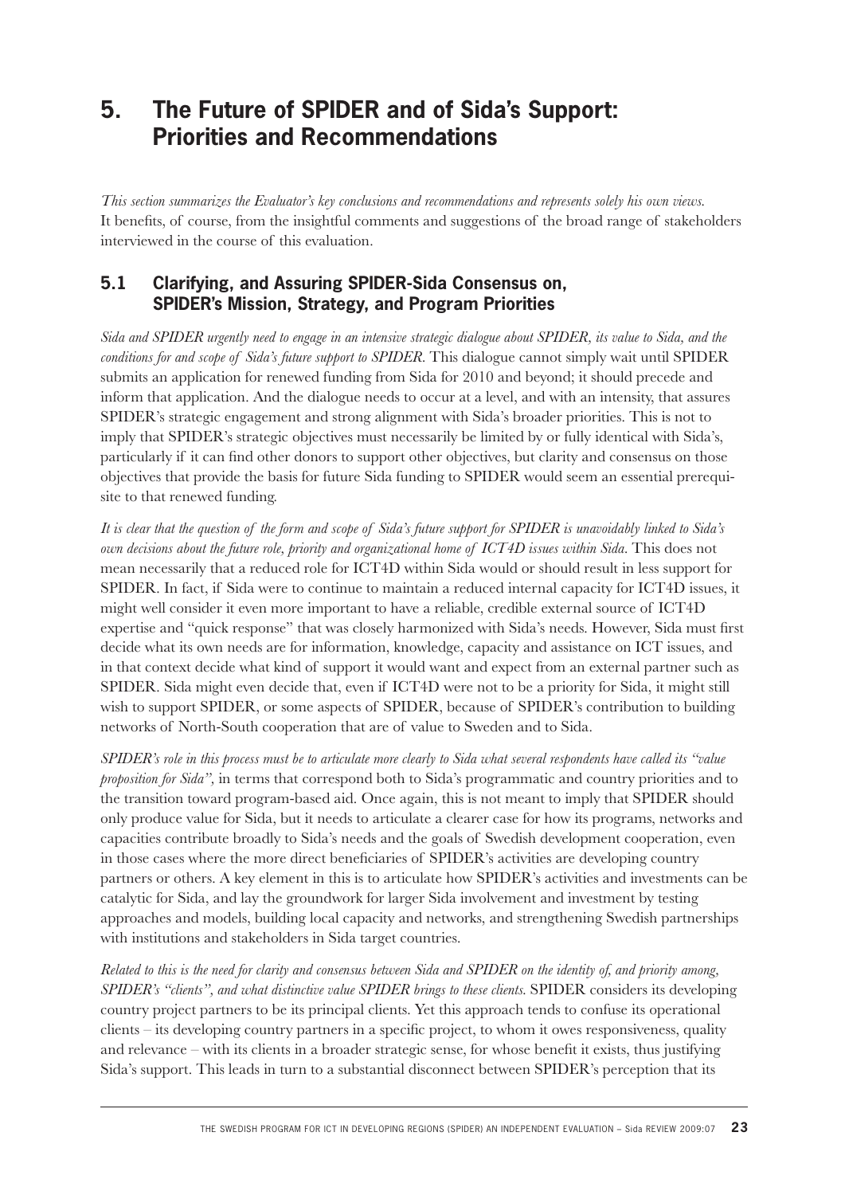# 5. The Future of SPIDER and of Sida's Support: Priorities and Recommendations

*This section summarizes the Evaluator's key conclusions and recommendations and represents solely his own views.* It benefits, of course, from the insightful comments and suggestions of the broad range of stakeholders interviewed in the course of this evaluation.

## 5.1 Clarifying, and Assuring SPIDER-Sida Consensus on, SPIDER's Mission, Strategy, and Program Priorities

*Sida and SPIDER urgently need to engage in an intensive strategic dialogue about SPIDER, its value to Sida, and the conditions for and scope of Sida's future support to SPIDER.* This dialogue cannot simply wait until SPIDER submits an application for renewed funding from Sida for 2010 and beyond; it should precede and inform that application. And the dialogue needs to occur at a level, and with an intensity, that assures SPIDER's strategic engagement and strong alignment with Sida's broader priorities. This is not to imply that SPIDER's strategic objectives must necessarily be limited by or fully identical with Sida's, particularly if it can find other donors to support other objectives, but clarity and consensus on those objectives that provide the basis for future Sida funding to SPIDER would seem an essential prerequisite to that renewed funding.

*It is clear that the question of the form and scope of Sida's future support for SPIDER is unavoidably linked to Sida's own decisions about the future role, priority and organizational home of ICT4D issues within Sida.* This does not mean necessarily that a reduced role for ICT4D within Sida would or should result in less support for SPIDER. In fact, if Sida were to continue to maintain a reduced internal capacity for ICT4D issues, it might well consider it even more important to have a reliable, credible external source of ICT4D expertise and "quick response" that was closely harmonized with Sida's needs. However, Sida must first decide what its own needs are for information, knowledge, capacity and assistance on ICT issues, and in that context decide what kind of support it would want and expect from an external partner such as SPIDER. Sida might even decide that, even if ICT4D were not to be a priority for Sida, it might still wish to support SPIDER, or some aspects of SPIDER, because of SPIDER's contribution to building networks of North-South cooperation that are of value to Sweden and to Sida.

*SPIDER's role in this process must be to articulate more clearly to Sida what several respondents have called its "value proposition for Sida",* in terms that correspond both to Sida's programmatic and country priorities and to the transition toward program-based aid. Once again, this is not meant to imply that SPIDER should only produce value for Sida, but it needs to articulate a clearer case for how its programs, networks and capacities contribute broadly to Sida's needs and the goals of Swedish development cooperation, even in those cases where the more direct beneficiaries of SPIDER's activities are developing country partners or others. A key element in this is to articulate how SPIDER's activities and investments can be catalytic for Sida, and lay the groundwork for larger Sida involvement and investment by testing approaches and models, building local capacity and networks, and strengthening Swedish partnerships with institutions and stakeholders in Sida target countries.

*Related to this is the need for clarity and consensus between Sida and SPIDER on the identity of, and priority among, SPIDER's "clients", and what distinctive value SPIDER brings to these clients.* SPIDER considers its developing country project partners to be its principal clients. Yet this approach tends to confuse its operational clients – its developing country partners in a specific project, to whom it owes responsiveness, quality and relevance – with its clients in a broader strategic sense, for whose benefit it exists, thus justifying Sida's support. This leads in turn to a substantial disconnect between SPIDER's perception that its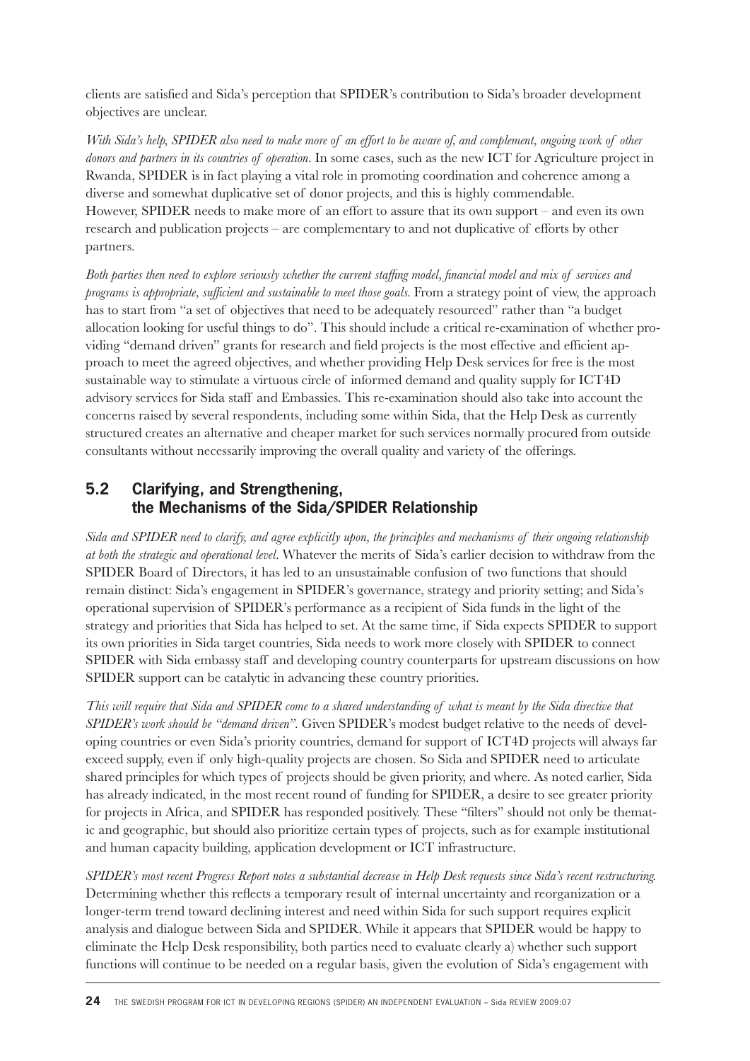clients are satisfied and Sida's perception that SPIDER's contribution to Sida's broader development objectives are unclear.

*With Sida's help, SPIDER also need to make more of an effort to be aware of, and complement, ongoing work of other donors and partners in its countries of operation.* In some cases, such as the new ICT for Agriculture project in Rwanda, SPIDER is in fact playing a vital role in promoting coordination and coherence among a diverse and somewhat duplicative set of donor projects, and this is highly commendable. However, SPIDER needs to make more of an effort to assure that its own support – and even its own research and publication projects – are complementary to and not duplicative of efforts by other partners.

*Both parties then need to explore seriously whether the current staffing model, financial model and mix of services and programs is appropriate, sufficient and sustainable to meet those goals.* From a strategy point of view, the approach has to start from "a set of objectives that need to be adequately resourced" rather than "a budget allocation looking for useful things to do". This should include a critical re-examination of whether providing "demand driven" grants for research and field projects is the most effective and efficient approach to meet the agreed objectives, and whether providing Help Desk services for free is the most sustainable way to stimulate a virtuous circle of informed demand and quality supply for ICT4D advisory services for Sida staff and Embassies. This re-examination should also take into account the concerns raised by several respondents, including some within Sida, that the Help Desk as currently structured creates an alternative and cheaper market for such services normally procured from outside consultants without necessarily improving the overall quality and variety of the offerings.

## 5.2 Clarifying, and Strengthening, the Mechanisms of the Sida/SPIDER Relationship

*Sida and SPIDER need to clarify, and agree explicitly upon, the principles and mechanisms of their ongoing relationship at both the strategic and operational level.* Whatever the merits of Sida's earlier decision to withdraw from the SPIDER Board of Directors, it has led to an unsustainable confusion of two functions that should remain distinct: Sida's engagement in SPIDER's governance, strategy and priority setting; and Sida's operational supervision of SPIDER's performance as a recipient of Sida funds in the light of the strategy and priorities that Sida has helped to set. At the same time, if Sida expects SPIDER to support its own priorities in Sida target countries, Sida needs to work more closely with SPIDER to connect SPIDER with Sida embassy staff and developing country counterparts for upstream discussions on how SPIDER support can be catalytic in advancing these country priorities.

*This will require that Sida and SPIDER come to a shared understanding of what is meant by the Sida directive that SPIDER's work should be "demand driven".* Given SPIDER's modest budget relative to the needs of developing countries or even Sida's priority countries, demand for support of ICT4D projects will always far exceed supply, even if only high-quality projects are chosen. So Sida and SPIDER need to articulate shared principles for which types of projects should be given priority, and where. As noted earlier, Sida has already indicated, in the most recent round of funding for SPIDER, a desire to see greater priority for projects in Africa, and SPIDER has responded positively. These "filters" should not only be thematic and geographic, but should also prioritize certain types of projects, such as for example institutional and human capacity building, application development or ICT infrastructure.

*SPIDER's most recent Progress Report notes a substantial decrease in Help Desk requests since Sida's recent restructuring.* Determining whether this reflects a temporary result of internal uncertainty and reorganization or a longer-term trend toward declining interest and need within Sida for such support requires explicit analysis and dialogue between Sida and SPIDER. While it appears that SPIDER would be happy to eliminate the Help Desk responsibility, both parties need to evaluate clearly a) whether such support functions will continue to be needed on a regular basis, given the evolution of Sida's engagement with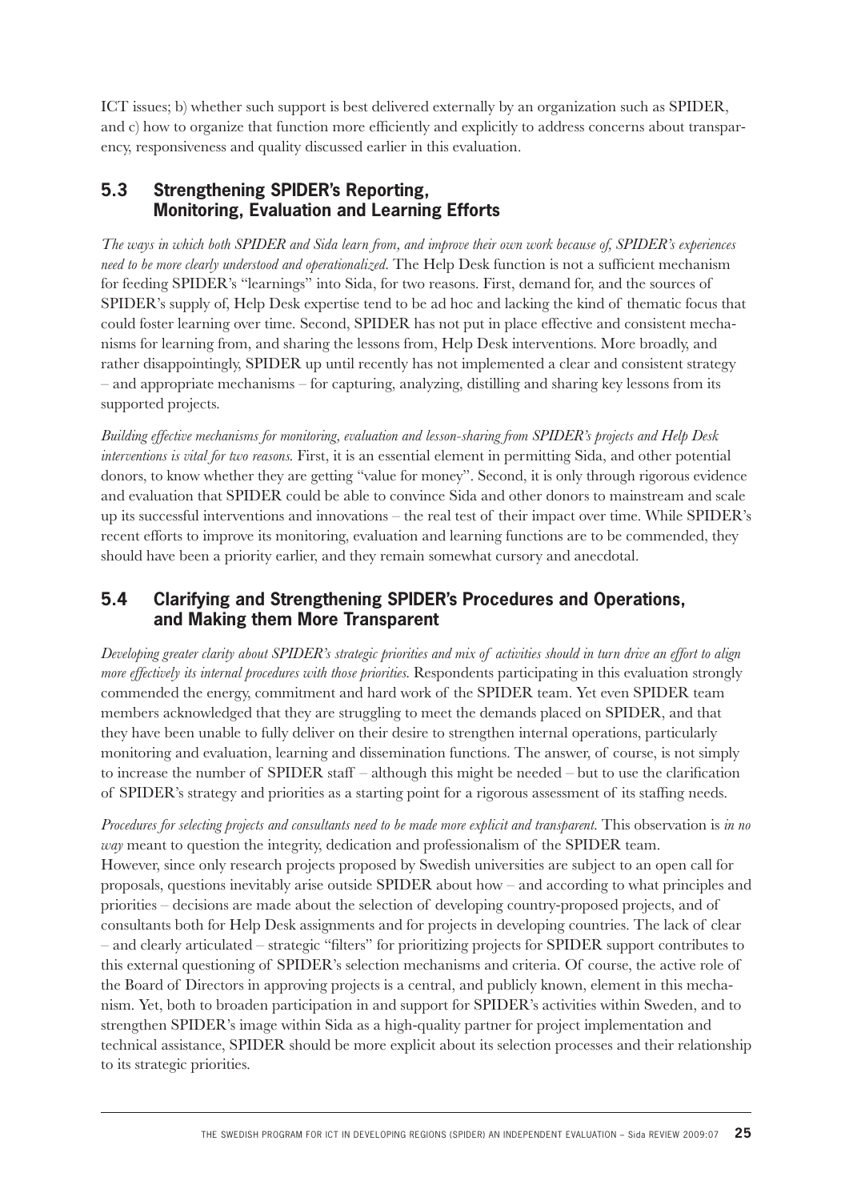ICT issues; b) whether such support is best delivered externally by an organization such as SPIDER, and c) how to organize that function more efficiently and explicitly to address concerns about transparency, responsiveness and quality discussed earlier in this evaluation.

## 5.3 Strengthening SPIDER's Reporting, Monitoring, Evaluation and Learning Efforts

*The ways in which both SPIDER and Sida learn from, and improve their own work because of, SPIDER's experiences need to be more clearly understood and operationalized.* The Help Desk function is not a sufficient mechanism for feeding SPIDER's "learnings" into Sida, for two reasons. First, demand for, and the sources of SPIDER's supply of, Help Desk expertise tend to be ad hoc and lacking the kind of thematic focus that could foster learning over time. Second, SPIDER has not put in place effective and consistent mechanisms for learning from, and sharing the lessons from, Help Desk interventions. More broadly, and rather disappointingly, SPIDER up until recently has not implemented a clear and consistent strategy – and appropriate mechanisms – for capturing, analyzing, distilling and sharing key lessons from its supported projects.

*Building effective mechanisms for monitoring, evaluation and lesson-sharing from SPIDER's projects and Help Desk interventions is vital for two reasons.* First, it is an essential element in permitting Sida, and other potential donors, to know whether they are getting "value for money". Second, it is only through rigorous evidence and evaluation that SPIDER could be able to convince Sida and other donors to mainstream and scale up its successful interventions and innovations – the real test of their impact over time. While SPIDER's recent efforts to improve its monitoring, evaluation and learning functions are to be commended, they should have been a priority earlier, and they remain somewhat cursory and anecdotal.

## 5.4 Clarifying and Strengthening SPIDER's Procedures and Operations, and Making them More Transparent

*Developing greater clarity about SPIDER's strategic priorities and mix of activities should in turn drive an effort to align more effectively its internal procedures with those priorities.* Respondents participating in this evaluation strongly commended the energy, commitment and hard work of the SPIDER team. Yet even SPIDER team members acknowledged that they are struggling to meet the demands placed on SPIDER, and that they have been unable to fully deliver on their desire to strengthen internal operations, particularly monitoring and evaluation, learning and dissemination functions. The answer, of course, is not simply to increase the number of SPIDER staff – although this might be needed – but to use the clarification of SPIDER's strategy and priorities as a starting point for a rigorous assessment of its staffing needs.

*Procedures for selecting projects and consultants need to be made more explicit and transparent.* This observation is *in no way* meant to question the integrity, dedication and professionalism of the SPIDER team. However, since only research projects proposed by Swedish universities are subject to an open call for proposals, questions inevitably arise outside SPIDER about how – and according to what principles and priorities – decisions are made about the selection of developing country-proposed projects, and of consultants both for Help Desk assignments and for projects in developing countries. The lack of clear – and clearly articulated – strategic "filters" for prioritizing projects for SPIDER support contributes to this external questioning of SPIDER's selection mechanisms and criteria. Of course, the active role of the Board of Directors in approving projects is a central, and publicly known, element in this mechanism. Yet, both to broaden participation in and support for SPIDER's activities within Sweden, and to strengthen SPIDER's image within Sida as a high-quality partner for project implementation and technical assistance, SPIDER should be more explicit about its selection processes and their relationship to its strategic priorities.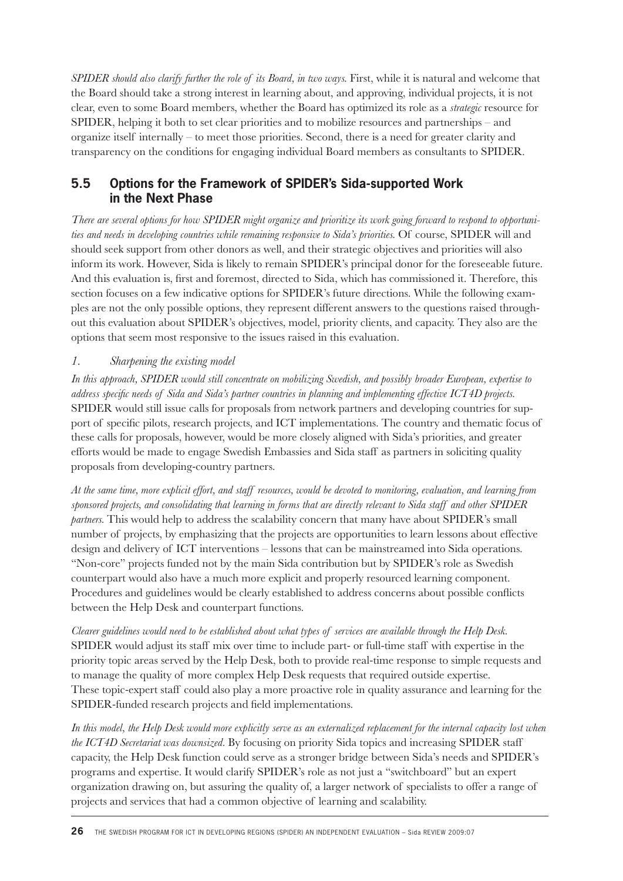*SPIDER should also clarify further the role of its Board, in two ways.* First, while it is natural and welcome that the Board should take a strong interest in learning about, and approving, individual projects, it is not clear, even to some Board members, whether the Board has optimized its role as a *strategic* resource for SPIDER, helping it both to set clear priorities and to mobilize resources and partnerships – and organize itself internally – to meet those priorities. Second, there is a need for greater clarity and transparency on the conditions for engaging individual Board members as consultants to SPIDER.

## 5.5 Options for the Framework of SPIDER's Sida-supported Work in the Next Phase

*There are several options for how SPIDER might organize and prioritize its work going forward to respond to opportunities and needs in developing countries while remaining responsive to Sida's priorities.* Of course, SPIDER will and should seek support from other donors as well, and their strategic objectives and priorities will also inform its work. However, Sida is likely to remain SPIDER's principal donor for the foreseeable future. And this evaluation is, first and foremost, directed to Sida, which has commissioned it. Therefore, this section focuses on a few indicative options for SPIDER's future directions. While the following examples are not the only possible options, they represent different answers to the questions raised throughout this evaluation about SPIDER's objectives, model, priority clients, and capacity. They also are the options that seem most responsive to the issues raised in this evaluation.

*1. Sharpening the existing model*

*In this approach, SPIDER would still concentrate on mobilizing Swedish, and possibly broader European, expertise to address specific needs of Sida and Sida's partner countries in planning and implementing effective ICT4D projects.* SPIDER would still issue calls for proposals from network partners and developing countries for support of specific pilots, research projects, and ICT implementations. The country and thematic focus of these calls for proposals, however, would be more closely aligned with Sida's priorities, and greater efforts would be made to engage Swedish Embassies and Sida staff as partners in soliciting quality proposals from developing-country partners.

*At the same time, more explicit effort, and staff resources, would be devoted to monitoring, evaluation, and learning from sponsored projects, and consolidating that learning in forms that are directly relevant to Sida staff and other SPIDER partners.* This would help to address the scalability concern that many have about SPIDER's small number of projects, by emphasizing that the projects are opportunities to learn lessons about effective design and delivery of ICT interventions – lessons that can be mainstreamed into Sida operations. "Non-core" projects funded not by the main Sida contribution but by SPIDER's role as Swedish counterpart would also have a much more explicit and properly resourced learning component. Procedures and guidelines would be clearly established to address concerns about possible conflicts between the Help Desk and counterpart functions.

*Clearer guidelines would need to be established about what types of services are available through the Help Desk.* SPIDER would adjust its staff mix over time to include part- or full-time staff with expertise in the priority topic areas served by the Help Desk, both to provide real-time response to simple requests and to manage the quality of more complex Help Desk requests that required outside expertise. These topic-expert staff could also play a more proactive role in quality assurance and learning for the SPIDER-funded research projects and field implementations.

*In this model, the Help Desk would more explicitly serve as an externalized replacement for the internal capacity lost when the ICT4D Secretariat was downsized.* By focusing on priority Sida topics and increasing SPIDER staff capacity, the Help Desk function could serve as a stronger bridge between Sida's needs and SPIDER's programs and expertise. It would clarify SPIDER's role as not just a "switchboard" but an expert organization drawing on, but assuring the quality of, a larger network of specialists to offer a range of projects and services that had a common objective of learning and scalability.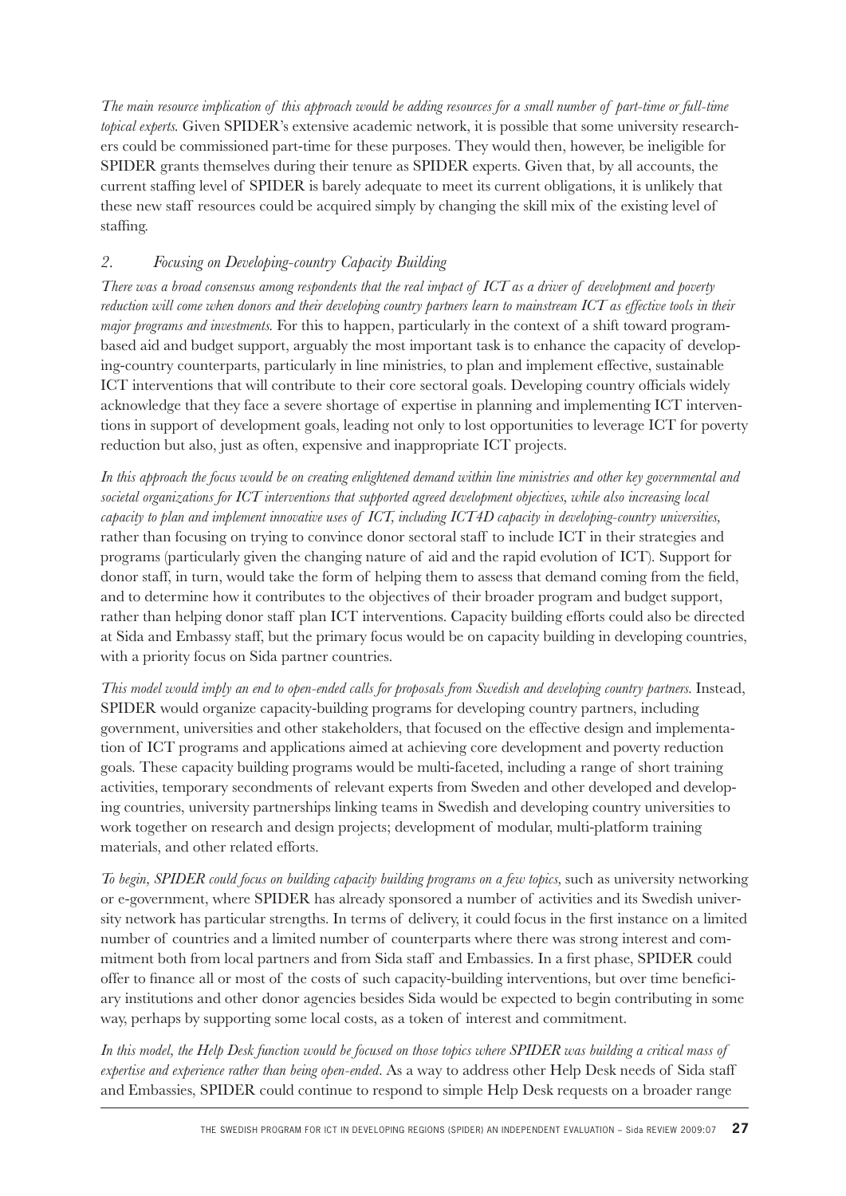*The main resource implication of this approach would be adding resources for a small number of part-time or full-time topical experts.* Given SPIDER's extensive academic network, it is possible that some university researchers could be commissioned part-time for these purposes. They would then, however, be ineligible for SPIDER grants themselves during their tenure as SPIDER experts. Given that, by all accounts, the current staffing level of SPIDER is barely adequate to meet its current obligations, it is unlikely that these new staff resources could be acquired simply by changing the skill mix of the existing level of staffing.

### *2. Focusing on Developing-country Capacity Building*

*There was a broad consensus among respondents that the real impact of ICT as a driver of development and poverty reduction will come when donors and their developing country partners learn to mainstream ICT as effective tools in their major programs and investments.* For this to happen, particularly in the context of a shift toward program-based aid and budget support, arguably the most important task is to enhance the capacity of developing-country counterparts, particularly in line ministries, to plan and implement effective, sustainable ICT interventions that will contribute to their core sectoral goals. Developing country officials widely acknowledge that they face a severe shortage of expertise in planning and implementing ICT interventions in support of development goals, leading not only to lost opportunities to leverage ICT for poverty reduction but also, just as often, expensive and inappropriate ICT projects.

*In this approach the focus would be on creating enlightened demand within line ministries and other key governmental and societal organizations for ICT interventions that supported agreed development objectives, while also increasing local capacity to plan and implement innovative uses of ICT, including ICT4D capacity in developing-country universities,* rather than focusing on trying to convince donor sectoral staff to include ICT in their strategies and programs (particularly given the changing nature of aid and the rapid evolution of ICT). Support for donor staff, in turn, would take the form of helping them to assess that demand coming from the field, and to determine how it contributes to the objectives of their broader program and budget support, rather than helping donor staff plan ICT interventions. Capacity building efforts could also be directed at Sida and Embassy staff, but the primary focus would be on capacity building in developing countries, with a priority focus on Sida partner countries.

*This model would imply an end to open-ended calls for proposals from Swedish and developing country partners.* Instead, SPIDER would organize capacity-building programs for developing country partners, including government, universities and other stakeholders, that focused on the effective design and implementation of ICT programs and applications aimed at achieving core development and poverty reduction goals. These capacity building programs would be multi-faceted, including a range of short training activities, temporary secondments of relevant experts from Sweden and other developed and developing countries, university partnerships linking teams in Swedish and developing country universities to work together on research and design projects; development of modular, multi-platform training materials, and other related efforts.

*To begin, SPIDER could focus on building capacity building programs on a few topics*, such as university networking or e-government, where SPIDER has already sponsored a number of activities and its Swedish university network has particular strengths. In terms of delivery, it could focus in the first instance on a limited number of countries and a limited number of counterparts where there was strong interest and commitment both from local partners and from Sida staff and Embassies. In a first phase, SPIDER could offer to finance all or most of the costs of such capacity-building interventions, but over time beneficiary institutions and other donor agencies besides Sida would be expected to begin contributing in some way, perhaps by supporting some local costs, as a token of interest and commitment.

*In this model, the Help Desk function would be focused on those topics where SPIDER was building a critical mass of expertise and experience rather than being open-ended*. As a way to address other Help Desk needs of Sida staff and Embassies, SPIDER could continue to respond to simple Help Desk requests on a broader range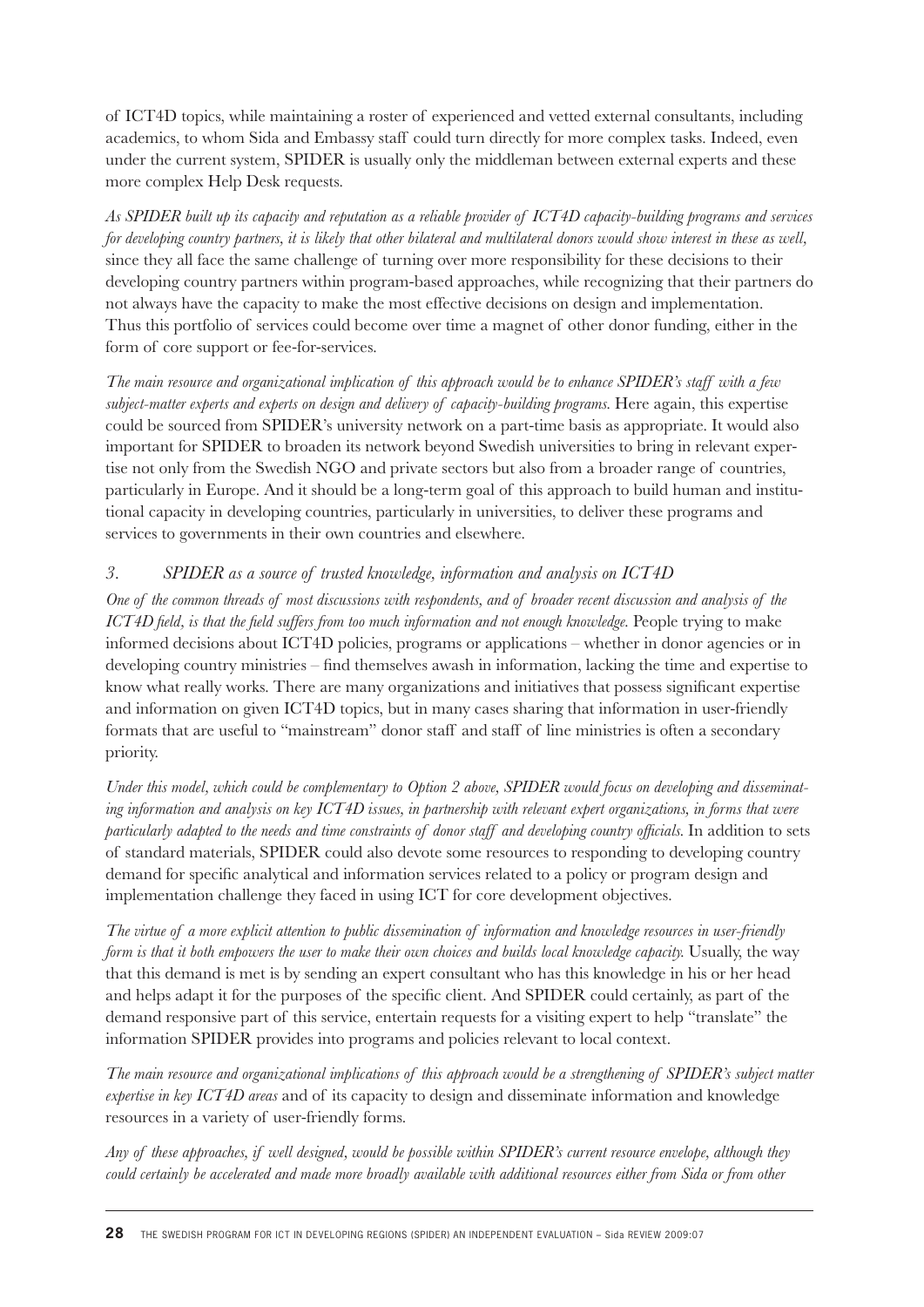of ICT4D topics, while maintaining a roster of experienced and vetted external consultants, including academics, to whom Sida and Embassy staff could turn directly for more complex tasks. Indeed, even under the current system, SPIDER is usually only the middleman between external experts and these more complex Help Desk requests.

*As SPIDER built up its capacity and reputation as a reliable provider of ICT4D capacity-building programs and services for developing country partners, it is likely that other bilateral and multilateral donors would show interest in these as well,* since they all face the same challenge of turning over more responsibility for these decisions to their developing country partners within program-based approaches, while recognizing that their partners do not always have the capacity to make the most effective decisions on design and implementation. Thus this portfolio of services could become over time a magnet of other donor funding, either in the form of core support or fee-for-services.

*The main resource and organizational implication of this approach would be to enhance SPIDER's staff with a few subject-matter experts and experts on design and delivery of capacity-building programs.* Here again, this expertise could be sourced from SPIDER's university network on a part-time basis as appropriate. It would also important for SPIDER to broaden its network beyond Swedish universities to bring in relevant expertise not only from the Swedish NGO and private sectors but also from a broader range of countries, particularly in Europe. And it should be a long-term goal of this approach to build human and institutional capacity in developing countries, particularly in universities, to deliver these programs and services to governments in their own countries and elsewhere.

### *3. SPIDER as a source of trusted knowledge, information and analysis on ICT4D*

*One of the common threads of most discussions with respondents, and of broader recent discussion and analysis of the ICT4D field, is that the field suffers from too much information and not enough knowledge.* People trying to make informed decisions about ICT4D policies, programs or applications – whether in donor agencies or in developing country ministries – find themselves awash in information, lacking the time and expertise to know what really works. There are many organizations and initiatives that possess significant expertise and information on given ICT4D topics, but in many cases sharing that information in user-friendly formats that are useful to "mainstream" donor staff and staff of line ministries is often a secondary priority.

*Under this model, which could be complementary to Option 2 above, SPIDER would focus on developing and disseminating information and analysis on key ICT4D issues, in partnership with relevant expert organizations, in forms that were particularly adapted to the needs and time constraints of donor staff and developing country officials.* In addition to sets of standard materials, SPIDER could also devote some resources to responding to developing country demand for specific analytical and information services related to a policy or program design and implementation challenge they faced in using ICT for core development objectives.

*The virtue of a more explicit attention to public dissemination of information and knowledge resources in user-friendly form is that it both empowers the user to make their own choices and builds local knowledge capacity.* Usually, the way that this demand is met is by sending an expert consultant who has this knowledge in his or her head and helps adapt it for the purposes of the specific client. And SPIDER could certainly, as part of the demand responsive part of this service, entertain requests for a visiting expert to help "translate" the information SPIDER provides into programs and policies relevant to local context.

*The main resource and organizational implications of this approach would be a strengthening of SPIDER's subject matter expertise in key ICT4D areas* and of its capacity to design and disseminate information and knowledge resources in a variety of user-friendly forms.

*Any of these approaches, if well designed, would be possible within SPIDER's current resource envelope, although they could certainly be accelerated and made more broadly available with additional resources either from Sida or from other*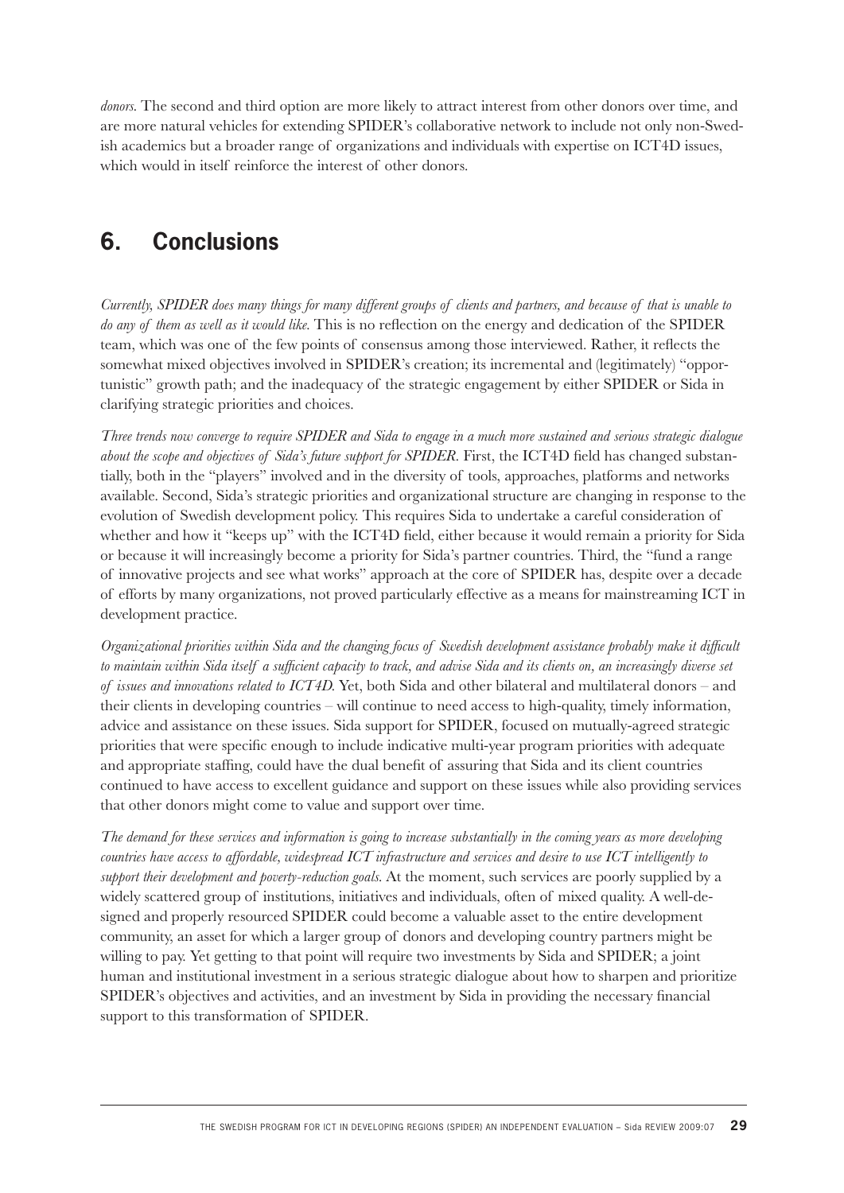*donors*. The second and third option are more likely to attract interest from other donors over time, and are more natural vehicles for extending SPIDER's collaborative network to include not only non-Swedish academics but a broader range of organizations and individuals with expertise on ICT4D issues, which would in itself reinforce the interest of other donors.

## 6. Conclusions

*Currently, SPIDER does many things for many different groups of clients and partners, and because of that is unable to do any of them as well as it would like.* This is no reflection on the energy and dedication of the SPIDER team, which was one of the few points of consensus among those interviewed. Rather, it reflects the somewhat mixed objectives involved in SPIDER's creation; its incremental and (legitimately) "opportunistic" growth path; and the inadequacy of the strategic engagement by either SPIDER or Sida in clarifying strategic priorities and choices.

*Three trends now converge to require SPIDER and Sida to engage in a much more sustained and serious strategic dialogue about the scope and objectives of Sida's future support for SPIDER.* First, the ICT4D field has changed substantially, both in the "players" involved and in the diversity of tools, approaches, platforms and networks available. Second, Sida's strategic priorities and organizational structure are changing in response to the evolution of Swedish development policy. This requires Sida to undertake a careful consideration of whether and how it "keeps up" with the ICT4D field, either because it would remain a priority for Sida or because it will increasingly become a priority for Sida's partner countries. Third, the "fund a range of innovative projects and see what works" approach at the core of SPIDER has, despite over a decade of efforts by many organizations, not proved particularly effective as a means for mainstreaming ICT in development practice.

*Organizational priorities within Sida and the changing focus of Swedish development assistance probably make it difficult to maintain within Sida itself a sufficient capacity to track, and advise Sida and its clients on, an increasingly diverse set of issues and innovations related to ICT4D.* Yet, both Sida and other bilateral and multilateral donors – and their clients in developing countries – will continue to need access to high-quality, timely information, advice and assistance on these issues. Sida support for SPIDER, focused on mutually-agreed strategic priorities that were specific enough to include indicative multi-year program priorities with adequate and appropriate staffing, could have the dual benefit of assuring that Sida and its client countries continued to have access to excellent guidance and support on these issues while also providing services that other donors might come to value and support over time.

*The demand for these services and information is going to increase substantially in the coming years as more developing countries have access to affordable, widespread ICT infrastructure and services and desire to use ICT intelligently to support their development and poverty-reduction goals.* At the moment, such services are poorly supplied by a widely scattered group of institutions, initiatives and individuals, often of mixed quality. A well-designed and properly resourced SPIDER could become a valuable asset to the entire development community, an asset for which a larger group of donors and developing country partners might be willing to pay. Yet getting to that point will require two investments by Sida and SPIDER; a joint human and institutional investment in a serious strategic dialogue about how to sharpen and prioritize SPIDER's objectives and activities, and an investment by Sida in providing the necessary financial support to this transformation of SPIDER.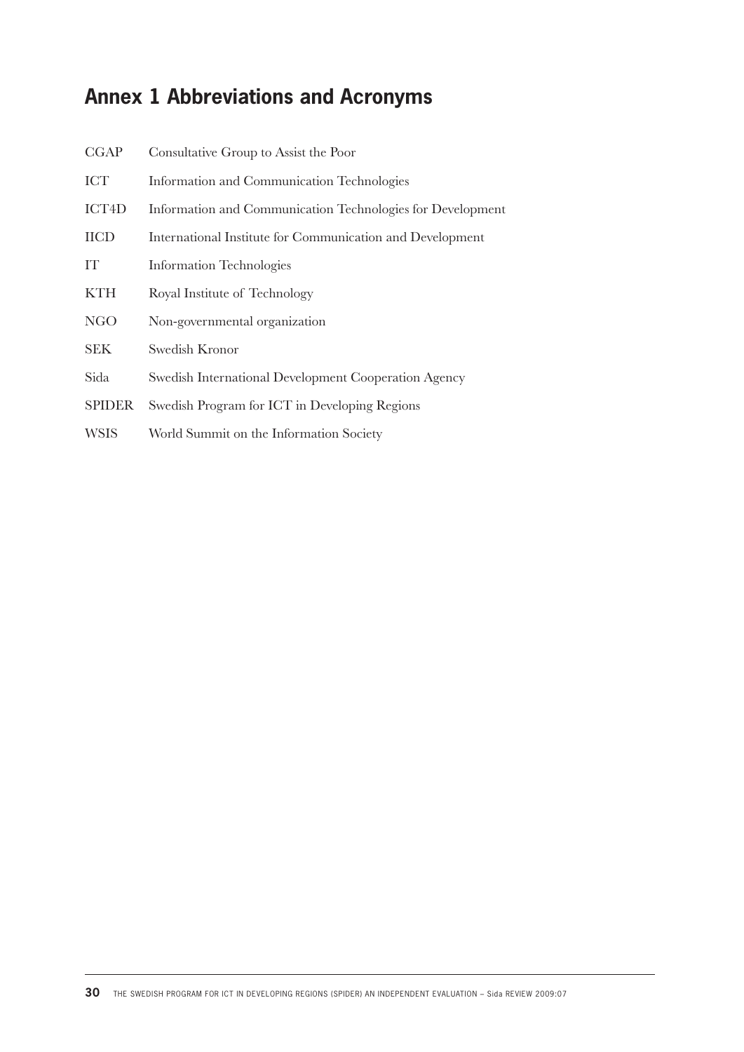# Annex 1 Abbreviations and Acronyms

| | |
|---|---|
| CGAP | Consultative Group to Assist the Poor |
| ICT | Information and Communication Technologies |
| ICT4D | Information and Communication Technologies for Development |
| IICD | International Institute for Communication and Development |
| IT | Information Technologies |
| KTH | Royal Institute of Technology |
| NGO | Non-governmental organization |
| SEK | Swedish Kronor |
| Sida | Swedish International Development Cooperation Agency |
| SPIDER | Swedish Program for ICT in Developing Regions |
| WSIS | World Summit on the Information Society |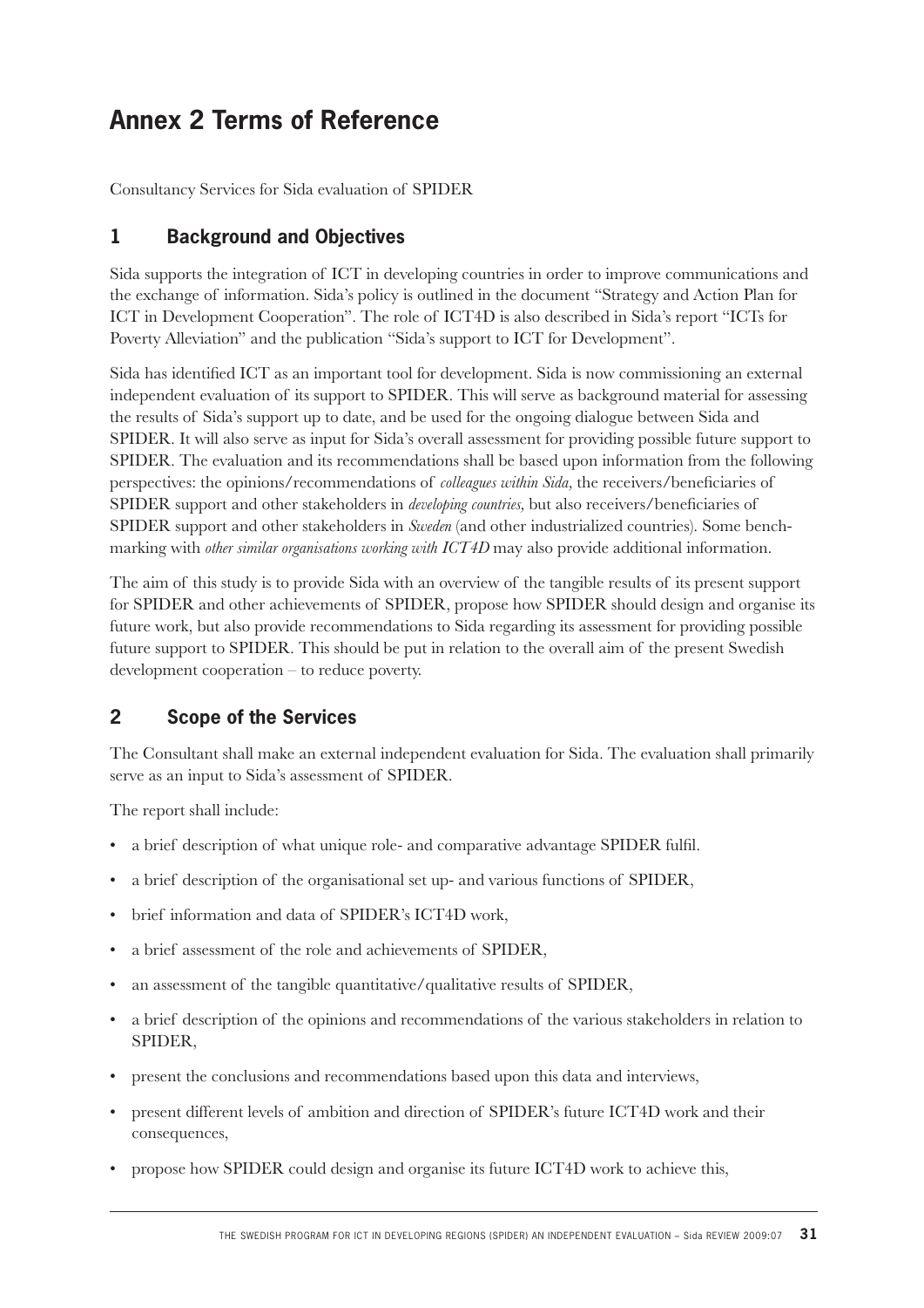# Annex 2 Terms of Reference

Consultancy Services for Sida evaluation of SPIDER

## 1 Background and Objectives

Sida supports the integration of ICT in developing countries in order to improve communications and the exchange of information. Sida's policy is outlined in the document "Strategy and Action Plan for ICT in Development Cooperation". The role of ICT4D is also described in Sida's report "ICTs for Poverty Alleviation" and the publication "Sida's support to ICT for Development".

Sida has identified ICT as an important tool for development. Sida is now commissioning an external independent evaluation of its support to SPIDER. This will serve as background material for assessing the results of Sida's support up to date, and be used for the ongoing dialogue between Sida and SPIDER. It will also serve as input for Sida's overall assessment for providing possible future support to SPIDER. The evaluation and its recommendations shall be based upon information from the following perspectives: the opinions/recommendations of *colleagues within Sida,* the receivers/beneficiaries of SPIDER support and other stakeholders in *developing countries,* but also receivers/beneficiaries of SPIDER support and other stakeholders in *Sweden* (and other industrialized countries). Some benchmarking with *other similar organisations working with ICT4D* may also provide additional information.

The aim of this study is to provide Sida with an overview of the tangible results of its present support for SPIDER and other achievements of SPIDER, propose how SPIDER should design and organise its future work, but also provide recommendations to Sida regarding its assessment for providing possible future support to SPIDER. This should be put in relation to the overall aim of the present Swedish development cooperation – to reduce poverty.

## 2 Scope of the Services

The Consultant shall make an external independent evaluation for Sida. The evaluation shall primarily serve as an input to Sida's assessment of SPIDER.

The report shall include:

- a brief description of what unique role- and comparative advantage SPIDER fulfil.
- a brief description of the organisational set up- and various functions of SPIDER,
- brief information and data of SPIDER's ICT4D work,
- a brief assessment of the role and achievements of SPIDER,
- an assessment of the tangible quantitative/qualitative results of SPIDER,
- a brief description of the opinions and recommendations of the various stakeholders in relation to SPIDER,
- present the conclusions and recommendations based upon this data and interviews,
- present different levels of ambition and direction of SPIDER's future ICT4D work and their consequences,
- propose how SPIDER could design and organise its future ICT4D work to achieve this,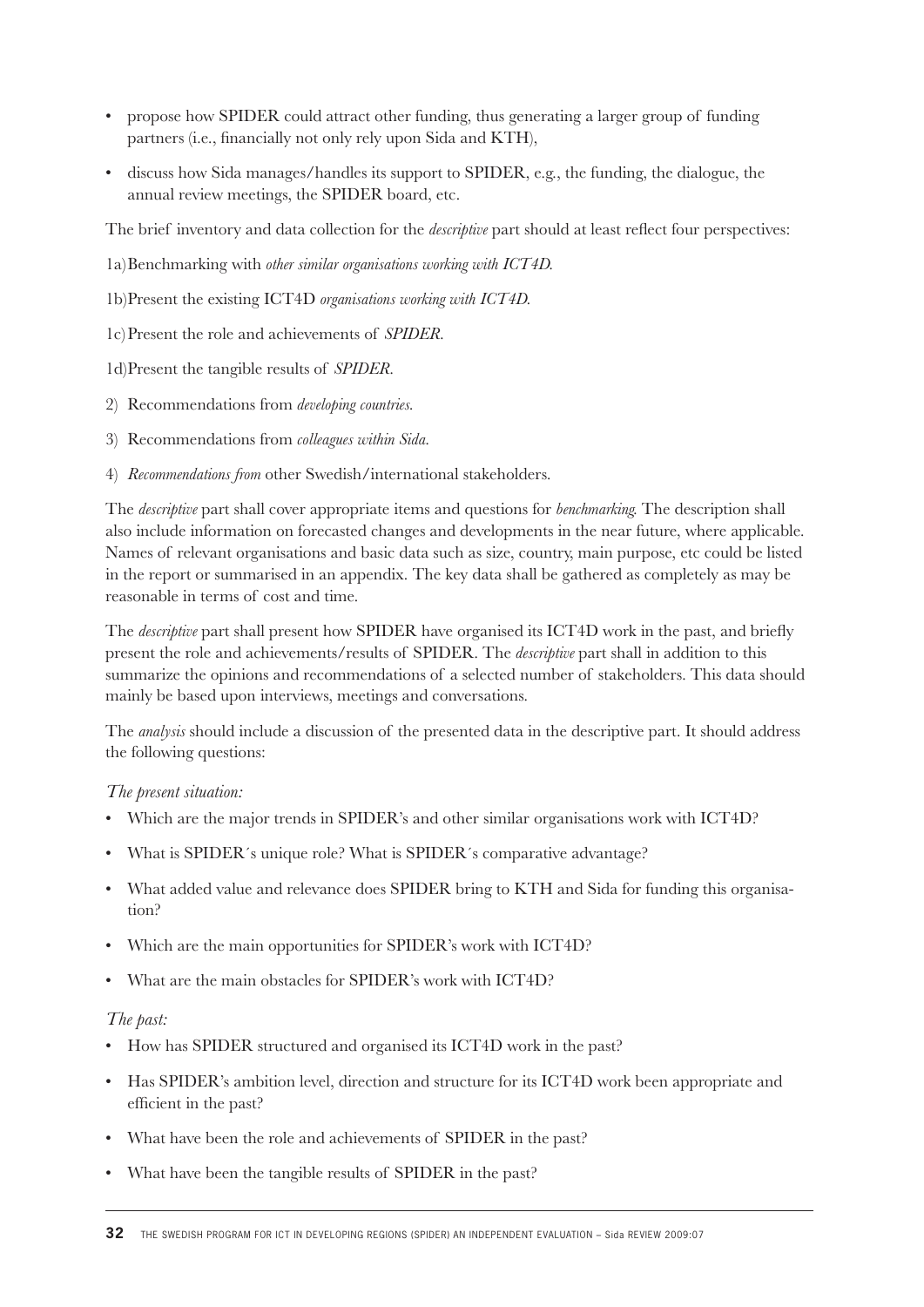- propose how SPIDER could attract other funding, thus generating a larger group of funding partners (i.e., financially not only rely upon Sida and KTH),
- discuss how Sida manages/handles its support to SPIDER, e.g., the funding, the dialogue, the annual review meetings, the SPIDER board, etc.

The brief inventory and data collection for the *descriptive* part should at least reflect four perspectives:

1a) Benchmarking with *other similar organisations working with ICT4D.*

1b) Present the existing ICT4D *organisations working with ICT4D.*

1c) Present the role and achievements of *SPIDER.*

1d) Present the tangible results of *SPIDER.*

2) Recommendations from *developing countries.*

3) Recommendations from *colleagues within Sida.*

4) *Recommendations from* other Swedish/international stakeholders.

The *descriptive* part shall cover appropriate items and questions for *benchmarking.* The description shall also include information on forecasted changes and developments in the near future, where applicable. Names of relevant organisations and basic data such as size, country, main purpose, etc could be listed in the report or summarised in an appendix. The key data shall be gathered as completely as may be reasonable in terms of cost and time.

The *descriptive* part shall present how SPIDER have organised its ICT4D work in the past, and briefly present the role and achievements/results of SPIDER. The *descriptive* part shall in addition to this summarize the opinions and recommendations of a selected number of stakeholders. This data should mainly be based upon interviews, meetings and conversations.

The *analysis* should include a discussion of the presented data in the descriptive part. It should address the following questions:

*The present situation:*

- Which are the major trends in SPIDER's and other similar organisations work with ICT4D?
- What is SPIDER´s unique role? What is SPIDER´s comparative advantage?
- What added value and relevance does SPIDER bring to KTH and Sida for funding this organisation?
- Which are the main opportunities for SPIDER's work with ICT4D?
- What are the main obstacles for SPIDER's work with ICT4D?

*The past:*

- How has SPIDER structured and organised its ICT4D work in the past?
- Has SPIDER's ambition level, direction and structure for its ICT4D work been appropriate and efficient in the past?
- What have been the role and achievements of SPIDER in the past?
- What have been the tangible results of SPIDER in the past?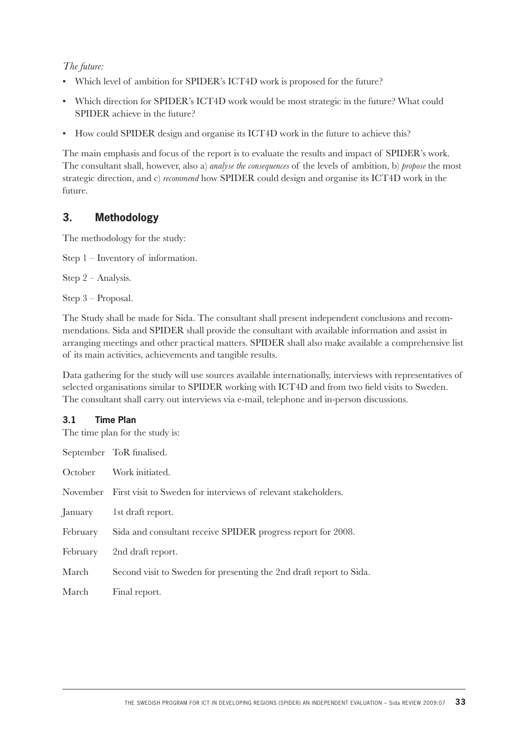*The future:*

- Which level of ambition for SPIDER's ICT4D work is proposed for the future?
- Which direction for SPIDER's ICT4D work would be most strategic in the future? What could SPIDER achieve in the future?
- How could SPIDER design and organise its ICT4D work in the future to achieve this?

The main emphasis and focus of the report is to evaluate the results and impact of SPIDER's work. The consultant shall, however, also a) *analyse the consequences* of the levels of ambition, b) *propose* the most strategic direction, and c) *recommend* how SPIDER could design and organise its ICT4D work in the future.

## 3. Methodology

The methodology for the study:

Step 1 – Inventory of information.

Step 2 – Analysis.

Step 3 – Proposal.

The Study shall be made for Sida. The consultant shall present independent conclusions and recommendations. Sida and SPIDER shall provide the consultant with available information and assist in arranging meetings and other practical matters. SPIDER shall also make available a comprehensive list of its main activities, achievements and tangible results.

Data gathering for the study will use sources available internationally, interviews with representatives of selected organisations similar to SPIDER working with ICT4D and from two field visits to Sweden. The consultant shall carry out interviews via e-mail, telephone and in-person discussions.

### 3.1 Time Plan

The time plan for the study is:

| | |
|---|---|
| September | ToR finalised. |
| October | Work initiated. |
| November | First visit to Sweden for interviews of relevant stakeholders. |
| January | 1st draft report. |
| February | Sida and consultant receive SPIDER progress report for 2008. |
| February | 2nd draft report. |
| March | Second visit to Sweden for presenting the 2nd draft report to Sida. |
| March | Final report. |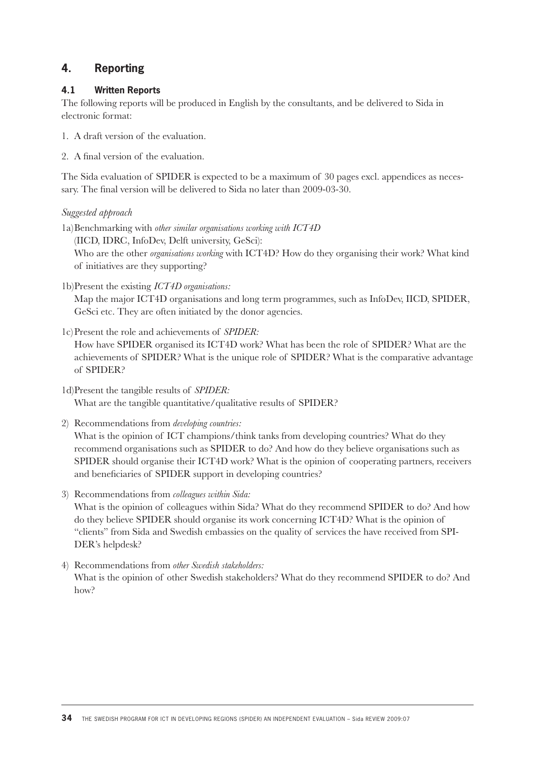## 4. Reporting

### 4.1 Written Reports

The following reports will be produced in English by the consultants, and be delivered to Sida in electronic format:

1. A draft version of the evaluation.
2. A final version of the evaluation.

The Sida evaluation of SPIDER is expected to be a maximum of 30 pages excl. appendices as necessary. The final version will be delivered to Sida no later than 2009-03-30.

*Suggested approach*

1a) Benchmarking with *other similar organisations working with ICT4D* (IICD, IDRC, InfoDev, Delft university, GeSci):
Who are the other *organisations working* with ICT4D? How do they organising their work? What kind of initiatives are they supporting?

1b) Present the existing *ICT4D organisations:*
Map the major ICT4D organisations and long term programmes, such as InfoDev, IICD, SPIDER, GeSci etc. They are often initiated by the donor agencies.

1c) Present the role and achievements of *SPIDER:*
How have SPIDER organised its ICT4D work? What has been the role of SPIDER? What are the achievements of SPIDER? What is the unique role of SPIDER? What is the comparative advantage of SPIDER?

1d) Present the tangible results of *SPIDER:*
What are the tangible quantitative/qualitative results of SPIDER?

2) Recommendations from *developing countries:*
What is the opinion of ICT champions/think tanks from developing countries? What do they recommend organisations such as SPIDER to do? And how do they believe organisations such as SPIDER should organise their ICT4D work? What is the opinion of cooperating partners, receivers and beneficiaries of SPIDER support in developing countries?

3) Recommendations from *colleagues within Sida:*
What is the opinion of colleagues within Sida? What do they recommend SPIDER to do? And how do they believe SPIDER should organise its work concerning ICT4D? What is the opinion of "clients" from Sida and Swedish embassies on the quality of services the have received from SPIDER's helpdesk?

4) Recommendations from *other Swedish stakeholders:*
What is the opinion of other Swedish stakeholders? What do they recommend SPIDER to do? And how?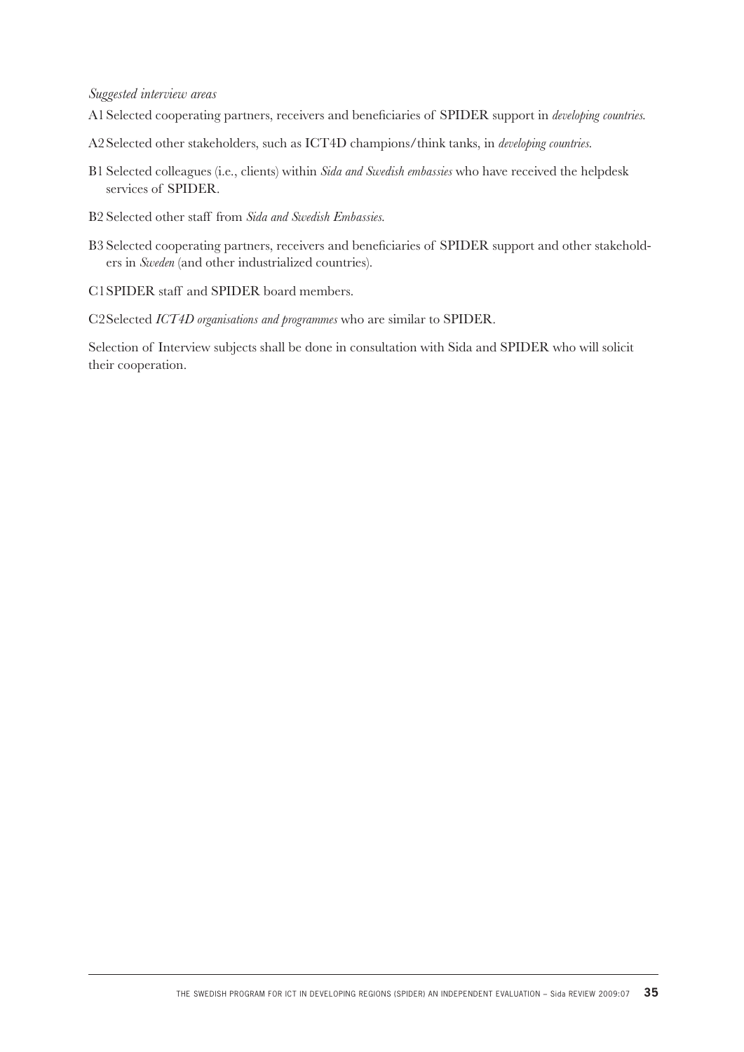*Suggested interview areas*

A1 Selected cooperating partners, receivers and beneficiaries of SPIDER support in *developing countries*.

A2 Selected other stakeholders, such as ICT4D champions/think tanks, in *developing countries*.

B1 Selected colleagues (i.e., clients) within *Sida and Swedish embassies* who have received the helpdesk services of SPIDER.

B2 Selected other staff from *Sida and Swedish Embassies*.

B3 Selected cooperating partners, receivers and beneficiaries of SPIDER support and other stakeholders in *Sweden* (and other industrialized countries).

C1 SPIDER staff and SPIDER board members.

C2 Selected *ICT4D organisations and programmes* who are similar to SPIDER.

Selection of Interview subjects shall be done in consultation with Sida and SPIDER who will solicit their cooperation.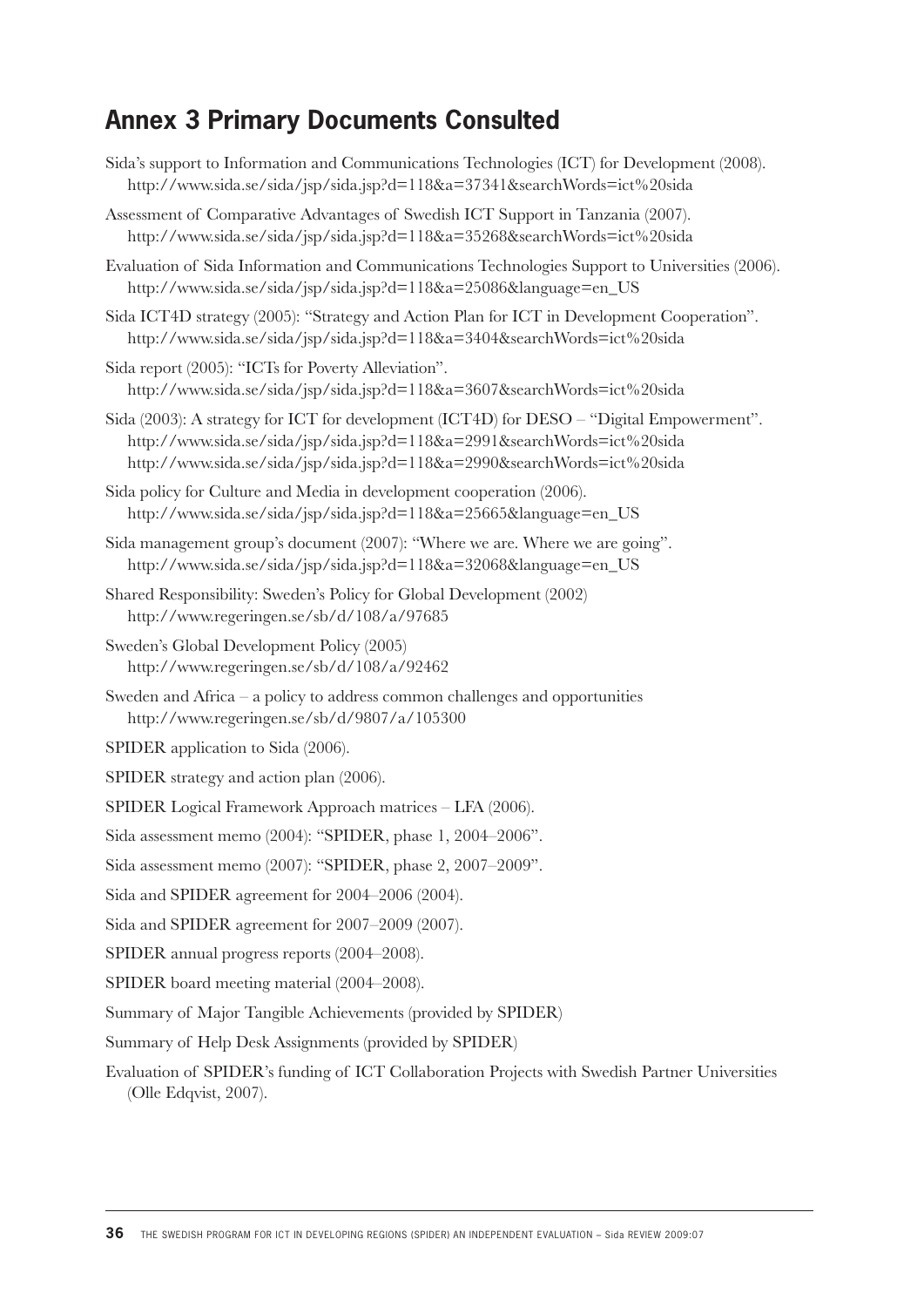## Annex 3 Primary Documents Consulted

Sida's support to Information and Communications Technologies (ICT) for Development (2008). http://www.sida.se/sida/jsp/sida.jsp?d=118&a=37341&searchWords=ict%20sida

Assessment of Comparative Advantages of Swedish ICT Support in Tanzania (2007). http://www.sida.se/sida/jsp/sida.jsp?d=118&a=35268&searchWords=ict%20sida

Evaluation of Sida Information and Communications Technologies Support to Universities (2006). http://www.sida.se/sida/jsp/sida.jsp?d=118&a=25086&language=en_US

Sida ICT4D strategy (2005): "Strategy and Action Plan for ICT in Development Cooperation". http://www.sida.se/sida/jsp/sida.jsp?d=118&a=3404&searchWords=ict%20sida

Sida report (2005): "ICTs for Poverty Alleviation". http://www.sida.se/sida/jsp/sida.jsp?d=118&a=3607&searchWords=ict%20sida

Sida (2003): A strategy for ICT for development (ICT4D) for DESO – "Digital Empowerment". http://www.sida.se/sida/jsp/sida.jsp?d=118&a=2991&searchWords=ict%20sida http://www.sida.se/sida/jsp/sida.jsp?d=118&a=2990&searchWords=ict%20sida

Sida policy for Culture and Media in development cooperation (2006). http://www.sida.se/sida/jsp/sida.jsp?d=118&a=25665&language=en_US

Sida management group's document (2007): "Where we are. Where we are going". http://www.sida.se/sida/jsp/sida.jsp?d=118&a=32068&language=en_US

Shared Responsibility: Sweden's Policy for Global Development (2002) http://www.regeringen.se/sb/d/108/a/97685

Sweden's Global Development Policy (2005) http://www.regeringen.se/sb/d/108/a/92462

Sweden and Africa – a policy to address common challenges and opportunities http://www.regeringen.se/sb/d/9807/a/105300

SPIDER application to Sida (2006).

SPIDER strategy and action plan (2006).

SPIDER Logical Framework Approach matrices – LFA (2006).

Sida assessment memo (2004): "SPIDER, phase 1, 2004–2006".

Sida assessment memo (2007): "SPIDER, phase 2, 2007–2009".

Sida and SPIDER agreement for 2004–2006 (2004).

Sida and SPIDER agreement for 2007–2009 (2007).

SPIDER annual progress reports (2004–2008).

SPIDER board meeting material (2004–2008).

Summary of Major Tangible Achievements (provided by SPIDER)

Summary of Help Desk Assignments (provided by SPIDER)

Evaluation of SPIDER's funding of ICT Collaboration Projects with Swedish Partner Universities (Olle Edqvist, 2007).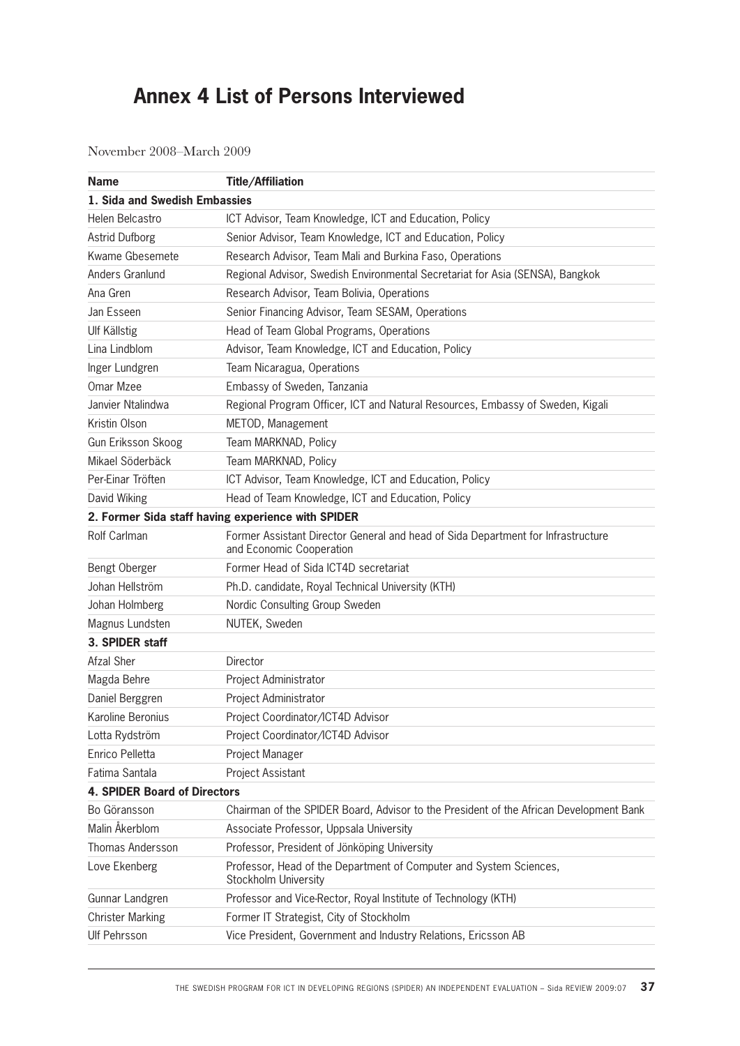# Annex 4 List of Persons Interviewed

November 2008–March 2009

| **Name** | **Title/Affiliation** |
|---|---|
| **1. Sida and Swedish Embassies** | |
| Helen Belcastro | ICT Advisor, Team Knowledge, ICT and Education, Policy |
| Astrid Dufborg | Senior Advisor, Team Knowledge, ICT and Education, Policy |
| Kwame Gbesemete | Research Advisor, Team Mali and Burkina Faso, Operations |
| Anders Granlund | Regional Advisor, Swedish Environmental Secretariat for Asia (SENSA), Bangkok |
| Ana Gren | Research Advisor, Team Bolivia, Operations |
| Jan Esseen | Senior Financing Advisor, Team SESAM, Operations |
| Ulf Källstig | Head of Team Global Programs, Operations |
| Lina Lindblom | Advisor, Team Knowledge, ICT and Education, Policy |
| Inger Lundgren | Team Nicaragua, Operations |
| Omar Mzee | Embassy of Sweden, Tanzania |
| Janvier Ntalindwa | Regional Program Officer, ICT and Natural Resources, Embassy of Sweden, Kigali |
| Kristin Olson | METOD, Management |
| Gun Eriksson Skoog | Team MARKNAD, Policy |
| Mikael Söderbäck | Team MARKNAD, Policy |
| Per-Einar Tröften | ICT Advisor, Team Knowledge, ICT and Education, Policy |
| David Wiking | Head of Team Knowledge, ICT and Education, Policy |
| **2. Former Sida staff having experience with SPIDER** | |
| Rolf Carlman | Former Assistant Director General and head of Sida Department for Infrastructure and Economic Cooperation |
| Bengt Oberger | Former Head of Sida ICT4D secretariat |
| Johan Hellström | Ph.D. candidate, Royal Technical University (KTH) |
| Johan Holmberg | Nordic Consulting Group Sweden |
| Magnus Lundsten | NUTEK, Sweden |
| **3. SPIDER staff** | |
| Afzal Sher | Director |
| Magda Behre | Project Administrator |
| Daniel Berggren | Project Administrator |
| Karoline Beronius | Project Coordinator/ICT4D Advisor |
| Lotta Rydström | Project Coordinator/ICT4D Advisor |
| Enrico Pelletta | Project Manager |
| Fatima Santala | Project Assistant |
| **4. SPIDER Board of Directors** | |
| Bo Göransson | Chairman of the SPIDER Board, Advisor to the President of the African Development Bank |
| Malin Åkerblom | Associate Professor, Uppsala University |
| Thomas Andersson | Professor, President of Jönköping University |
| Love Ekenberg | Professor, Head of the Department of Computer and System Sciences, Stockholm University |
| Gunnar Landgren | Professor and Vice-Rector, Royal Institute of Technology (KTH) |
| Christer Marking | Former IT Strategist, City of Stockholm |
| Ulf Pehrsson | Vice President, Government and Industry Relations, Ericsson AB |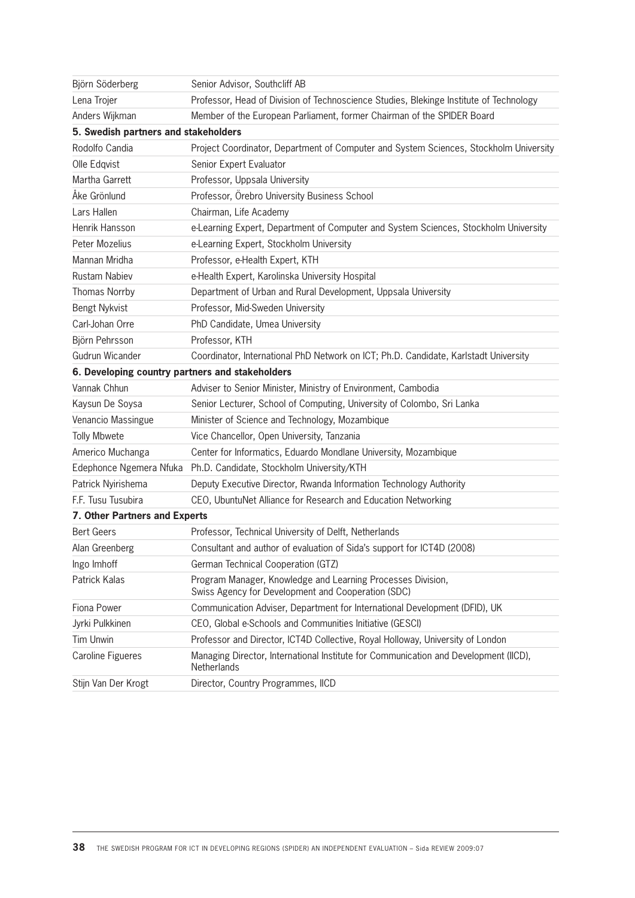| | |
|---|---|
| Björn Söderberg | Senior Advisor, Southcliff AB |
| Lena Trojer | Professor, Head of Division of Technoscience Studies, Blekinge Institute of Technology |
| Anders Wijkman | Member of the European Parliament, former Chairman of the SPIDER Board |
| **5. Swedish partners and stakeholders** | |
| Rodolfo Candia | Project Coordinator, Department of Computer and System Sciences, Stockholm University |
| Olle Edqvist | Senior Expert Evaluator |
| Martha Garrett | Professor, Uppsala University |
| Åke Grönlund | Professor, Örebro University Business School |
| Lars Hallen | Chairman, Life Academy |
| Henrik Hansson | e-Learning Expert, Department of Computer and System Sciences, Stockholm University |
| Peter Mozelius | e-Learning Expert, Stockholm University |
| Mannan Mridha | Professor, e-Health Expert, KTH |
| Rustam Nabiev | e-Health Expert, Karolinska University Hospital |
| Thomas Norrby | Department of Urban and Rural Development, Uppsala University |
| Bengt Nykvist | Professor, Mid-Sweden University |
| Carl-Johan Orre | PhD Candidate, Umea University |
| Björn Pehrsson | Professor, KTH |
| Gudrun Wicander | Coordinator, International PhD Network on ICT; Ph.D. Candidate, Karlstadt University |
| **6. Developing country partners and stakeholders** | |
| Vannak Chhun | Adviser to Senior Minister, Ministry of Environment, Cambodia |
| Kaysun De Soysa | Senior Lecturer, School of Computing, University of Colombo, Sri Lanka |
| Venancio Massingue | Minister of Science and Technology, Mozambique |
| Tolly Mbwete | Vice Chancellor, Open University, Tanzania |
| Americo Muchanga | Center for Informatics, Eduardo Mondlane University, Mozambique |
| Edephonce Ngemera Nfuka | Ph.D. Candidate, Stockholm University/KTH |
| Patrick Nyirishema | Deputy Executive Director, Rwanda Information Technology Authority |
| F.F. Tusu Tusubira | CEO, UbuntuNet Alliance for Research and Education Networking |
| **7. Other Partners and Experts** | |
| Bert Geers | Professor, Technical University of Delft, Netherlands |
| Alan Greenberg | Consultant and author of evaluation of Sida's support for ICT4D (2008) |
| Ingo Imhoff | German Technical Cooperation (GTZ) |
| Patrick Kalas | Program Manager, Knowledge and Learning Processes Division, Swiss Agency for Development and Cooperation (SDC) |
| Fiona Power | Communication Adviser, Department for International Development (DFID), UK |
| Jyrki Pulkkinen | CEO, Global e-Schools and Communities Initiative (GESCI) |
| Tim Unwin | Professor and Director, ICT4D Collective, Royal Holloway, University of London |
| Caroline Figueres | Managing Director, International Institute for Communication and Development (IICD), Netherlands |
| Stijn Van Der Krogt | Director, Country Programmes, IICD |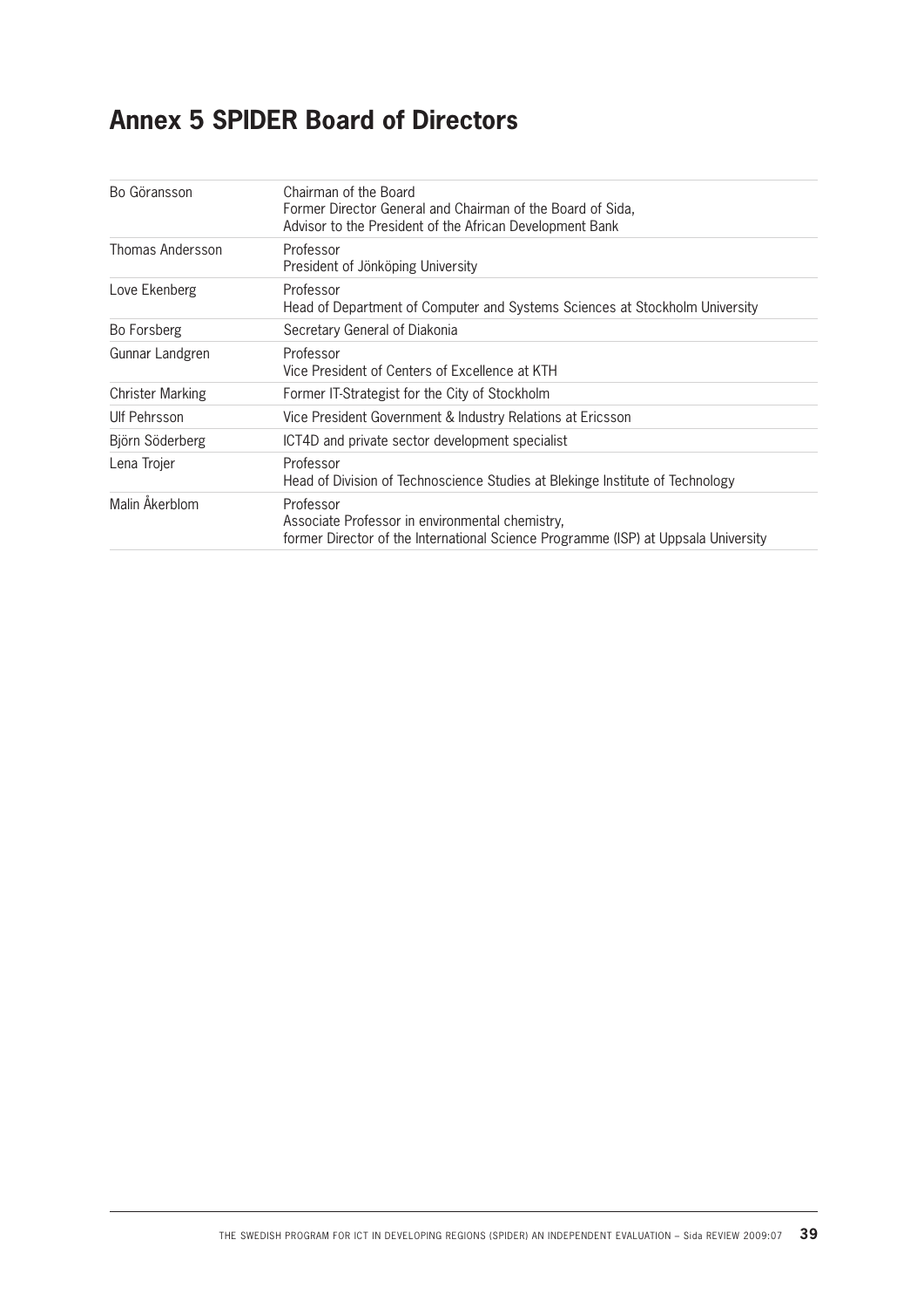# Annex 5 SPIDER Board of Directors

| | |
|---|---|
| Bo Göransson | Chairman of the Board<br>Former Director General and Chairman of the Board of Sida,<br>Advisor to the President of the African Development Bank |
| Thomas Andersson | Professor<br>President of Jönköping University |
| Love Ekenberg | Professor<br>Head of Department of Computer and Systems Sciences at Stockholm University |
| Bo Forsberg | Secretary General of Diakonia |
| Gunnar Landgren | Professor<br>Vice President of Centers of Excellence at KTH |
| Christer Marking | Former IT-Strategist for the City of Stockholm |
| Ulf Pehrsson | Vice President Government & Industry Relations at Ericsson |
| Björn Söderberg | ICT4D and private sector development specialist |
| Lena Trojer | Professor<br>Head of Division of Technoscience Studies at Blekinge Institute of Technology |
| Malin Åkerblom | Professor<br>Associate Professor in environmental chemistry,<br>former Director of the International Science Programme (ISP) at Uppsala University |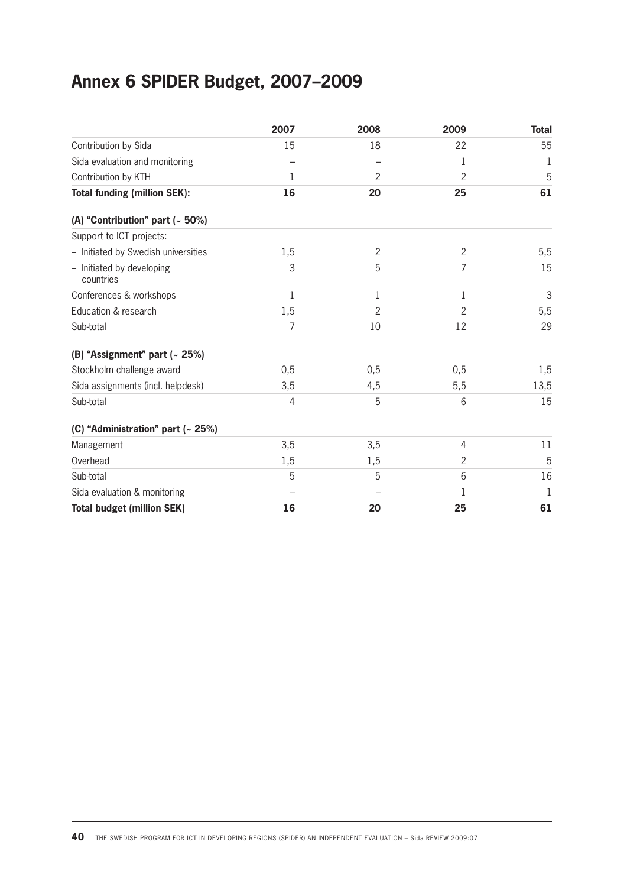# Annex 6 SPIDER Budget, 2007–2009

| | 2007 | 2008 | 2009 | Total |
|---|---|---|---|---|
| Contribution by Sida | 15 | 18 | 22 | 55 |
| Sida evaluation and monitoring | – | – | 1 | 1 |
| Contribution by KTH | 1 | 2 | 2 | 5 |
| **Total funding (million SEK):** | **16** | **20** | **25** | **61** |
| **(A) "Contribution" part (~ 50%)** | | | | |
| Support to ICT projects: | | | | |
| – Initiated by Swedish universities | 1,5 | 2 | 2 | 5,5 |
| – Initiated by developing countries | 3 | 5 | 7 | 15 |
| Conferences & workshops | 1 | 1 | 1 | 3 |
| Education & research | 1,5 | 2 | 2 | 5,5 |
| Sub-total | 7 | 10 | 12 | 29 |
| **(B) "Assignment" part (~ 25%)** | | | | |
| Stockholm challenge award | 0,5 | 0,5 | 0,5 | 1,5 |
| Sida assignments (incl. helpdesk) | 3,5 | 4,5 | 5,5 | 13,5 |
| Sub-total | 4 | 5 | 6 | 15 |
| **(C) "Administration" part (~ 25%)** | | | | |
| Management | 3,5 | 3,5 | 4 | 11 |
| Overhead | 1,5 | 1,5 | 2 | 5 |
| Sub-total | 5 | 5 | 6 | 16 |
| Sida evaluation & monitoring | – | – | 1 | 1 |
| **Total budget (million SEK)** | **16** | **20** | **25** | **61** |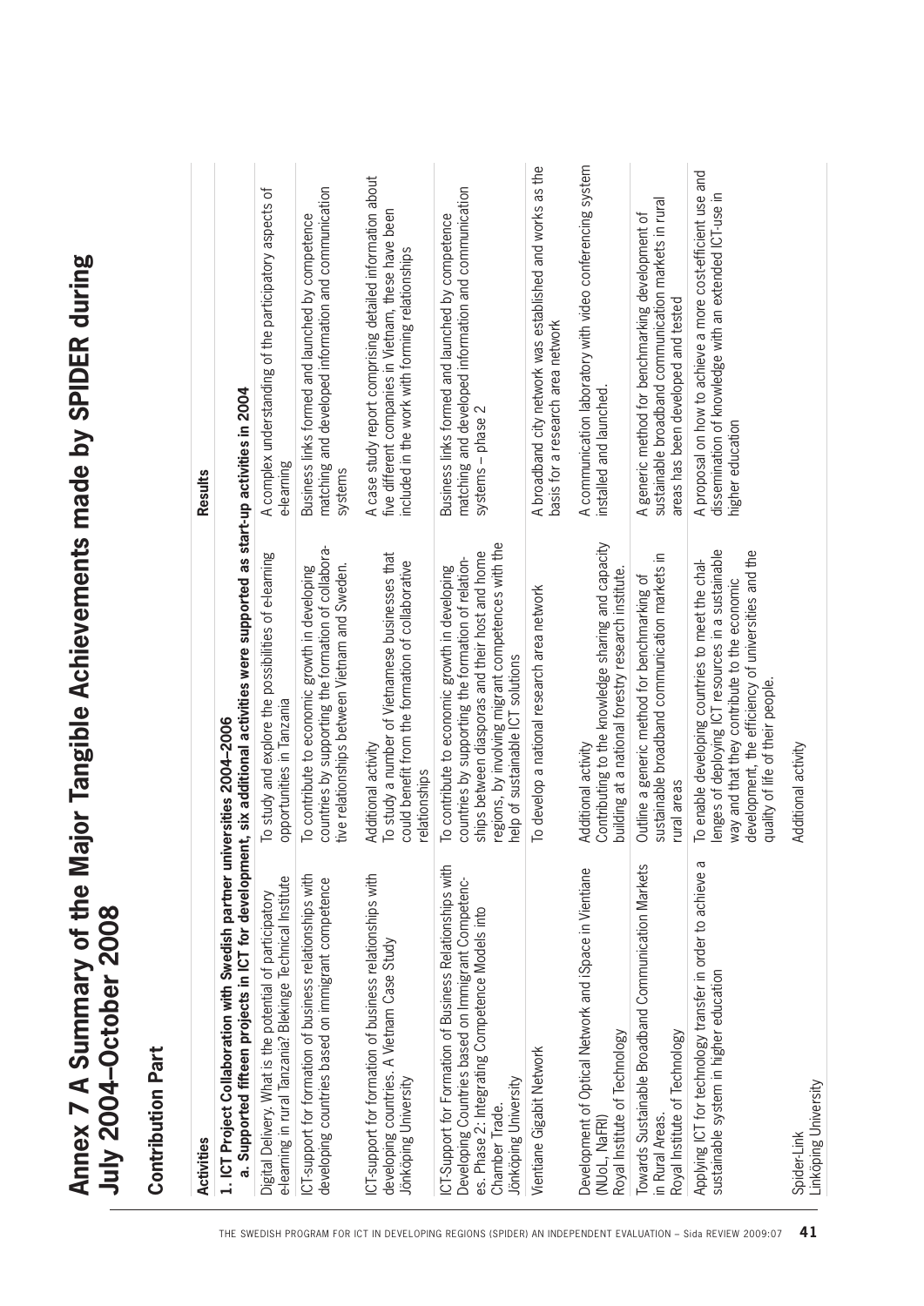# Annex 7 A Summary of the Major Tangible Achievements made by SPIDER during July 2004–October 2008

## Contribution Part

| Activities | | Results |
|---|---|---|
| **1. ICT Project Collaboration with Swedish partner universities 2004–2006** | | |
| **a. Supported fifteen projects in ICT for development, six additional activities were supported as start-up activities in 2004** | | |
| Digital Delivery. What is the potential of participatory e-learning in rural Tanzania? Blekinge Technical Institute | To study and explore the possibilities of e-learning opportunities in Tanzania | A complex understanding of the participatory aspects of e-learning |
| ICT-support for formation of business relationships with developing countries based on immigrant competence | To contribute to economic growth in developing countries by supporting the formation of collaborative relationships between Vietnam and Sweden. | Business links formed and launched by competence matching and developed information and communication systems |
| ICT-support for formation of business relationships with developing countries. A Vietnam Case Study<br>Jönköping University | Additional activity<br>To study a number of Vietnamese businesses that could benefit from the formation of collaborative relationships | A case study report comprising detailed information about five different companies in Vietnam, these have been included in the work with forming relationships |
| ICT-Support for Formation of Business Relationships with Developing Countries based on Immigrant Competences. Phase 2: Integrating Competence Models into Chamber Trade.<br>Jönköping University | To contribute to economic growth in developing countries by supporting the formation of relationships between diasporas and their host and home regions, by involving migrant competences with the help of sustainable ICT solutions | Business links formed and launched by competence matching and developed information and communication systems – phase 2 |
| Vientiane Gigabit Network | To develop a national research area network | A broadband city network was established and works as the basis for a research area network |
| Development of Optical Network and iSpace in Vientiane (NUoL, NaFRI)<br>Royal Institute of Technology | Additional activity<br>Contributing to the knowledge sharing and capacity building at a national forestry research institute. | A communication laboratory with video conferencing system installed and launched. |
| Towards Sustainable Broadband Communication Markets in Rural Areas.<br>Royal Institute of Technology | Outline a generic method for benchmarking of sustainable broadband communication markets in rural areas | A generic method for benchmarking development of sustainable broadband communication markets in rural areas has been developed and tested |
| Applying ICT for technology transfer in order to achieve a sustainable system in higher education | To enable developing countries to meet the challenges of deploying ICT resources in a sustainable way and that they contribute to the economic development, the efficiency of universities and the quality of life of their people. | A proposal on how to achieve a more cost-efficient use and dissemination of knowledge with an extended ICT-use in higher education |
| Spider-Link<br>Linköping University | Additional activity | |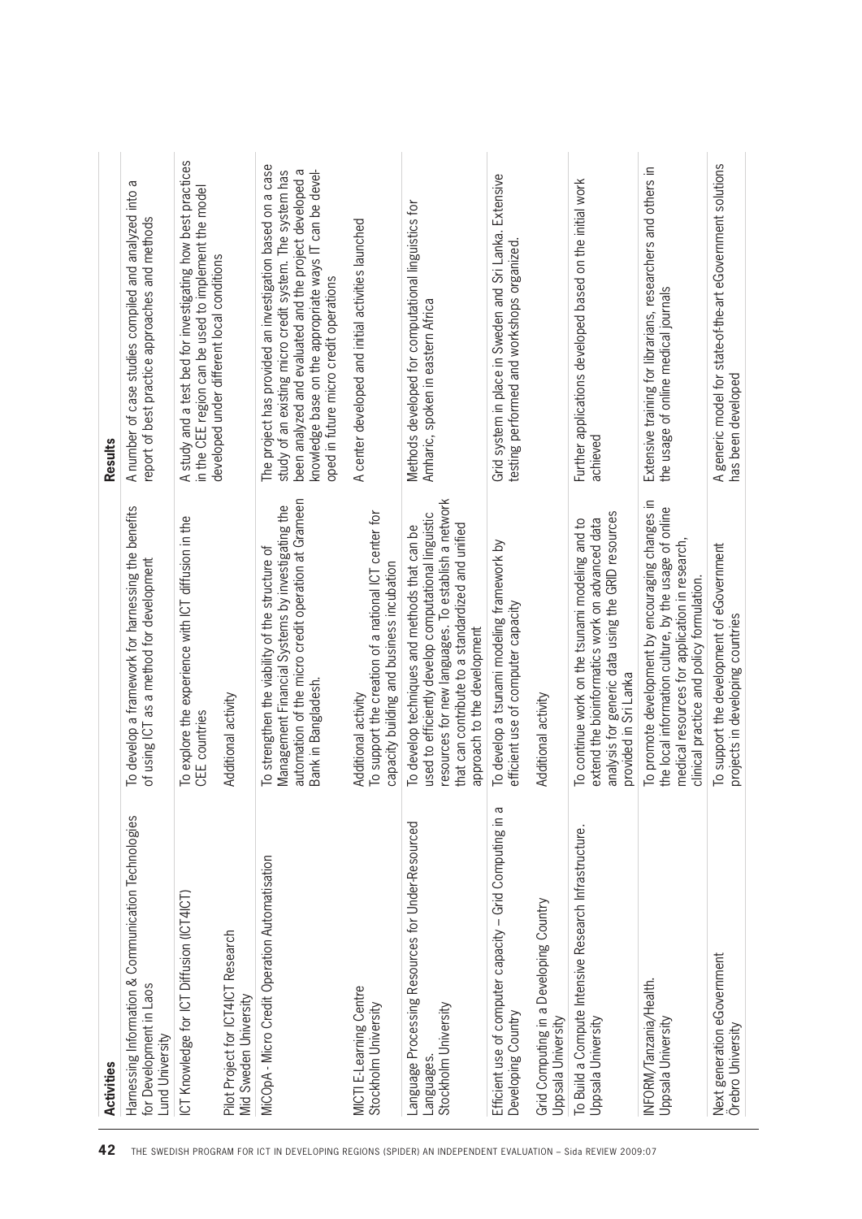| Activities | | Results |
|---|---|---|
| Harnessing Information & Communication Technologies for Development in Laos<br>Lund University | To develop a framework for harnessing the benefits of using ICT as a method for development | A number of case studies compiled and analyzed into a report of best practice approaches and methods |
| ICT Knowledge for ICT Diffusion (ICT4ICT) | To explore the experience with ICT diffusion in the CEE countries | A study and a test bed for investigating how best practices in the CEE region can be used to implement the model developed under different local conditions |
| Pilot Project for ICT4ICT Research<br>Mid Sweden University | Additional activity | |
| MICOpA - Micro Credit Operation Automatisation | To strengthen the viability of the structure of Management Financial Systems by investigating the automation of the micro credit operation at Grameen Bank in Bangladesh. | The project has provided an investigation based on a case study of an existing micro credit system. The system has been analyzed and evaluated and the project developed a knowledge base on the appropriate ways IT can be developed in future micro credit operations |
| MICTI E-Learning Centre<br>Stockholm University | Additional activity<br>To support the creation of a national ICT center for capacity building and business incubation | A center developed and initial activities launched |
| Language Processing Resources for Under-Resourced Languages.<br>Stockholm University | To develop techniques and methods that can be used to efficiently develop computational linguistic resources for new languages. To establish a network that can contribute to a standardized and unified approach to the development | Methods developed for computational linguistics for Amharic, spoken in eastern Africa |
| Efficient use of computer capacity – Grid Computing in a Developing Country | To develop a tsunami modeling framework by efficient use of computer capacity | Grid system in place in Sweden and Sri Lanka. Extensive testing performed and workshops organized. |
| Grid Computing in a Developing Country<br>Uppsala University | Additional activity | |
| To Build a Compute Intensive Research Infrastructure.<br>Uppsala University | To continue work on the tsunami modeling and to extend the bioinformatics work on advanced data analysis for generic data using the GRID resources provided in Sri Lanka | Further applications developed based on the initial work achieved |
| INFORM/Tanzania/Health.<br>Uppsala University | To promote development by encouraging changes in the local information culture, by the usage of online medical resources for application in research, clinical practice and policy formulation. | Extensive training for librarians, researchers and others in the usage of online medical journals |
| Next generation eGovernment<br>Örebro University | To support the development of eGovernment projects in developing countries | A generic model for state-of-the-art eGovernment solutions has been developed |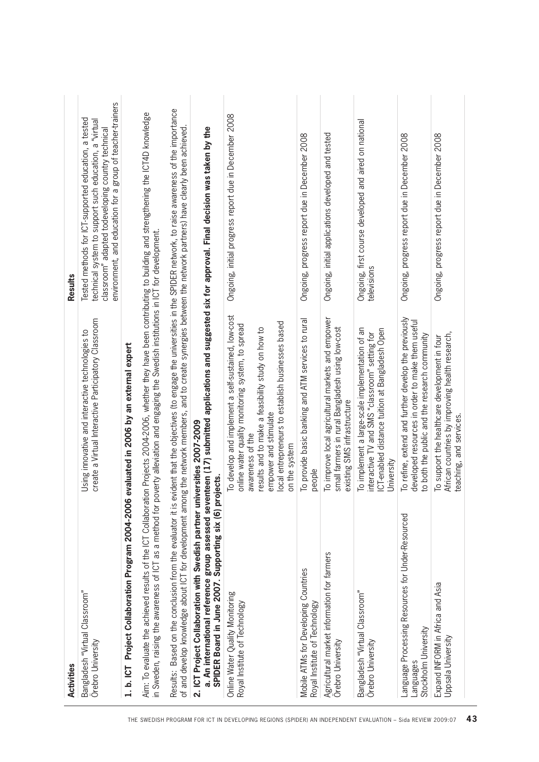| Activities | | Results |
|---|---|---|
| Bangladesh "Virtual Classroom"<br>Örebro University | Using innovative and interactive technologies to create a Virtual Interactive Participatory Classroom | Tested methods for ICT-supported education, a tested technical system to support such education, a "virtual classroom" adapted todeveloping country technical environment, and education for a group of teacher-trainers |
| **1. b. ICT Project Collaboration Program 2004-2006 evaluated in 2006 by an external expert** | | |
| Aim: To evaluate the achieved results of the ICT Collaboration Projects 2004-2006, whether they have been contributing to building and strengthening the ICT4D knowledge in Sweden, raising the awareness of ICT as a method for poverty alleviation and engaging the Swedish institutions in ICT for development. | | |
| Results: Based on the conclusion from the evaluator it is evident that the objectives (to engage the universities in the SPIDER network, to raise awareness of the importance of and develop knowledge about ICT for development among the network members, and to create synergies between the network partners) have clearly been achieved. | | |
| **2. ICT Project Collaboration with Swedish partner universities 2007-2009**<br>**a. An international reference group assessed seventeen (17) submitted applications and suggested six for approval. Final decision was taken by the SPIDER Board in June 2007. Supporting six (6) projects.** | | |
| Online Water Quality Monitoring<br>Royal Institute of Technology | To develop and implement a self-sustained, low-cost online water quality monitoring system, to spread awareness of the results and to make a feasibility study on how to empower and stimulate local entrepreneurs to establish businesses based on the system | Ongoing, initial progress report due in December 2008 |
| Mobile ATMs for Developing Countries<br>Royal Institute of Technology | To provide basic banking and ATM services to rural people | Ongoing, progress report due in December 2008 |
| Agricultural market information for farmers<br>Örebro University | To improve local agricultural markets and empower small farmers in rural Bangladesh using low-cost existing SMS infrastructure | Ongoing, initial applications developed and tested |
| Bangladesh "Virtual Classroom"<br>Örebro University | To implement a large-scale implementation of an interactive TV and SMS "classroom" setting for ICT-enabled distance tuition at Bangladesh Open University | Ongoing, first course developed and aired on national televisions |
| Language Processing Resources for Under-Resourced Languages<br>Stockholm University | To refine, extend and further develop the previously developed resources in order to make them useful to both the public and the research community | Ongoing, progress report due in December 2008 |
| Expand INFORM in Africa and Asia<br>Uppsala University | To support the healthcare development in four African countries by improving health research, teaching, and services. | Ongoing, progress report due in December 2008 |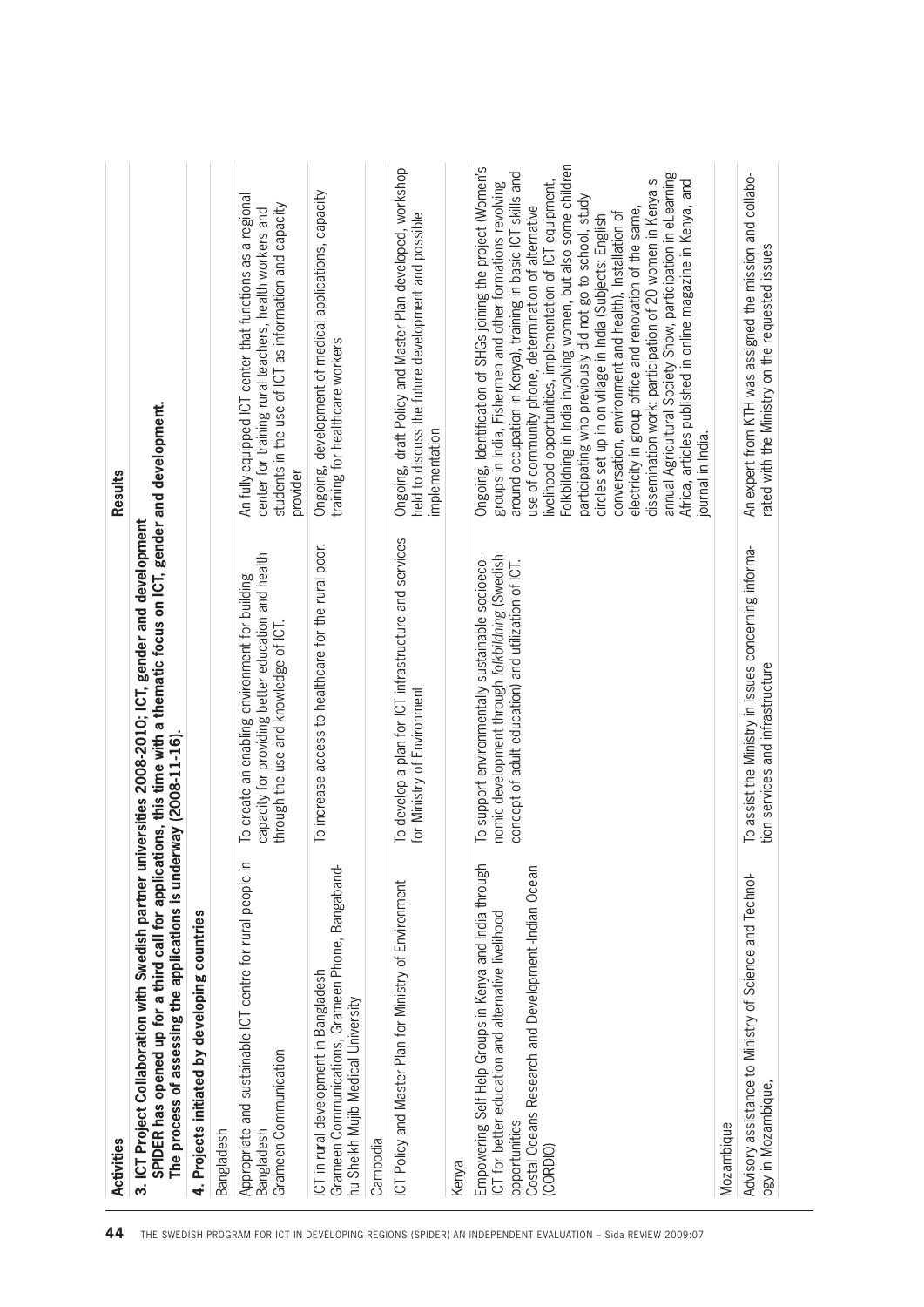| Activities | | Results |
|---|---|---|
| **3. ICT Project Collaboration with Swedish partner universities 2008-2010; ICT, gender and development** **SPIDER has opened up for a third call for applications, this time with a thematic focus on ICT, gender and development. The process of assessing the applications is underway (2008-11-16).** | | |
| **4. Projects initiated by developing countries** | | |
| Bangladesh | | |
| Appropriate and sustainable ICT centre for rural people in Bangladesh<br>Grameen Communication | To create an enabling environment for building capacity for providing better education and health through the use and knowledge of ICT. | An fully-equipped ICT center that functions as a regional center for training rural teachers, health workers and students in the use of ICT as information and capacity provider |
| ICT in rural development in Bangladesh<br>Grameen Communications, Grameen Phone, Bangabandhu Sheikh Mujib Medical University | To increase access to healthcare for the rural poor. | Ongoing, development of medical applications, capacity training for healthcare workers |
| Cambodia | | |
| ICT Policy and Master Plan for Ministry of Environment | To develop a plan for ICT infrastructure and services for Ministry of Environment | Ongoing, draft Policy and Master Plan developed, workshop held to discuss the future development and possible implementation |
| Kenya | | |
| Empowering Self Help Groups in Kenya and India through ICT for better education and alternative livelihood opportunities<br>Costal Oceans Research and Development -Indian Ocean (CORDIO) | To support environmentally sustainable socioeconomic development through *folkbildning* (Swedish concept of adult education) and utilization of ICT. | Ongoing, Identification of SHGs joining the project (Women's groups in India, Fishermen and other formations revolving around occupation in Kenya), training in basic ICT skills and use of community phone, determination of alternative livelihood opportunities, implementation of ICT equipment, Folkbildning in India involving women, but also some children participating who previously did not go to school, study circles set up in on village in India (Subjects: English conversation, environment and health), Installation of electricity in group office and renovation of the same, dissemination work: participation of 20 women in Kenya s annual Agricultural Society Show, participation in eLearning Africa, articles published in online magazine in Kenya, and journal in India. |
| Mozambique | | |
| Advisory assistance to Ministry of Science and Technology in Mozambique, | To assist the Ministry in issues concerning information services and infrastructure | An expert from KTH was assigned the mission and collaborated with the Ministry on the requested issues |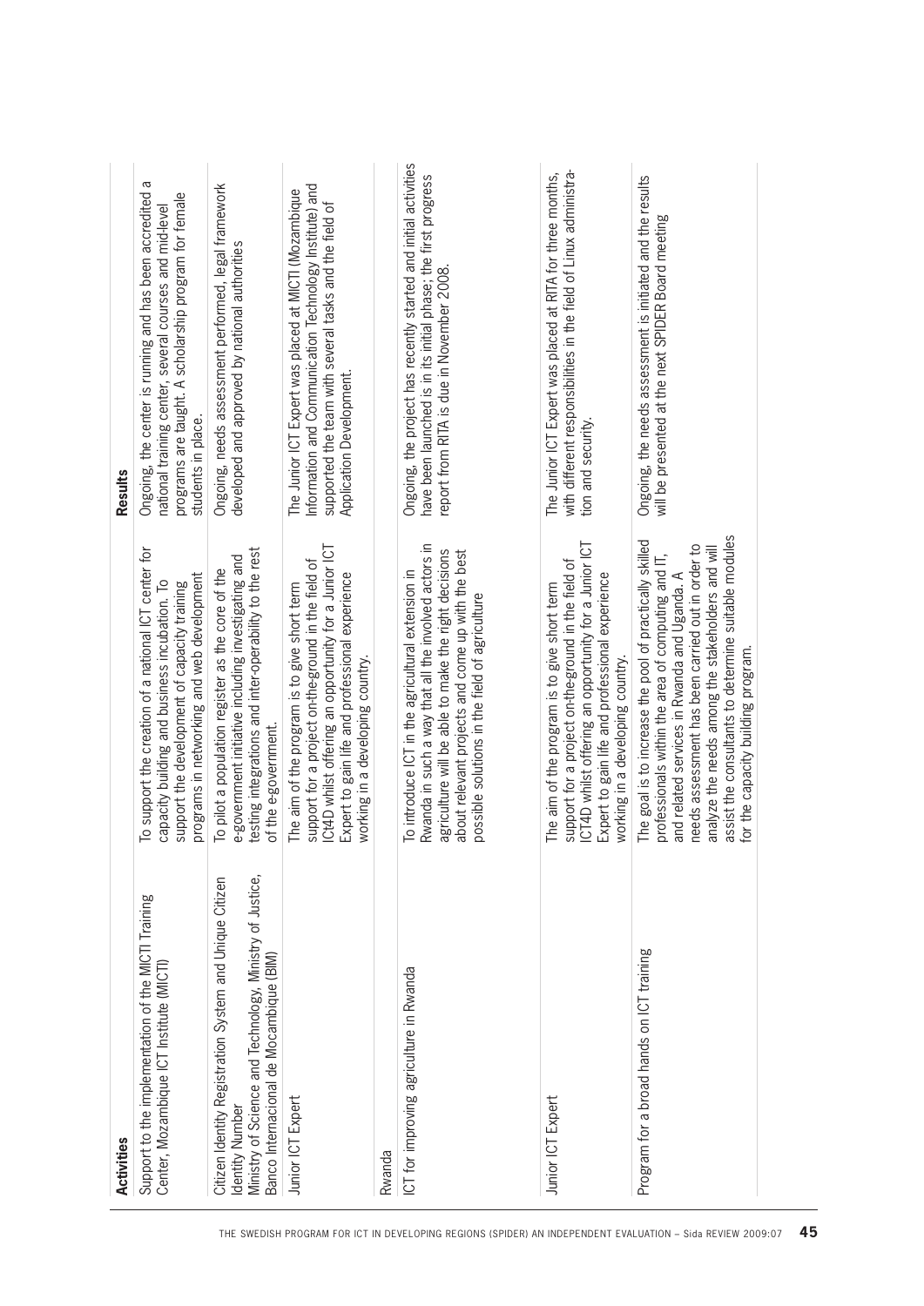| Activities | | Results |
|---|---|---|
| Support to the implementation of the MICTI Training Center, Mozambique ICT Institute (MICTI) | To support the creation of a national ICT center for capacity building and business incubation. To support the development of capacity training programs in networking and web development | Ongoing, the center is running and has been accredited a national training center, several courses and mid-level programs are taught. A scholarship program for female students in place. |
| Citizen Identity Registration System and Unique Citizen Identity Number<br>Ministry of Science and Technology, Ministry of Justice, Banco Internacional de Mocambique (BIM) | To pilot a population register as the core of the e-government initiative including investigating and testing integrations and inter-operability to the rest of the e-government. | Ongoing, needs assessment performed, legal framework developed and approved by national authorities |
| Junior ICT Expert | The aim of the program is to give short term support for a project on-the-ground in the field of ICt4D whilst offering an opportunity for a Junior ICT Expert to gain life and professional experience working in a developing country. | The Junior ICT Expert was placed at MICTI (Mozambique Information and Communication Technology Institute) and supported the team with several tasks and the field of Application Development. |
| Rwanda | | |
| ICT for improving agriculture in Rwanda | To introduce ICT in the agricultural extension in Rwanda in such a way that all the involved actors in agriculture will be able to make the right decisions about relevant projects and come up with the best possible solutions in the field of agriculture | Ongoing, the project has recently started and initial activities have been launched is in its initial phase; the first progress report from RITA is due in November 2008. |
| Junior ICT Expert | The aim of the program is to give short term support for a project on-the-ground in the field of ICT4D whilst offering an opportunity for a Junior ICT Expert to gain life and professional experience working in a developing country. | The Junior ICT Expert was placed at RITA for three months, with different responsibilities in the field of Linux administration and security. |
| Program for a broad hands on ICT training | The goal is to increase the pool of practically skilled professionals within the area of computing and IT, and related services in Rwanda and Uganda. A needs assessment has been carried out in order to analyze the needs among the stakeholders and will assist the consultants to determine suitable modules for the capacity building program. | Ongoing, the needs assessment is initiated and the results will be presented at the next SPIDER Board meeting |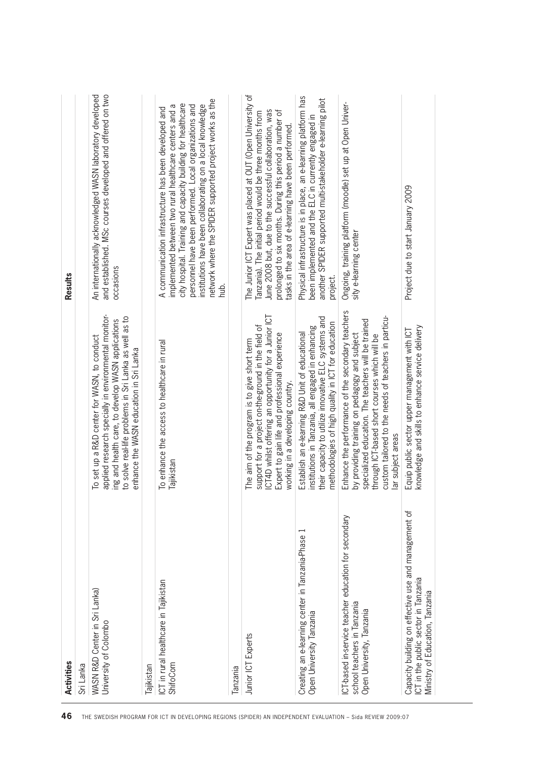| Activities | | Results |
|---|---|---|
| Sri Lanka | | |
| WASN R&D Center in Sri Lanka)<br>University of Colombo | To set up a R&D center for WASN, to conduct applied research specially in environmental monitoring and health care, to develop WASN applications to solve real-life problems in Sri Lanka as well as to enhance the WASN education in Sri Lanka | An internationally acknowledged WASN laboratory developed and established. MSc courses developed and offered on two occasions |
| Tajikistan | | |
| ICT in rural healthcare in Tajikistan<br>ShifoCom | To enhance the access to healthcare in rural Tajikistan | A communication infrastructure has been developed and implemented between two rural healthcare centers and a city hospital. Training and capacity building for healthcare personnel have been performed. Local organizations and institutions have been collaborating on a local knowledge network where the SPIDER supported project works as the hub. |
| Tanzania | | |
| Junior ICT Experts | The aim of the program is to give short term support for a project on-the-ground in the field of ICT4D whilst offering an opportunity for a Junior ICT Expert to gain life and professional experience working in a developing country. | The Junior ICT Expert was placed at OUT (Open University of Tanzania). The initial period would be three months from June 2008 but, due to the successful collaboration, was prolonged to six months. During this period a number of tasks in the area of e-learning have been performed. |
| Creating an e-learning center in Tanzania-Phase 1<br>Open University Tanzania | Establish an e-learning R&D Unit of educational institutions in Tanzania, all engaged in enhancing their capacity to utilize innovative ELC systems and methodologies of high quality in ICT for education | Physical infrastructure is in place, an e-learning platform has been implemented and the ELC in currently engaged in another SPIDER supported multi-stakeholder e-learning pilot project. |
| ICT-based in-service teacher education for secondary school teachers in Tanzania<br>Open University, Tanzania | Enhance the performance of the secondary teachers by providing training on pedagogy and subject specialized education. The teachers will be trained through ICT-based short courses which will be custom tailored to the needs of teachers in particular subject areas | Ongoing, training platform (moodle) set up at Open University e-learning center |
| Capacity building on effective use and management of ICT in the public sector in Tanzania<br>Ministry of Education, Tanzania | Equip public sector upper management with ICT knowledge and skills to enhance service delivery | Project due to start January 2009 |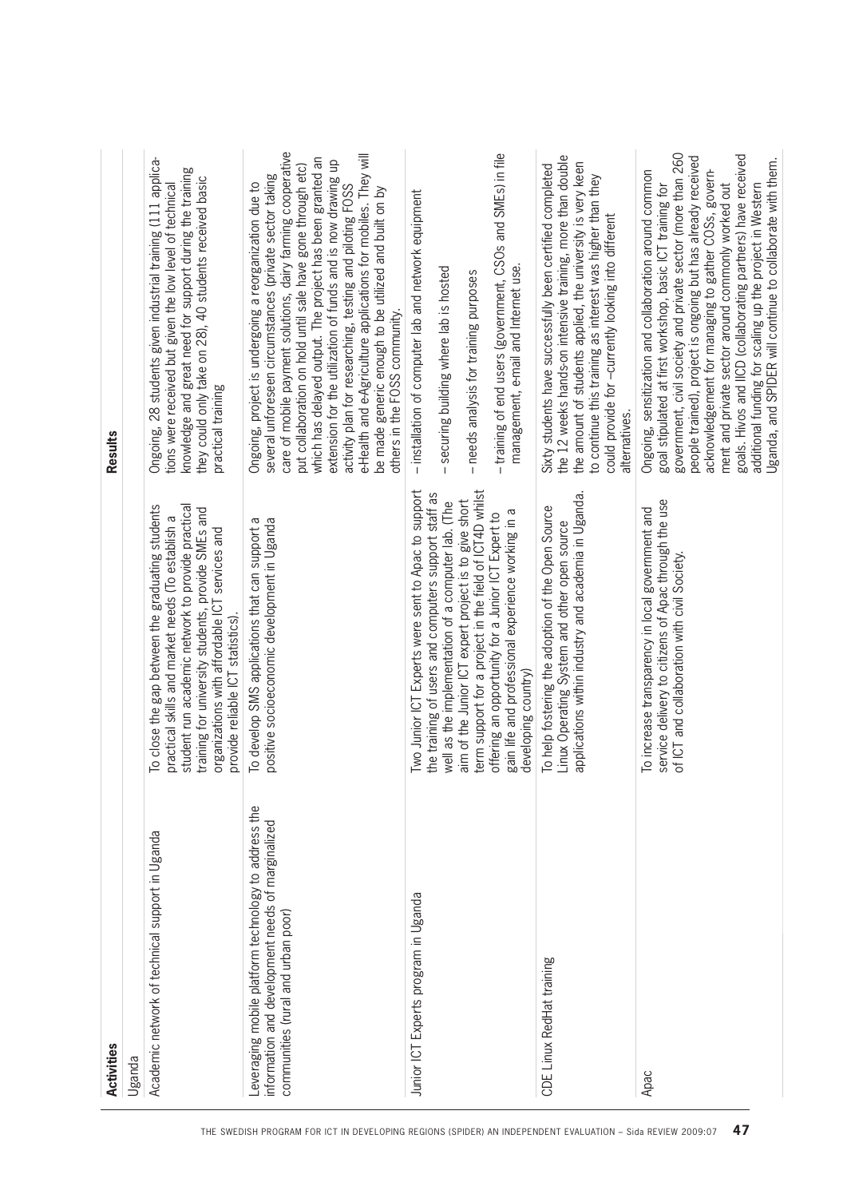| Activities | | Results |
|---|---|---|
| Uganda | | |
| Academic network of technical support in Uganda | To close the gap between the graduating students practical skills and market needs (To establish a student run academic network to provide practical training for university students, provide SMEs and organizations with affordable ICT services and provide reliable ICT statistics). | Ongoing, 28 students given industrial training (111 applications were received but given the low level of technical knowledge and great need for support during the training they could only take on 28), 40 students received basic practical training |
| Leveraging mobile platform technology to address the information and development needs of marginalized communities (rural and urban poor) | To develop SMS applications that can support a positive socioeconomic development in Uganda | Ongoing, project is undergoing a reorganization due to several unforeseen circumstances (private sector taking care of mobile payment solutions, dairy farming cooperative put collaboration on hold until sale have gone through etc) which has delayed output. The project has been granted an extension for the utilization of funds and is now drawing up activity plan for researching, testing and piloting FOSS e-Health and e-Agriculture applications for mobiles. They will be made generic enough to be utilized and built on by others in the FOSS community. |
| Junior ICT Experts program in Uganda | Two Junior ICT Experts were sent to Apac to support the training of users and computers support staff as well as the implementation of a computer lab. (The aim of the Junior ICT expert project is to give short term support for a project in the field of ICT4D whilst offering an opportunity for a Junior ICT Expert to gain life and professional experience working in a developing country) | – installation of computer lab and network equipment<br><br>– securing building where lab is hosted<br><br>– needs analysis for training purposes<br><br>– training of end users (government, CSOs and SMEs) in file management, e-mail and Internet use. |
| CDE Linux RedHat training | To help fostering the adoption of the Open Source Linux Operating System and other open source applications within industry and academia in Uganda. | Sixty students have successfully been certified completed the 12 weeks hands-on intensive training, more than double the amount of students applied, the university is very keen to continue this training as interest was higher than they could provide for –currently looking into different alternatives. |
| Apac | To increase transparency in local government and service delivery to citizens of Apac through the use of ICT and collaboration with civil Society. | Ongoing, sensitization and collaboration around common goal stipulated at first workshop, basic ICT training for government, civil society and private sector (more than 260 people trained), project is ongoing but has already received acknowledgement for managing to gather COSs, government and private sector around commonly worked out goals. Hivos and IICD (collaborating partners) have received additional funding for scaling up the project in Western Uganda, and SPIDER will continue to collaborate with them. |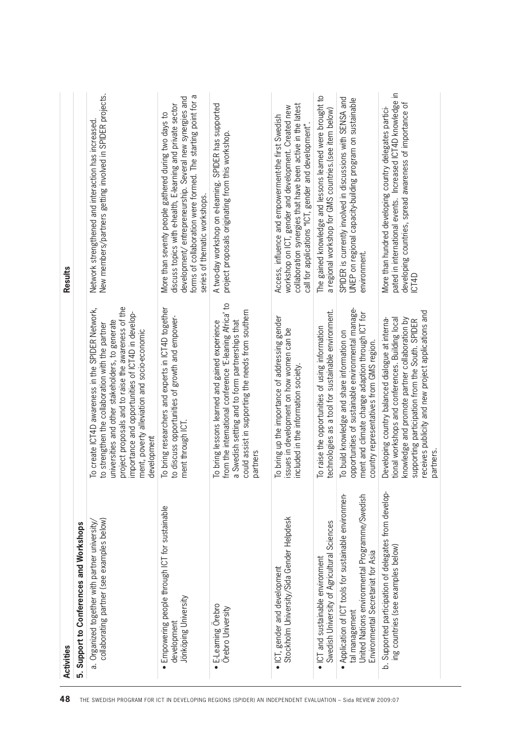| Activities | | Results |
|---|---|---|
| **5. Support to Conferences and Workshops** | | |
| a. Organized together with partner university/ collaborating partner (see examples below) | To create ICT4D awareness in the SPIDER Network, to strengthen the collaboration with the partner universities and other stakeholders, to generate project proposals and to raise the awareness of the importance and opportunities of ICT4D in development, poverty alleviation and socio-economic development | Network strengthened and interaction has increased. New members/partners getting involved in SPIDER projects. |
| • Empowering people through ICT for sustainable development<br>Jönköping University | To bring researchers and experts in ICT4D together to discuss opportunities of growth and empowerment through ICT. | More than seventy people gathered during two days to discuss topics with e-health, E-learning and private sector development/ entrepreneurship. Several new synergies and forms of collaboration were formed. The starting point for a series of thematic workshops. |
| • E-Learning Örebro<br>Örebro University | To bring lessons learned and gained experience from the international conference 'E-leaning Africa' to a Swedish setting and to form partnerships that could assist in supporting the needs from southern partners | A two-day workshop on e-learning. SPIDER has supported project proposals originating from this workshop. |
| • ICT, gender and development<br>Stockholm University/Sida Gender Helpdesk | To bring up the importance of addressing gender issues in development on how women can be included in the information society. | Access, influence and empowerment-the first Swedish workshop on ICT, gender and development. Created new collaboration synergies that have been active in the latest call for applications "ICT, gender and development". |
| • ICT and sustainable environment<br>Swedish University of Agricultural Sciences | To raise the opportunities of using information technologies as a tool for sustainable environment. | The gained knowledge and lessons learned were brought to a regional workshop for GMS countries.(see item below) |
| • Application of ICT tools for sustainable environmental management<br>United Nations environmental Programme/Swedish Environmental Secretariat for Asia | To build knowledge and share information on opportunities of sustainable environmental management and climate change adaption through ICT for country representatives from GMS region. | SPIDER is currently involved in discussions with SENSA and UNEP on regional capacity-building program on sustainable environment. |
| b. Supported participation of delegates from developing countries (see examples below) | Developing country balanced dialogue at international workshops and conferences. Building local knowledge and promote partner collaboration by supporting participation from the South. SPIDER receives publicity and new project applications and partners. | More than hundred developing country delegates participated in international events. Increased ICT4D knowledge in developing countries, spread awareness of importance of ICT4D |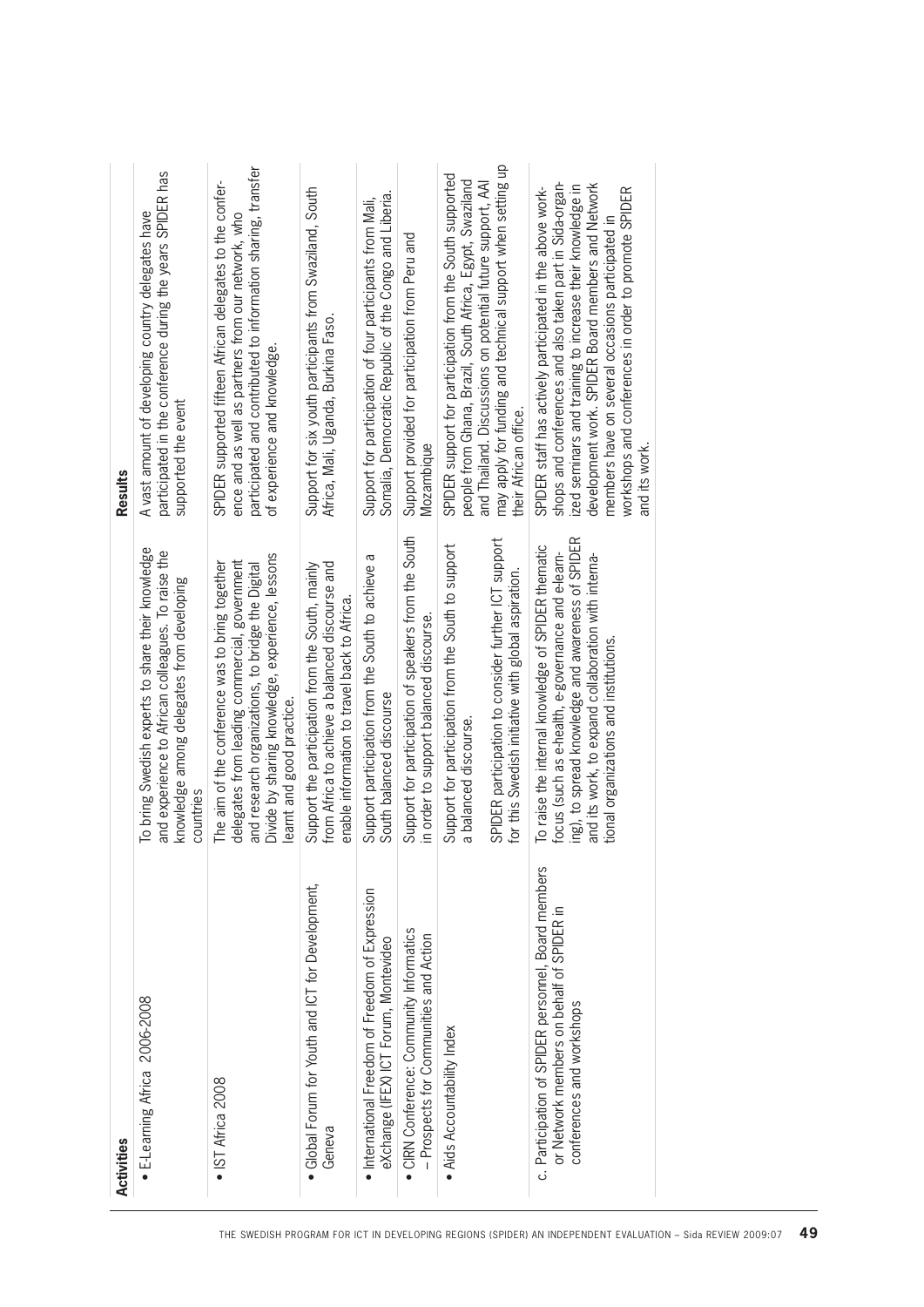| Activities | | Results |
|---|---|---|
| • E-Learning Africa 2006-2008 | To bring Swedish experts to share their knowledge and experience to African colleagues. To raise the knowledge among delegates from developing countries | A vast amount of developing country delegates have participated in the conference during the years SPIDER has supported the event |
| • IST Africa 2008 | The aim of the conference was to bring together delegates from leading commercial, government and research organizations, to bridge the Digital Divide by sharing knowledge, experience, lessons learnt and good practice. | SPIDER supported fifteen African delegates to the conference and as well as partners from our network, who participated and contributed to information sharing, transfer of experience and knowledge. |
| • Global Forum for Youth and ICT for Development, Geneva | Support the participation from the South, mainly from Africa to achieve a balanced discourse and enable information to travel back to Africa. | Support for six youth participants from Swaziland, South Africa, Mali, Uganda, Burkina Faso. |
| • International Freedom of Expression eXchange (IFEX) ICT Forum, Montevideo | Support participation from the South to achieve a South balanced discourse | Support for participation of four participants from Mali, Somalia, Democratic Republic of the Congo and Liberia. |
| • CIRN Conference: Community Informatics – Prospects for Communities and Action | Support for participation of speakers from the South in order to support balanced discourse. | Support provided for participation from Peru and Mozambique |
| • Aids Accountability Index | Support for participation from the South to support a balanced discourse.<br><br>SPIDER participation to consider further ICT support for this Swedish initiative with global aspiration. | SPIDER support for participation from the South supported people from Ghana, Brazil, South Africa, Egypt, Swaziland and Thailand. Discussions on potential future support, AAI may apply for funding and technical support when setting up their African office. |
| c. Participation of SPIDER personnel, Board members or Network members on behalf of SPIDER in conferences and workshops | To raise the internal knowledge of SPIDER thematic focus (such as e-health, e-governance and e-learning), to spread knowledge and awareness of SPIDER and its work, to expand collaboration with international organizations and institutions. | SPIDER staff has actively participated in the above workshops and conferences and also taken part in Sida-organized seminars and training to increase their knowledge in development work. SPIDER Board members and Network members have on several occasions participated in workshops and conferences in order to promote SPIDER and its work. |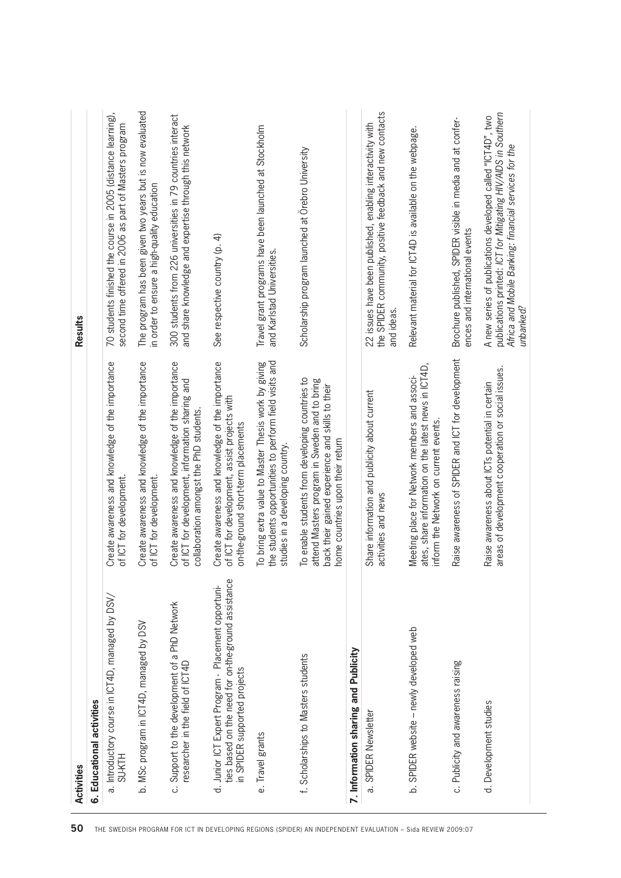| Activities | | Results |
|---|---|---|
| **6. Educational activities** | | |
| a. Introductory course in ICT4D, managed by DSV/SU-KTH | Create awareness and knowledge of the importance of ICT for development. | 70 students finished the course in 2005 (distance learning), second time offered in 2006 as part of Masters program |
| b. MSc program in ICT4D, managed by DSV | Create awareness and knowledge of the importance of ICT for development. | The program has been given two years but is now evaluated in order to ensure a high-quality education |
| c. Support to the development of a PhD Network researcher in the field of ICT4D | Create awareness and knowledge of the importance of ICT for development, information sharing and collaboration amongst the PhD students. | 300 students from 226 universities in 79 countries interact and share knowledge and expertise through this network |
| d. Junior ICT Expert Program - Placement opportunities based on the need for on-the-ground assistance in SPIDER supported projects | Create awareness and knowledge of the importance of ICT for development, assist projects with on-the-ground short-term placements | See respective country (p. 4) |
| e. Travel grants | To bring extra value to Master Thesis work by giving the students opportunities to perform field visits and studies in a developing country. | Travel grant programs have been launched at Stockholm and Karlstad Universities. |
| f. Scholarships to Masters students | To enable students from developing countries to attend Masters program in Sweden and to bring back their gained experience and skills to their home countries upon their return | Scholarship program launched at Örebro University |
| **7. Information sharing and Publicity** | | |
| a. SPIDER Newsletter | Share information and publicity about current activities and news | 22 issues have been published, enabling interactivity with the SPIDER community, positive feedback and new contacts and ideas. |
| b. SPIDER website – newly developed web | Meeting place for Network members and associates, share information on the latest news in ICT4D, inform the Network on current events. | Relevant material for ICT4D is available on the webpage. |
| c. Publicity and awareness raising | Raise awareness of SPIDER and ICT for development | Brochure published, SPIDER visible in media and at conferences and international events |
| d. Development studies | Raise awareness about ICTs potential in certain areas of development cooperation or social issues. | A new series of publications developed called "ICT4D", two publications printed: *ICT for Mitigating HIV/AIDS in Southern Africa and Mobile Banking: financial services for the unbanked?* |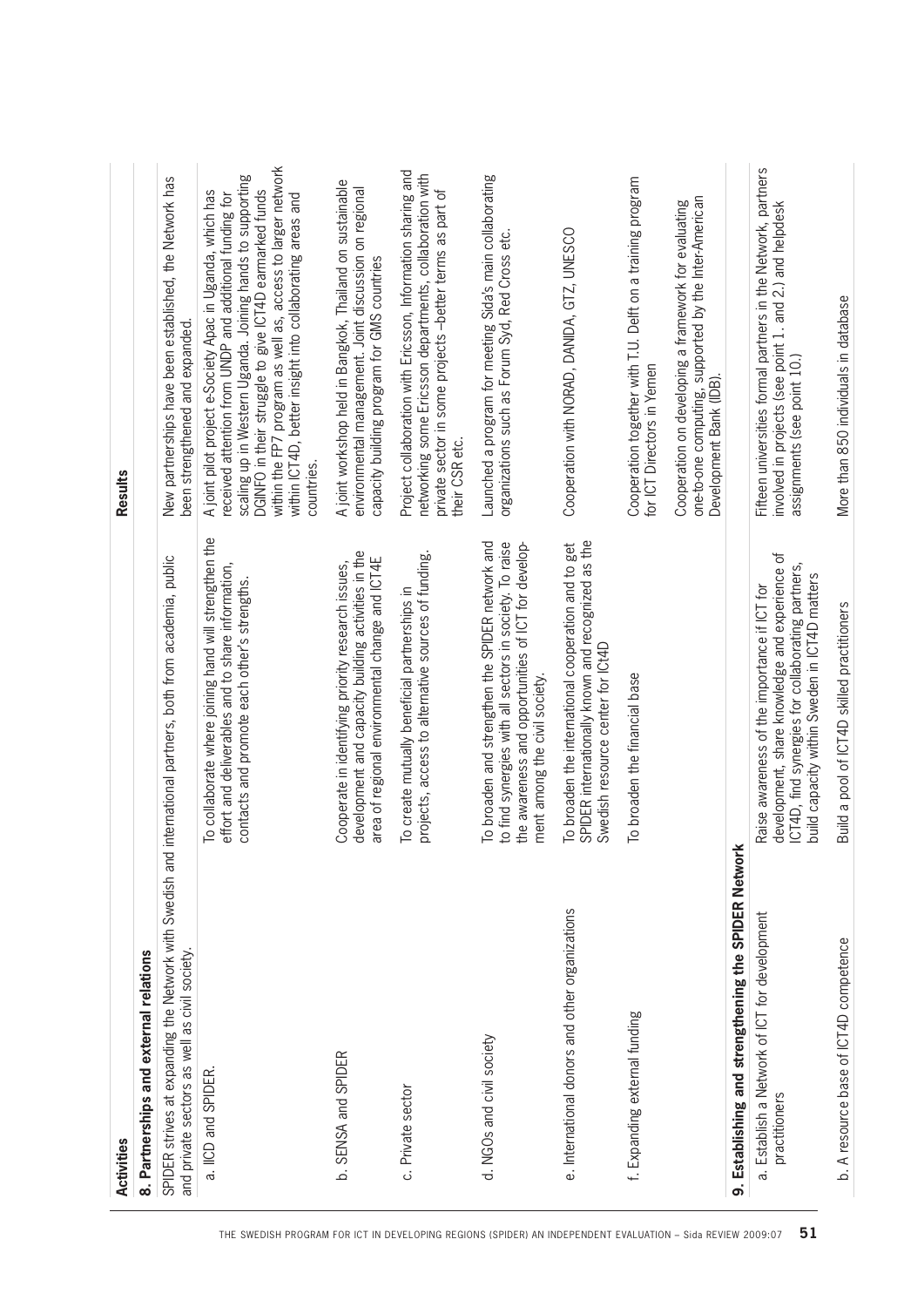| Activities | | Results |
|---|---|---|
| **8. Partnerships and external relations** | | |
| SPIDER strives at expanding the Network with Swedish and international partners, both from academia, public and private sectors as well as civil society. | | New partnerships have been established, the Network has been strengthened and expanded. |
| a. IICD and SPIDER. | To collaborate where joining hand will strengthen the effort and deliverables and to share information, contacts and promote each other's strengths. | A joint pilot project e-Society Apac in Uganda, which has received attention from UNDP and additional funding for scaling up in Western Uganda. Joining hands to supporting DGINFO in their struggle to give ICT4D earmarked funds within the FP7 program as well as, access to larger network within ICT4D, better insight into collaborating areas and countries. |
| b. SENSA and SPIDER | Cooperate in identifying priority research issues, development and capacity building activities in the area of regional environmental change and ICT4E | A joint workshop held in Bangkok, Thailand on sustainable environmental management. Joint discussion on regional capacity building program for GMS countries |
| c. Private sector | To create mutually beneficial partnerships in projects, access to alternative sources of funding. | Project collaboration with Ericsson, Information sharing and networking some Ericsson departments, collaboration with private sector in some projects –better terms as part of their CSR etc. |
| d. NGOs and civil society | To broaden and strengthen the SPIDER network and to find synergies with all sectors in society. To raise the awareness and opportunities of ICT for development among the civil society. | Launched a program for meeting Sida's main collaborating organizations such as Forum Syd, Red Cross etc. |
| e. International donors and other organizations | To broaden the international cooperation and to get SPIDER internationally known and recognized as the Swedish resource center for ICt4D | Cooperation with NORAD, DANIDA, GTZ, UNESCO |
| f. Expanding external funding | To broaden the financial base | Cooperation together with T.U. Delft on a training program for ICT Directors in Yemen |
| | | Cooperation on developing a framework for evaluating one-to-one computing, supported by the Inter-American Development Bank (IDB). |
| **9. Establishing and strengthening the SPIDER Network** | | |
| a. Establish a Network of ICT for development practitioners | Raise awareness of the importance if ICT for development, share knowledge and experience of ICT4D, find synergies for collaborating partners, build capacity within Sweden in ICT4D matters | Fifteen universities formal partners in the Network, partners involved in projects (see point 1. and 2.) and helpdesk assignments (see point 10.) |
| b. A resource base of ICT4D competence | Build a pool of ICT4D skilled practitioners | More than 850 individuals in database |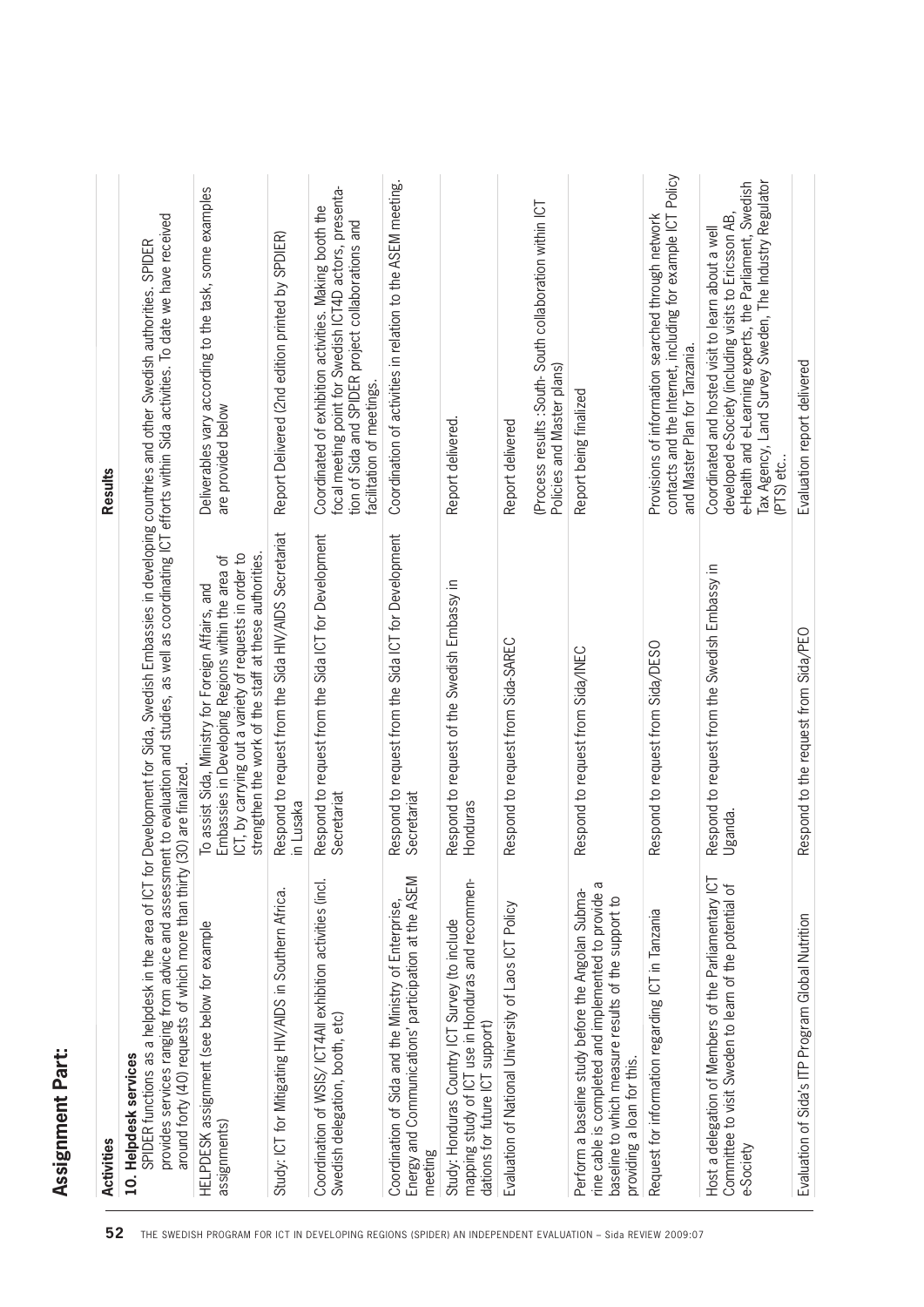## Assignment Part:

| Activities | | Results |
|---|---|---|
| **10. Helpdesk services** SPIDER functions as a helpdesk in the area of ICT for Development for Sida, Swedish Embassies in developing countries and other Swedish authorities. SPIDER provides services ranging from advice and assessment to evaluation and studies, as well as coordinating ICT efforts within Sida activities. To date we have received around forty (40) requests of which more than thirty (30) are finalized. | | |
| HELPDESK assignment (see below for example assignments) | To assist Sida, Ministry for Foreign Affairs, and Embassies in Developing Regions within the area of ICT, by carrying out a variety of requests in order to strengthen the work of the staff at these authorities. | Deliverables vary according to the task, some examples are provided below |
| Study: ICT for Mitigating HIV/AIDS in Southern Africa. | Respond to request from the Sida HIV/AIDS Secretariat in Lusaka | Report Delivered (2nd edition printed by SPDIER) |
| Coordination of WSIS/ ICT4All exhibition activities (incl. Swedish delegation, booth, etc) | Respond to request from the Sida ICT for Development Secretariat | Coordinated of exhibition activities. Making booth the focal meeting point for Swedish ICT4D actors, presentation of Sida and SPIDER project collaborations and facilitation of meetings. |
| Coordination of Sida and the Ministry of Enterprise, Energy and Communications' participation at the ASEM meeting | Respond to request from the Sida ICT for Development Secretariat | Coordination of activities in relation to the ASEM meeting. |
| Study: Honduras Country ICT Survey (to include mapping study of ICT use in Honduras and recommendations for future ICT support) | Respond to request of the Swedish Embassy in Honduras | Report delivered. |
| Evaluation of National University of Laos ICT Policy | Respond to request from Sida-SAREC | Report delivered<br><br>(Process results :South- South collaboration within ICT Policies and Master plans) |
| Perform a baseline study before the Angolan Submarine cable is completed and implemented to provide a baseline to which measure results of the support to providing a loan for this. | Respond to request from Sida/INEC | Report being finalized |
| Request for information regarding ICT in Tanzania | Respond to request from Sida/DESO | Provisions of information searched through network contacts and the Internet, including for example ICT Policy and Master Plan for Tanzania. |
| Host a delegation of Members of the Parliamentary ICT Committee to visit Sweden to learn of the potential of e-Society | Respond to request from the Swedish Embassy in Uganda. | Coordinated and hosted visit to learn about a well developed e-Society (including visits to Ericsson AB, e-Health and e-Learning experts, the Parliament, Swedish Tax Agency, Land Survey Sweden, The Industry Regulator (PTS) etc.. |
| Evaluation of Sida's ITP Program Global Nutrition | Respond to the request from Sida/PEO | Evaluation report delivered |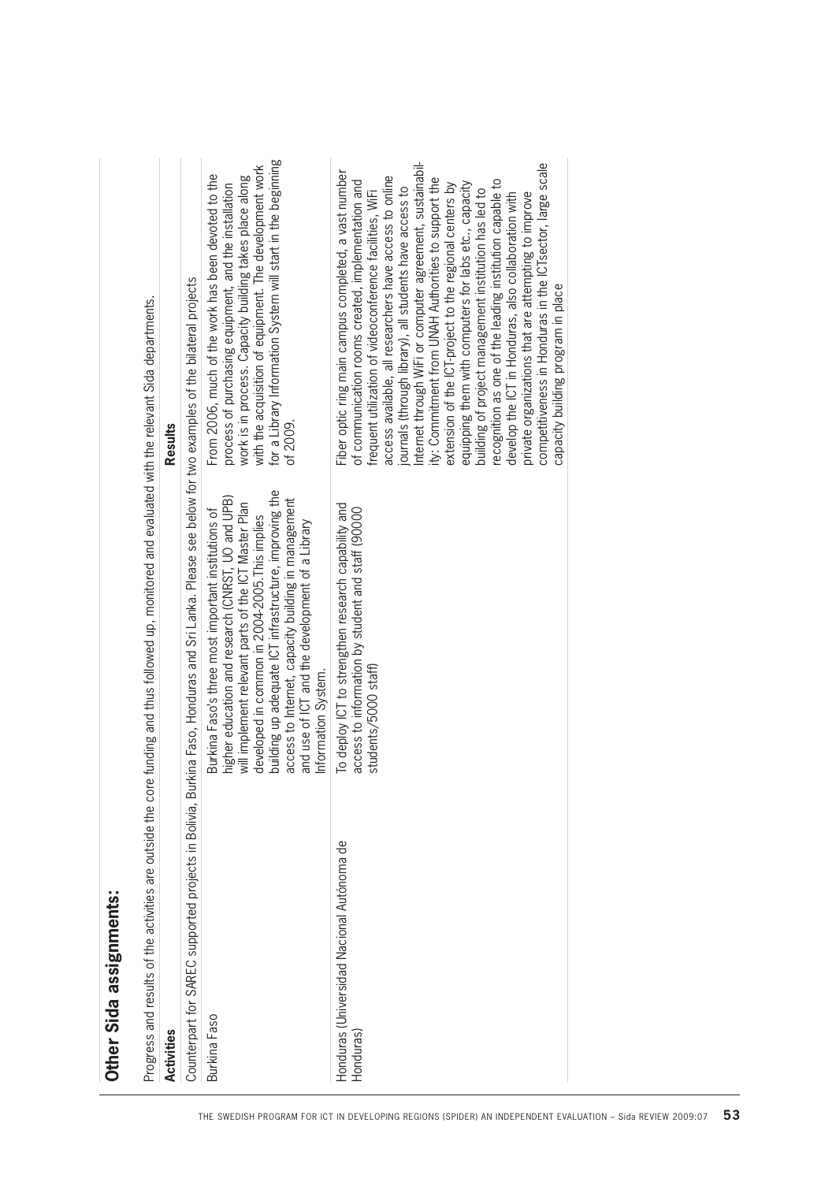## Other Sida assignments:

Progress and results of the activities are outside the core funding and thus followed up, monitored and evaluated with the relevant Sida departments.

| Activities | | Results |
|---|---|---|
| Counterpart for SAREC supported projects in Bolivia, Burkina Faso, Honduras and Sri Lanka. Please see below for two examples of the bilateral projects | | |
| Burkina Faso | Burkina Faso's three most important institutions of higher education and research (CNRST, UO and UPB) will implement relevant parts of the ICT Master Plan developed in common in 2004-2005.This implies building up adequate ICT infrastructure, improving the access to Internet, capacity building in management and use of ICT and the development of a Library Information System. | From 2006, much of the work has been devoted to the process of purchasing equipment, and the installation work is in process. Capacity building takes place along with the acquisition of equipment. The development work for a Library Information System will start in the beginning of 2009. |
| Honduras (Universidad Nacional Autónoma de Honduras) | To deploy ICT to strengthen research capability and access to information by student and staff (90000 students/5000 staff) | Fiber optic ring main campus completed, a vast number of communication rooms created, implementation and frequent utilization of videoconference facilities, WiFi access available, all researchers have access to online journals (through library), all students have access to Internet through WiFi or computer agreement, sustainability: Commitment from UNAH Authorities to support the extension of the ICT-project to the regional centers by equipping them with computers for labs etc., capacity building of project management institution has led to recognition as one of the leading institution capable to develop the ICT in Honduras, also collaboration with private organizations that are attempting to improve competitiveness in Honduras in the ICTsector, large scale capacity building program in place |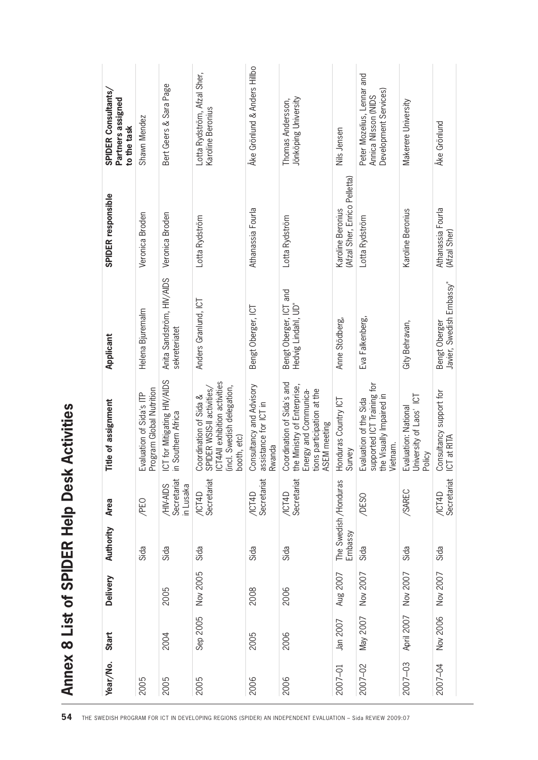# Annex 8 List of SPIDER Help Desk Activities

| Year/No. | Start | Delivery | Authority | Area | Title of assignment | Applicant | SPIDER responsible | SPIDER Consultants/ Partners assigned to the task |
|---|---|---|---|---|---|---|---|---|
| 2005 | | | Sida | /PEO | Evaluation of Sida's ITP Program Global Nutrition | Helena Bjuremalm | Veronica Broden | Shawn Mendez |
| 2005 | 2004 | 2005 | Sida | /HIV-AIDS Secretariat in Lusaka | ICT for Mitigating HIV/AIDS in Southern Africa | Anita Sandström, HIV/AIDS sekreteriatet | Veronica Broden | Bert Geers & Sara Page |
| 2005 | Sep 2005 | Nov 2005 | Sida | /ICT4D Secretariat | Coordination of Sida & SPIDER WSIS-II activities/ ICT4All exhibition activities (incl. Swedish delegation, booth, etc) | Anders Granlund, ICT | Lotta Rydström | Lotta Rydström, Afzal Sher, Karoline Beronius |
| 2006 | 2005 | 2008 | Sida | /ICT4D Secretariat | Consultancy and Advisory assistance for ICT in Rwanda | Bengt Oberger, ICT | Athanassia Fourla | Åke Grönlund & Anders Hillbo |
| 2006 | 2006 | 2006 | Sida | /ICT4D Secretariat | Coordination of Sida's and the Ministry of Enterprise, Energy and Communications participation at the ASEM meeting | Bengt Oberger, ICT and Hedvig Lindahl, UD" | Lotta Rydström | Thomas Andersson, Jönköping University |
| 2007–01 | Jan 2007 | Aug 2007 | The Swedish Embassy | /Honduras | Honduras Country ICT Survey | Anne Stödberg, | Karoline Beronius (Afzal Sher, Enrico Pelletta) | Nils Jensen |
| 2007–02 | May 2007 | Nov 2007 | Sida | /DESO | Evaluation of the Sida supported ICT Training for the Visually Impaired in Vietnam. | Eva Falkenberg, | Lotta Rydström | Peter Mozelius, Lennar and Annica Nilsson (NIDS Development Services) |
| 2007–03 | April 2007 | Nov 2007 | Sida | /SAREC | Evaluation: National University of Laos' ICT Policy | Gity Behravan, | Karoline Beronius | Makerere University |
| 2007–04 | Nov 2006 | Nov 2007 | Sida | /ICT4D Secretariat | Consultancy support for ICT at RITA | Bengt Oberger Javier, Swedish Embassy" | Athanassia Fourla (Afzal Sher) | Åke Grönlund |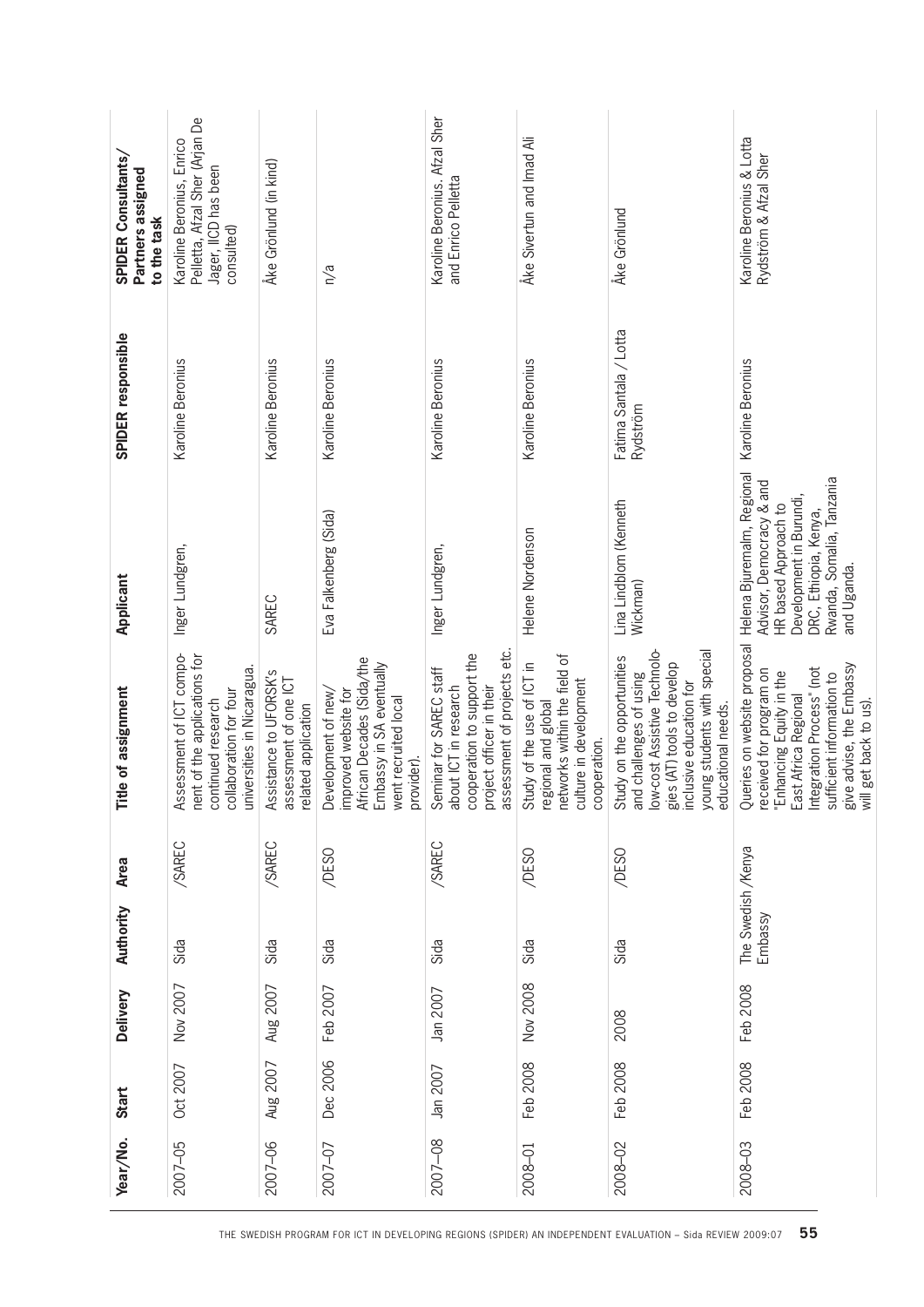| Year/No. | Start | Delivery | Authority | Area | Title of assignment | Applicant | SPIDER responsible | SPIDER Consultants/ Partners assigned to the task |
|---|---|---|---|---|---|---|---|---|
| 2007–05 | Oct 2007 | Nov 2007 | Sida | /SAREC | Assessment of ICT component of the applications for continued research collaboration for four universities in Nicaragua. | Inger Lundgren, | Karoline Beronius | Karoline Beronius, Enrico Pelletta, Afzal Sher (Arjan De Jager, IICD has been consulted) |
| 2007–06 | Aug 2007 | Aug 2007 | Sida | /SAREC | Assistance to UFORSK's assessment of one ICT related application | SAREC | Karoline Beronius | Åke Grönlund (in kind) |
| 2007–07 | Dec 2006 | Feb 2007 | Sida | /DESO | Development of new/ improved website for African Decades (Sida/the Embassy in SA eventually went recruited local provider). | Eva Falkenberg (Sida) | Karoline Beronius | n/a |
| 2007–08 | Jan 2007 | Jan 2007 | Sida | /SAREC | Seminar for SAREC staff about ICT in research cooperation to support the project officer in their assessment of projects etc. | Inger Lundgren, | Karoline Beronius | Karoline Beronius. Afzal Sher and Enrico Pelletta |
| 2008–01 | Feb 2008 | Nov 2008 | Sida | /DESO | Study of the use of ICT in regional and global networks within the field of culture in development cooperation. | Helene Nordenson | Karoline Beronius | Åke Sivertun and Imad Ali |
| 2008–02 | Feb 2008 | 2008 | Sida | /DESO | Study on the opportunities and challenges of using low-cost Assistive Technologies (AT) tools to develop inclusive education for young students with special educational needs. | Lina Lindblom (Kenneth Wickman) | Fatima Santala / Lotta Rydström | Åke Grönlund |
| 2008–03 | Feb 2008 | Feb 2008 | The Swedish Embassy | /Kenya | Queries on website proposal received for program on "Enhancing Equity in the East Africa Regional Integration Process" (not sufficient information to give advise, the Embassy will get back to us). | Helena Bjuremalm, Regional Advisor, Democracy & and HR based Approach to Development in Burundi, DRC, Ethiopia, Kenya, Rwanda, Somalia, Tanzania and Uganda. | Karoline Beronius | Karoline Beronius & Lotta Rydström & Afzal Sher |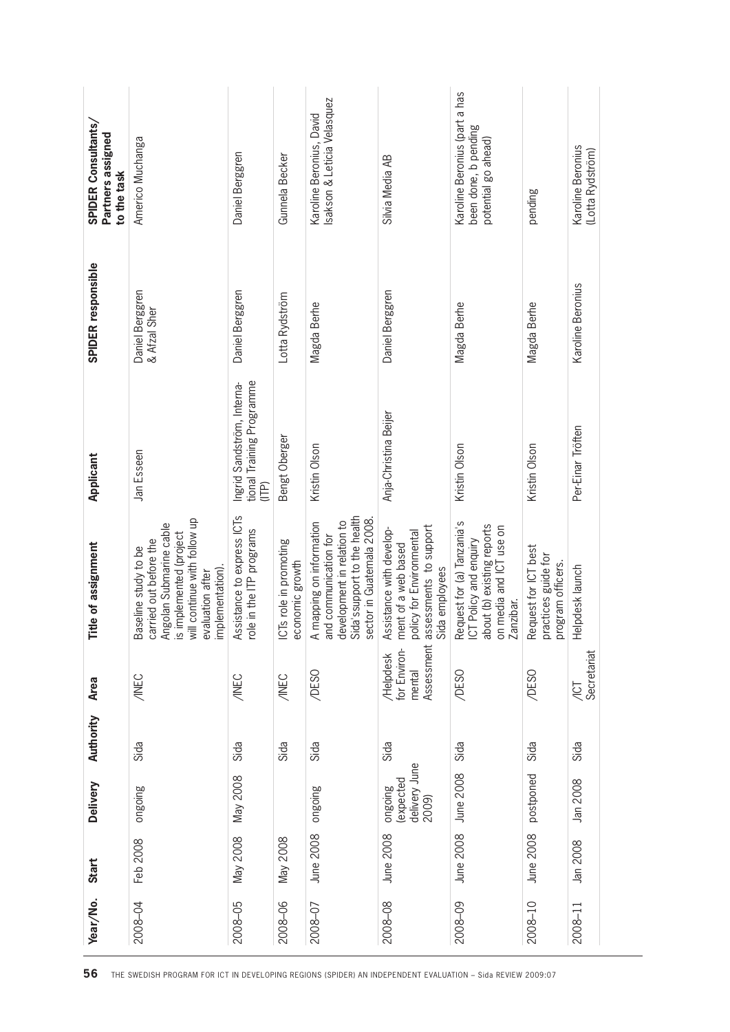| Year/No. | Start | Delivery | Authority | Area | Title of assignment | Applicant | SPIDER responsible | SPIDER Consultants/ Partners assigned to the task |
|---|---|---|---|---|---|---|---|---|
| 2008–04 | Feb 2008 | ongoing | Sida | /INEC | Baseline study to be carried out before the Angolan Submarine cable is implemented (project will continue with follow up evaluation after implementation). | Jan Esseen | Daniel Berggren & Afzal Sher | Americo Muchanga |
| 2008–05 | May 2008 | May 2008 | Sida | /INEC | Assistance to express ICTs role in the ITP programs | Ingrid Sandström, International Training Programme (ITP) | Daniel Berggren | Daniel Berggren |
| 2008–06 | May 2008 | | Sida | /INEC | ICTs role in promoting economic growth | Bengt Oberger | Lotta Rydström | Gunnela Becker |
| 2008–07 | June 2008 | ongoing | Sida | /DESO | A mapping on information and communication for development in relation to Sida'ssupport to the health sector in Guatemala 2008. | Kristin Olson | Magda Berhe | Karoline Beronius, David Isakson & Leticia Velasquez |
| 2008–08 | June 2008 | ongoing (expected delivery June 2009) | Sida | /Helpdesk for Environmental Assessment | Assistance with development of a web based policy for Environmental assessments to support Sida employees | Anja-Christina Beijer | Daniel Berggren | Silvia Media AB |
| 2008–09 | June 2008 | June 2008 | Sida | /DESO | Request for (a) Tanzania's ICT Policy and enquiry about (b) existing reports on media and ICT use on Zanzibar. | Kristin Olson | Magda Berhe | Karoline Beronius (part a has been done, b pending potential go ahead) |
| 2008–10 | June 2008 | postponed | Sida | /DESO | Request for ICT best practices guide for program officers. | Kristin Olson | Magda Berhe | pending |
| 2008–11 | Jan 2008 | Jan 2008 | Sida | /ICT Secretariat | Helpdesk launch | Per-Einar Tröften | Karoline Beronius | Karoline Beronius (Lotta Rydström) |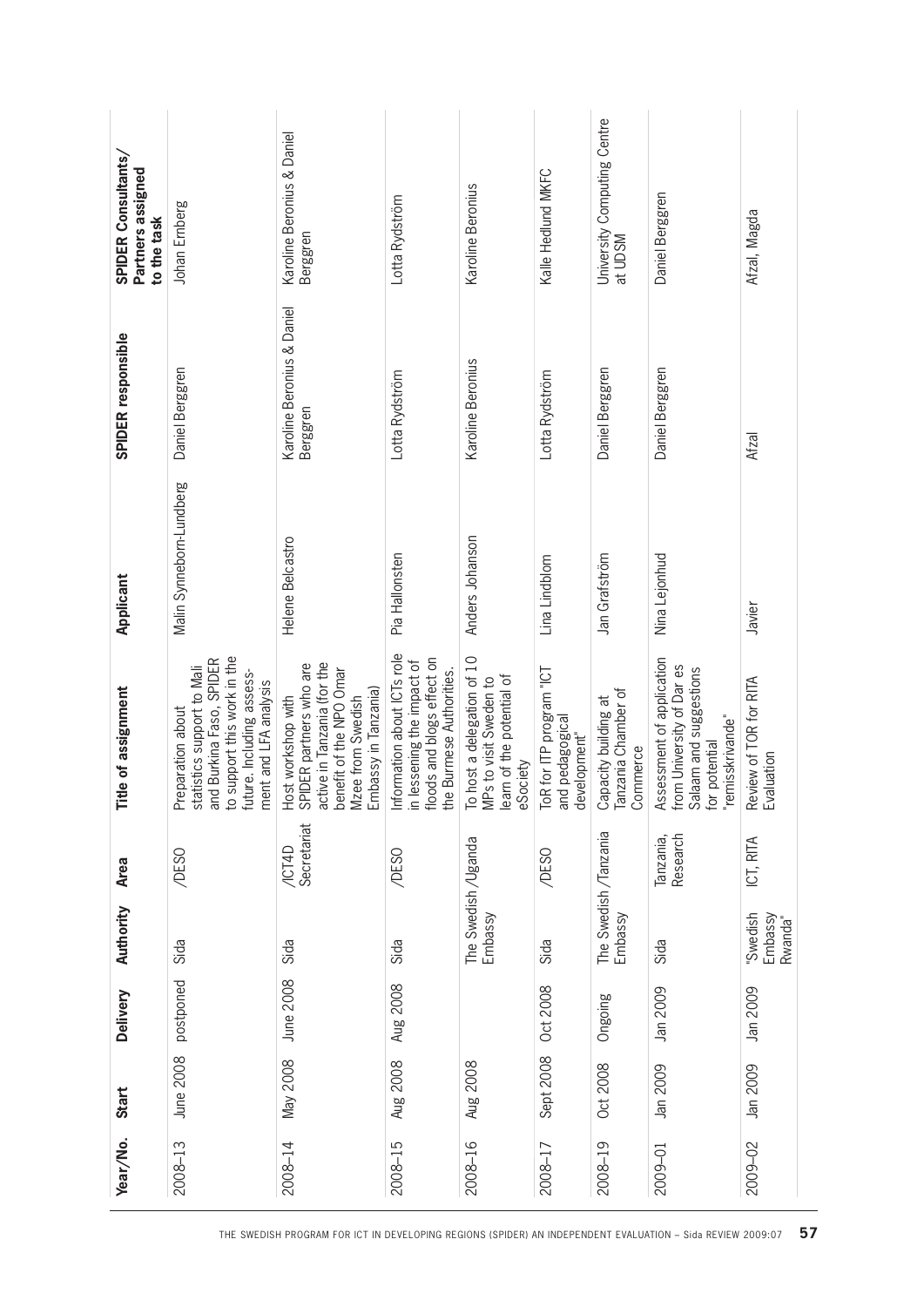| Year/No. | Start | Delivery | Authority | Area | Title of assignment | Applicant | SPIDER responsible | SPIDER Consultants/ Partners assigned to the task |
|---|---|---|---|---|---|---|---|---|
| 2008–13 | June 2008 | postponed | Sida | /DESO | Preparation about statistics support to Mali and Burkina Faso, SPIDER to support this work in the future. Including assessment and LFA analysis | Malin Synneborn-Lundberg | Daniel Berggren | Johan Emberg |
| 2008–14 | May 2008 | June 2008 | Sida | /ICT4D Secretariat | Host workshop with SPIDER partners who are active in Tanzania (for the benefit of the NPO Omar Mzee from Swedish Embassy in Tanzania) | Helene Belcastro | Karoline Beronius & Daniel Berggren | Karoline Beronius & Daniel Berggren |
| 2008–15 | Aug 2008 | Aug 2008 | Sida | /DESO | Information about ICTs role in lessening the impact of floods and blogs effect on the Burmese Authorities. | Pia Hallonsten | Lotta Rydström | Lotta Rydström |
| 2008–16 | Aug 2008 | | The Swedish Embassy | /Uganda | To host a delegation of 10 MPs to visit Sweden to learn of the potential of eSociety | Anders Johanson | Karoline Beronius | Karoline Beronius |
| 2008–17 | Sept 2008 | Oct 2008 | Sida | /DESO | ToR for ITP program "ICT and pedagogical development" | Lina Lindblom | Lotta Rydström | Kalle Hedlund MKFC |
| 2008–19 | Oct 2008 | Ongoing | The Swedish Embassy | /Tanzania | Capacity building at Tanzania Chamber of Commerce | Jan Grafström | Daniel Berggren | University Computing Centre at UDSM |
| 2009–01 | Jan 2009 | Jan 2009 | Sida | Tanzania, Research | Assessment of application from University of Dar es Salaam and suggestions for potential "remisskrivande" | Nina Lejonhud | Daniel Berggren | Daniel Berggren |
| 2009–02 | Jan 2009 | Jan 2009 | "Swedish Embassy Rwanda" | ICT, RITA | Review of TOR for RITA Evaluation | Javier | Afzal | Afzal, Magda |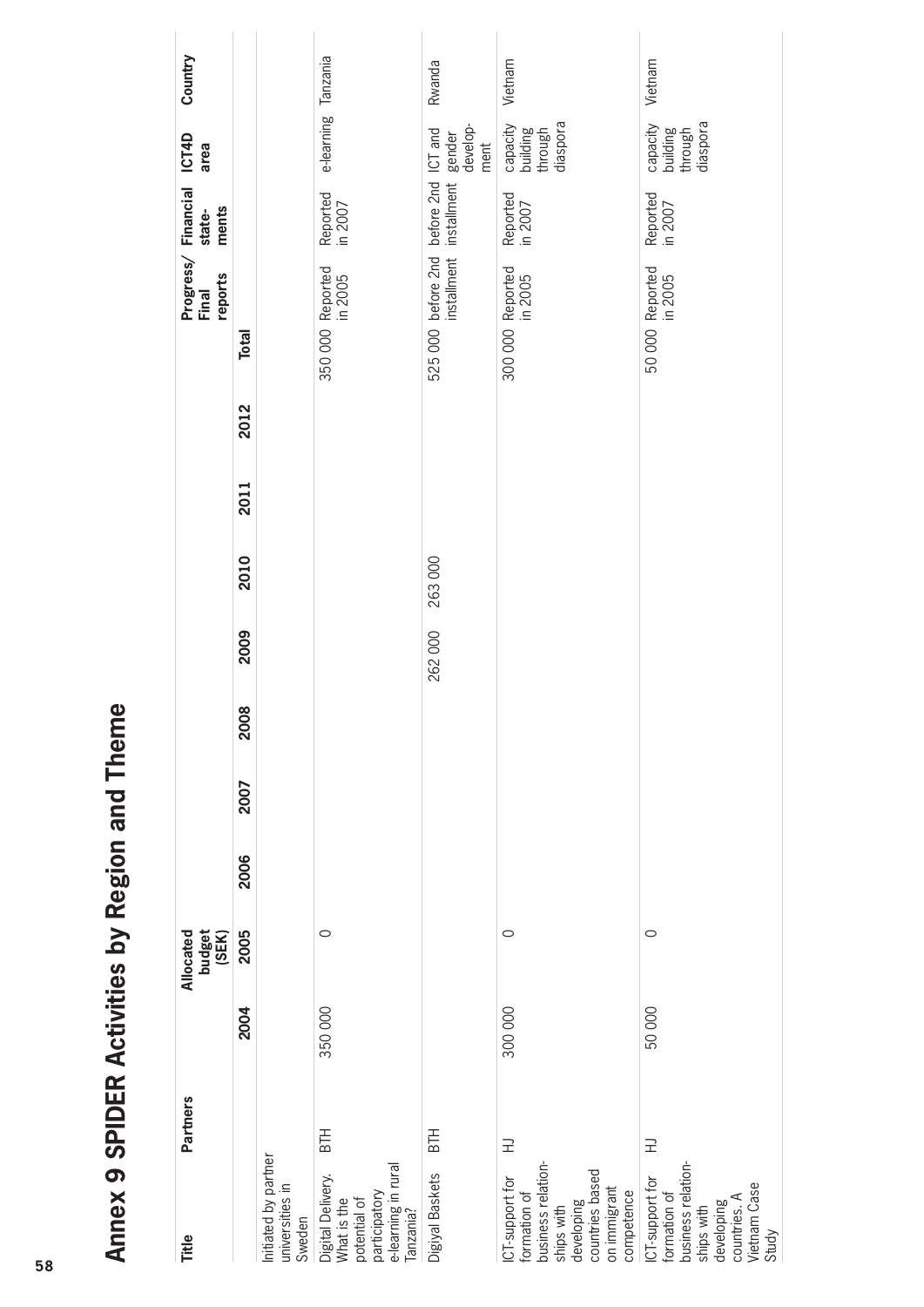# Annex 9 SPIDER Activities by Region and Theme

| Title | Partners | Allocated budget (SEK) | | | | | | | | | | Progress/ Final reports | Financial state-ments | ICT4D area | Country |
|---|---|---|---|---|---|---|---|---|---|---|---|---|---|---|---|
| | | 2004 | 2005 | 2006 | 2007 | 2008 | 2009 | 2010 | 2011 | 2012 | Total | | | | |
| Initiated by partner universities in Sweden | | | | | | | | | | | | | | | |
| Digital Delivery. What is the potential of participatory e-learning in rural Tanzania? | BTH | 350 000 | 0 | | | | | | | | 350 000 | Reported in 2005 | Reported in 2007 | e-learning | Tanzania |
| Digiyal Baskets | BTH | | | | | | 262 000 | 263 000 | | | 525 000 | before 2nd installment | before 2nd installment | ICT and gender develop-ment | Rwanda |
| ICT-support for formation of business relation-ships with developing countries based on immigrant competence | HJ | 300 000 | 0 | | | | | | | | 300 000 | Reported in 2005 | Reported in 2007 | capacity building through diaspora | Vietnam |
| ICT-support for formation of business relation-ships with developing countries. A Vietnam Case Study | HJ | 50 000 | 0 | | | | | | | | 50 000 | Reported in 2005 | Reported in 2007 | capacity building through diaspora | Vietnam |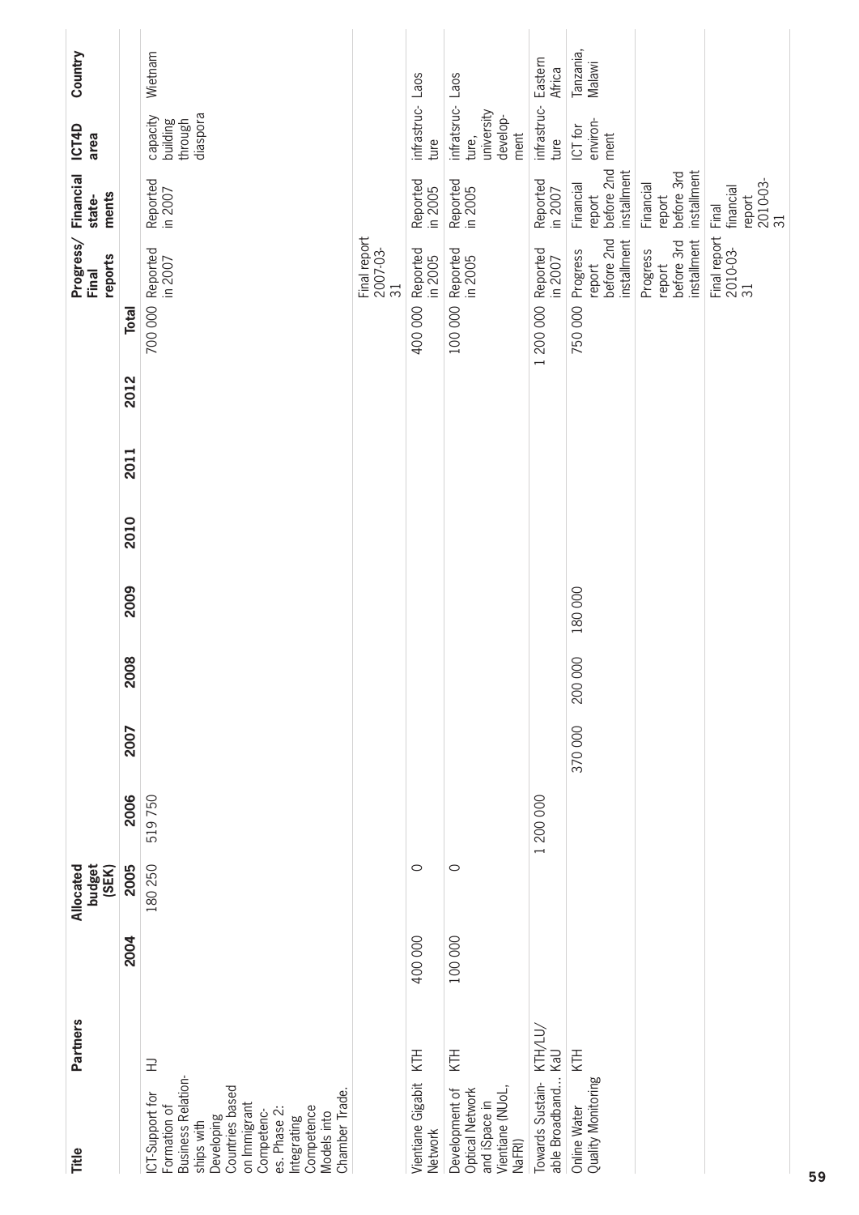| Title | Partners | Allocated budget (SEK) | | | | | | | | | Progress/ Final reports | Financial state-ments | ICT4D area | Country |
|---|---|---|---|---|---|---|---|---|---|---|---|---|---|---|
| | | 2004 | 2005 | 2006 | 2007 | 2008 | 2009 | 2010 | 2011 | 2012 | Total | | | | |
| ICT-Support for Formation of Business Relation-ships with Developing Countries based on Immigrant Competenc-es. Phase 2: Integrating Competence Models into Chamber Trade. | HJ | | 180 250 | 519 750 | | | | | | | 700 000 | Reported in 2007 | Reported in 2007 | capacity building through diaspora | Vietnam |
| | | | | | | | | | | | | Final report 2007-03-31 | | | |
| Vientiane Gigabit Network | KTH | 400 000 | 0 | | | | | | | | 400 000 | Reported in 2005 | Reported in 2005 | infrastruc-ture | Laos |
| Development of Optical Network and iSpace in Vientiane (NUoL, NaFRI) | KTH | 100 000 | 0 | | | | | | | | 100 000 | Reported in 2005 | Reported in 2005 | infratsruc-ture, university develop-ment | Laos |
| Towards Sustain-able Broadband... | KTH/LU/ KaU | | | 1 200 000 | | | | | | | 1 200 000 | Reported in 2007 | Reported in 2007 | infrastruc-ture | Eastern Africa |
| Online Water Quality Monitoring | KTH | | | | 370 000 | 200 000 | 180 000 | | | | 750 000 | Progress report before 2nd installment | Financial report before 2nd installment | ICT for environ-ment | Tanzania, Malawi |
| | | | | | | | | | | | | Progress report before 3rd installment | Financial report before 3rd installment | | |
| | | | | | | | | | | | | Final report 2010-03-31 | Final financial report 2010-03-31 | | |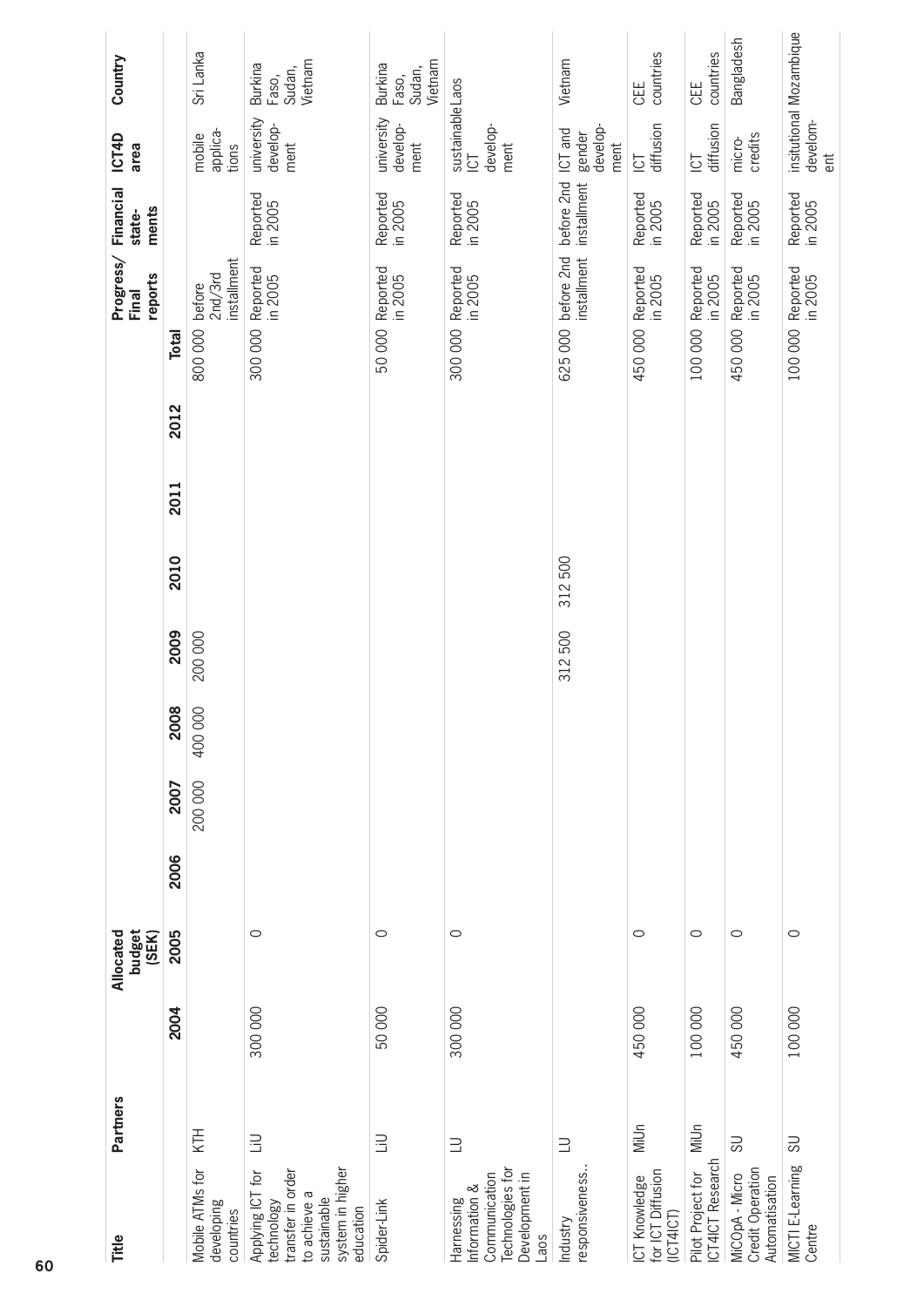| Title | Partners | Allocated budget (SEK) | | | | | | | | | | Progress/ Final reports | Financial state- ments | ICT4D area | Country |
|---|---|---|---|---|---|---|---|---|---|---|---|---|---|---|---|
| | | 2004 | 2005 | 2006 | 2007 | 2008 | 2009 | 2010 | 2011 | 2012 | Total | | | | |
| Mobile ATMs for developing countries | KTH | | | | 200 000 | 400 000 | 200 000 | | | | 800 000 | before 2nd/3rd installment | | mobile applica- tions | Sri Lanka |
| Applying ICT for technology transfer in order to achieve a sustainable system in higher education | LiU | 300 000 | 0 | | | | | | | | 300 000 | Reported in 2005 | Reported in 2005 | university develop- ment | Burkina Faso, Sudan, Vietnam |
| Spider-Link | LiU | 50 000 | 0 | | | | | | | | 50 000 | Reported in 2005 | Reported in 2005 | university develop- ment | Burkina Faso, Sudan, Vietnam |
| Harnessing Information & Communication Technologies for Development in Laos | LU | 300 000 | 0 | | | | | | | | 300 000 | Reported in 2005 | Reported in 2005 | sustainable ICT develop- ment | Laos |
| Industry responsiveness.. | LU | | | | | | 312 500 | 312 500 | | | 625 000 | before 2nd installment | before 2nd installment | ICT and gender develop- ment | Vietnam |
| ICT Knowledge for ICT Diffusion (ICT4ICT) | MiUn | 450 000 | 0 | | | | | | | | 450 000 | Reported in 2005 | Reported in 2005 | ICT diffusion | CEE countries |
| Pilot Project for ICT4ICT Research | MiUn | 100 000 | 0 | | | | | | | | 100 000 | Reported in 2005 | Reported in 2005 | ICT diffusion | CEE countries |
| MiCOpA - Micro Credit Operation Automatisation | SU | 450 000 | 0 | | | | | | | | 450 000 | Reported in 2005 | Reported in 2005 | micro- credits | Bangladesh |
| MICTI E-Learning Centre | SU | 100 000 | 0 | | | | | | | | 100 000 | Reported in 2005 | Reported in 2005 | insitutional develom- ent | Mozambique |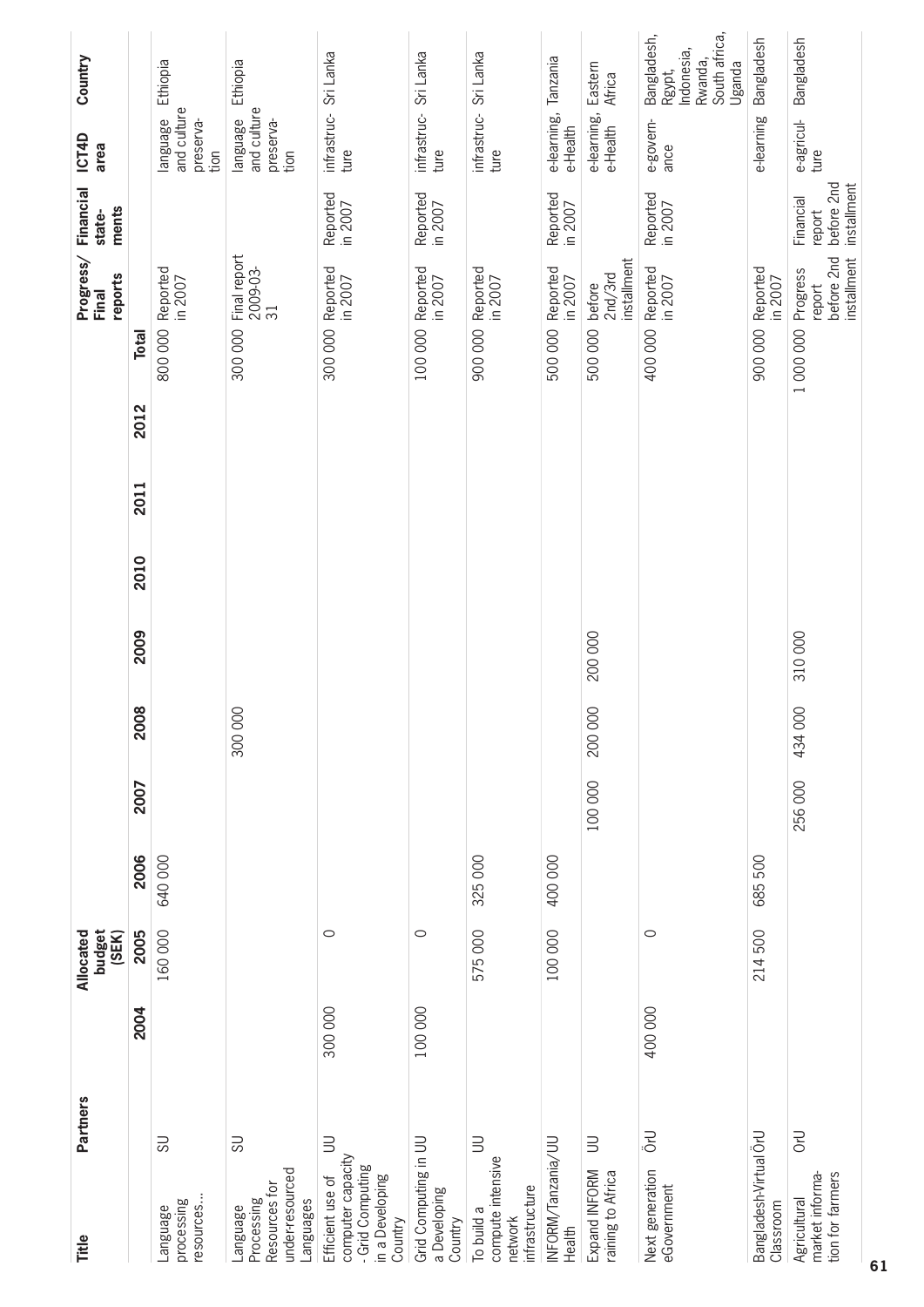| Title | Partners | Allocated budget (SEK) | | | | | | | | | Progress/ Final reports | Financial state- ments | ICT4D area | Country |
|---|---|---|---|---|---|---|---|---|---|---|---|---|---|---|
| | | 2004 | 2005 | 2006 | 2007 | 2008 | 2009 | 2010 | 2011 | 2012 | Total | | | |
| Language processing resources... | SU | | 160 000 | 640 000 | | | | | | | 800 000 | Reported in 2007 | | language and culture preserva- tion | Ethiopia |
| Language Processing Resources for under-resourced Languages | SU | | | | | 300 000 | | | | | 300 000 | Final report 2009-03-31 | | language and culture preserva- tion | Ethiopia |
| Efficient use of computer capacity - Grid Computing in a Developing Country | UU | 300 000 | 0 | | | | | | | | 300 000 | Reported in 2007 | Reported in 2007 | infrastruc- ture | Sri Lanka |
| Grid Computing in a Developing Country | UU | 100 000 | 0 | | | | | | | | 100 000 | Reported in 2007 | Reported in 2007 | infrastruc- ture | Sri Lanka |
| To build a compute intensive network infrastructure | UU | | 575 000 | 325 000 | | | | | | | 900 000 | Reported in 2007 | | infrastruc- ture | Sri Lanka |
| INFORM/Tanzania/UU Health | | | 100 000 | 400 000 | | | | | | | 500 000 | Reported in 2007 | Reported in 2007 | e-learning, e-Health | Tanzania |
| Expand INFORM raining to Africa | UU | | | | 100 000 | 200 000 | 200 000 | | | | 500 000 | before 2nd/3rd installment | | e-learning, e-Health | Eastern Africa |
| Next generation eGovernment | ÖrU | 400 000 | 0 | | | | | | | | 400 000 | Reported in 2007 | Reported in 2007 | e-govern- ance | Bangladesh, Rgypt, Indonesia, Rwanda, South africa, Uganda |
| Bangladesh-Virtual Classroom | ÖrU | | 214 500 | 685 500 | | | | | | | 900 000 | Reported in 2007 | | e-learning | Bangladesh |
| Agricultural market information for farmers | ÖrU | | | | 256 000 | 434 000 | 310 000 | | | | 1 000 000 | Progress report before 2nd installment | Financial report before 2nd installment | e-agricul- ture | Bangladesh |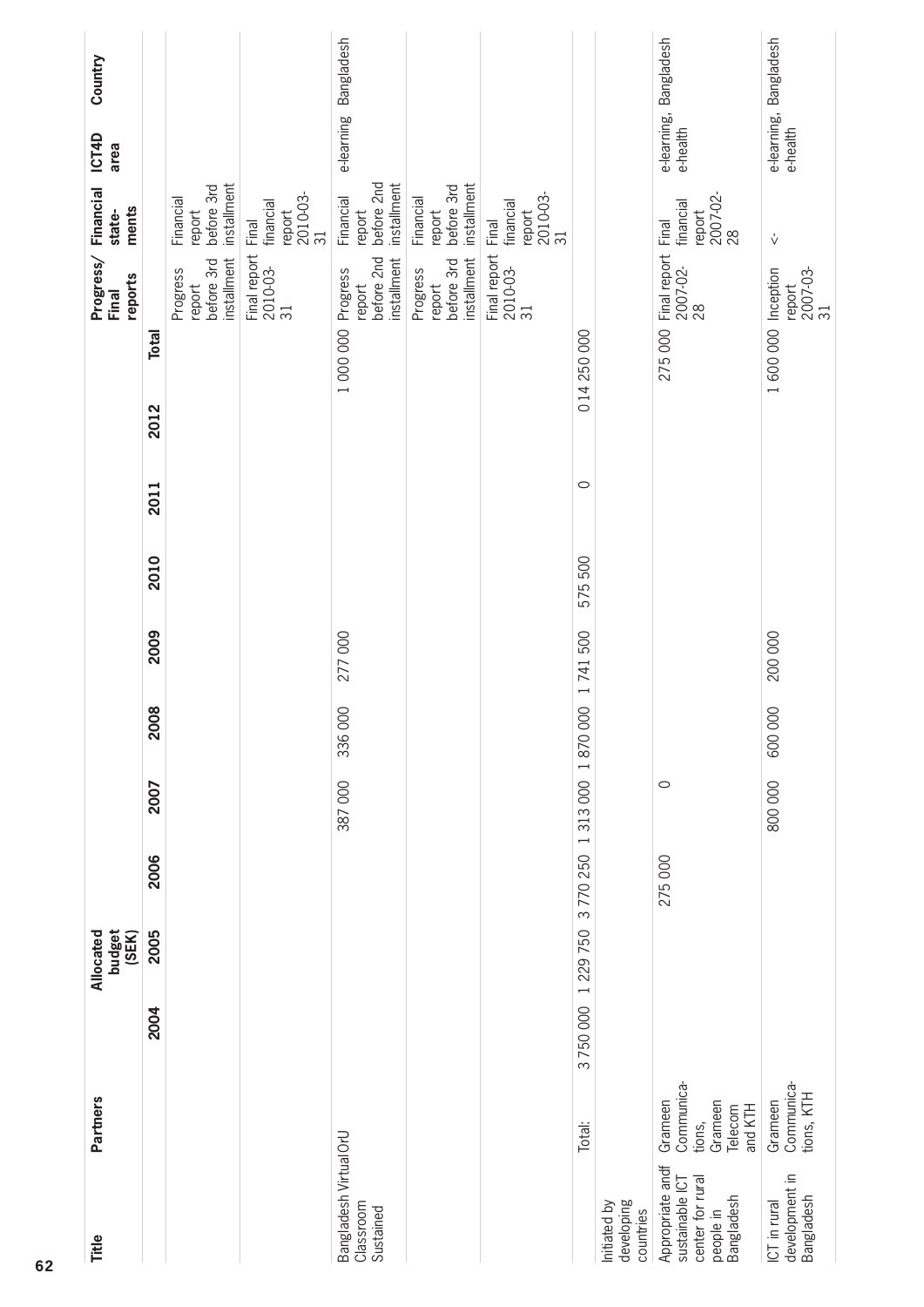| Title | Partners | Allocated budget (SEK) 2004 | 2005 | 2006 | 2007 | 2008 | 2009 | 2010 | 2011 | 2012 | Total | Progress/ Final reports | Financial state-ments | ICT4D area | Country |
|---|---|---|---|---|---|---|---|---|---|---|---|---|---|---|---|
| | | | | | | | | | | | | Progress report before 3rd installment | Financial report before 3rd installment | | |
| | | | | | | | | | | | | Final report 2010-03-31 | Final financial report 2010-03-31 | | |
| Bangladesh Virtual Classroom Sustained | OrU | | | | 387 000 | 336 000 | 277 000 | | | | 1 000 000 | Progress report before 2nd installment | Financial report before 2nd installment | e-learning | Bangladesh |
| | | | | | | | | | | | | Progress report before 3rd installment | Financial report before 3rd installment | | |
| | | | | | | | | | | | | Final report 2010-03-31 | Final financial report 2010-03-31 | | |
| | Total: | 3 750 000 | 1 229 750 | 3 770 250 | 1 313 000 | 1 870 000 | 1 741 500 | 575 500 | 0 | 0 | 14 250 000 | | | | |
| Initiated by developing countries | | | | | | | | | | | | | | | |
| Appropriate andf sustainable ICT center for rural people in Bangladesh | Grameen Communica-tions, Grameen Telecom and KTH | | | 275 000 | 0 | | | | | | 275 000 | Final report 2007-02-28 | Final financial report 2007-02-28 | e-learning, e-health | Bangladesh |
| ICT in rural development in Bangladesh | Grameen Communica-tions, KTH | | | | 800 000 | 600 000 | 200 000 | | | | 1 600 000 | Inception report 2007-03-31 | <- | e-learning, e-health | Bangladesh |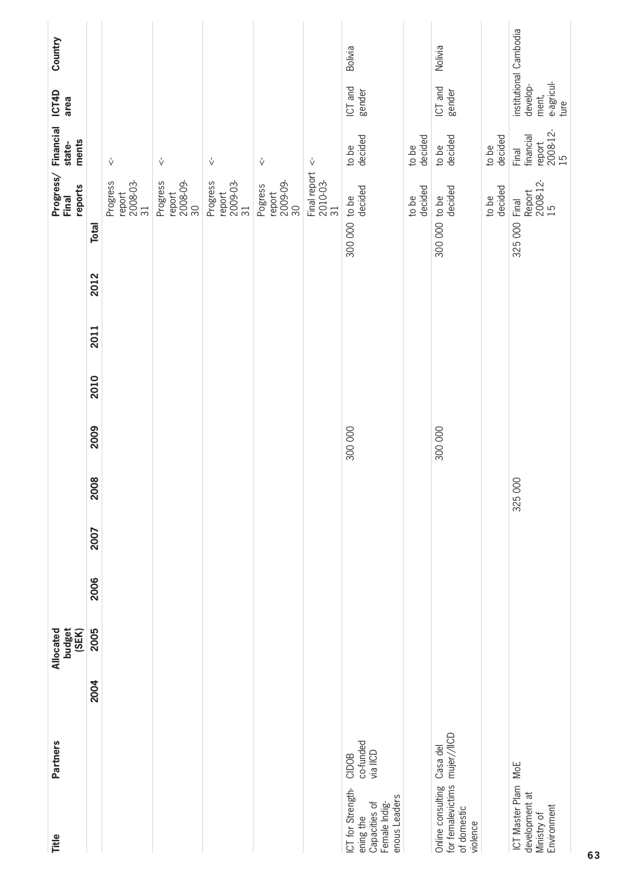| Title | Partners | Allocated budget (SEK) 2004 | 2005 | 2006 | 2007 | 2008 | 2009 | 2010 | 2011 | 2012 | Total | Progress/ Final reports | Financial state- ments | ICT4D area | Country |
|---|---|---|---|---|---|---|---|---|---|---|---|---|---|---|---|
| | | | | | | | | | | | | Progress report 2008-03-31 | <- | | |
| | | | | | | | | | | | | Progress report 2008-09-30 | <- | | |
| | | | | | | | | | | | | Progress report 2009-03-31 | <- | | |
| | | | | | | | | | | | | Pogress report 2009-09-30 | <- | | |
| | | | | | | | | | | | | Final report 2010-03-31 | <- | | |
| ICT for Strength-ening the Capacities of Female Indig-enous Leaders | CIDOB co-funded via IICD | | | | | | 300 000 | | | | 300 000 | to be decided | to be decided | ICT and gender | Bolivia |
| | | | | | | | | | | | | to be decided | to be decided | | |
| Online consulting for femalevictims of domestic violence | Casa del mujer//IICD | | | | | | 300 000 | | | | 300 000 | to be decided | to be decided | ICT and gender | Nolivia |
| | | | | | | | | | | | | to be decided | to be decided | | |
| ICT Master Plam development at Ministry of Environment | MoE | | | | | 325 000 | | | | | 325 000 | Final Report 2008-12-15 | Final financial report 2008-12-15 | institutional develop-ment, e-agricul-ture | Cambodia |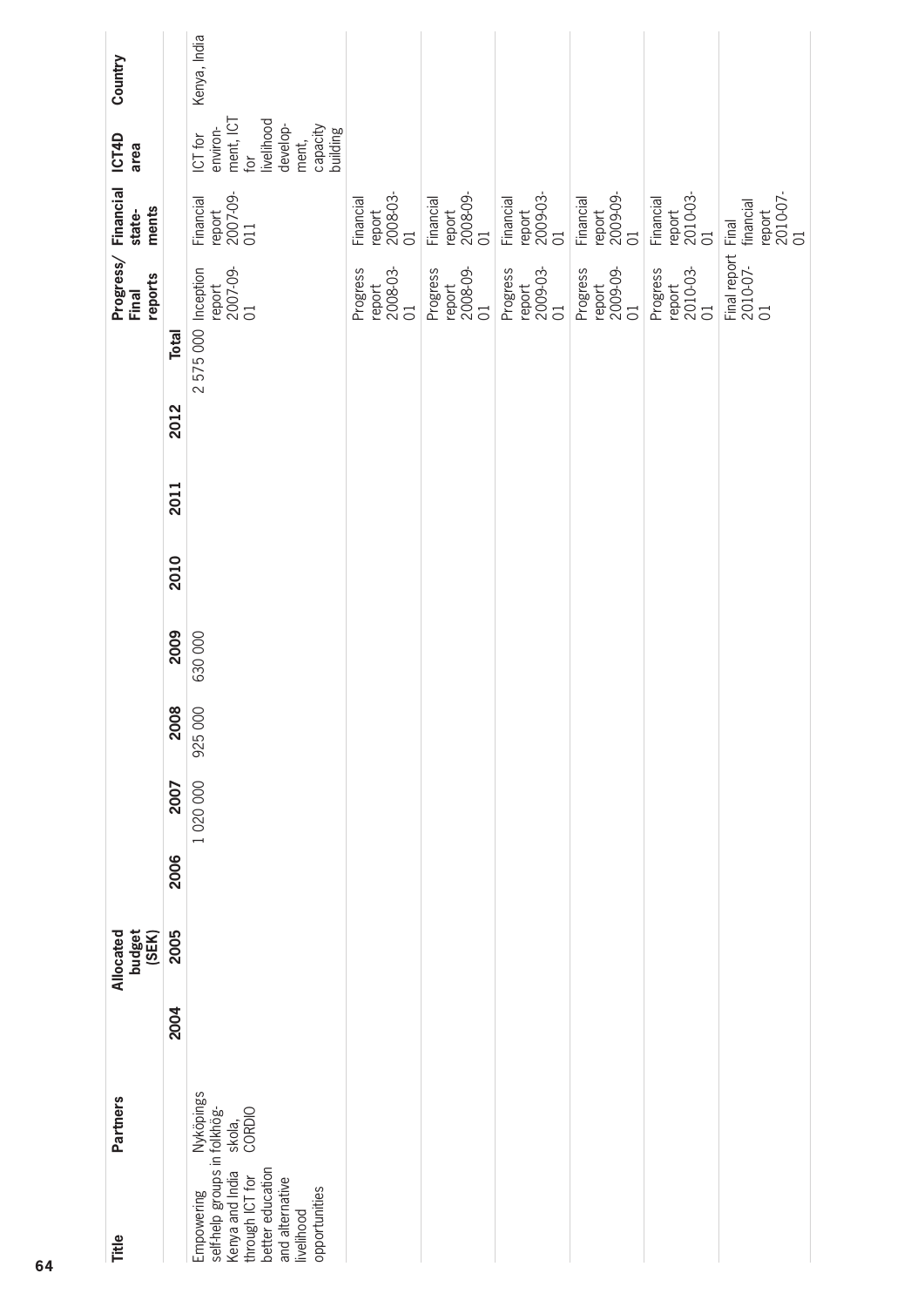| Title | Partners | Allocated budget (SEK) | | | | | | | | | Progress/ Final reports | Financial state- ments | ICT4D area | Country |
|---|---|---|---|---|---|---|---|---|---|---|---|---|---|---|
| | | 2004 | 2005 | 2006 | 2007 | 2008 | 2009 | 2010 | 2011 | 2012 | Total | | | | |
| Empowering self-help groups in Kenya and India through ICT for better education and alternative livelihood opportunities | Nyköpings folkhög- skola, CORDIO | | | | 1 020 000 | 925 000 | 630 000 | | | | 2 575 000 | Inception report 2007-09-01 | Financial report 2007-09-011 | ICT for environ- ment, ICT for livelihood develop- ment, capacity building | Kenya, India |
| | | | | | | | | | | | | Progress report 2008-03-01 | Financial report 2008-03-01 | | |
| | | | | | | | | | | | | Progress report 2008-09-01 | Financial report 2008-09-01 | | |
| | | | | | | | | | | | | Progress report 2009-03-01 | Financial report 2009-03-01 | | |
| | | | | | | | | | | | | Progress report 2009-09-01 | Financial report 2009-09-01 | | |
| | | | | | | | | | | | | Progress report 2010-03-01 | Financial report 2010-03-01 | | |
| | | | | | | | | | | | | Final report 2010-07-01 | Final financial report 2010-07-01 | | |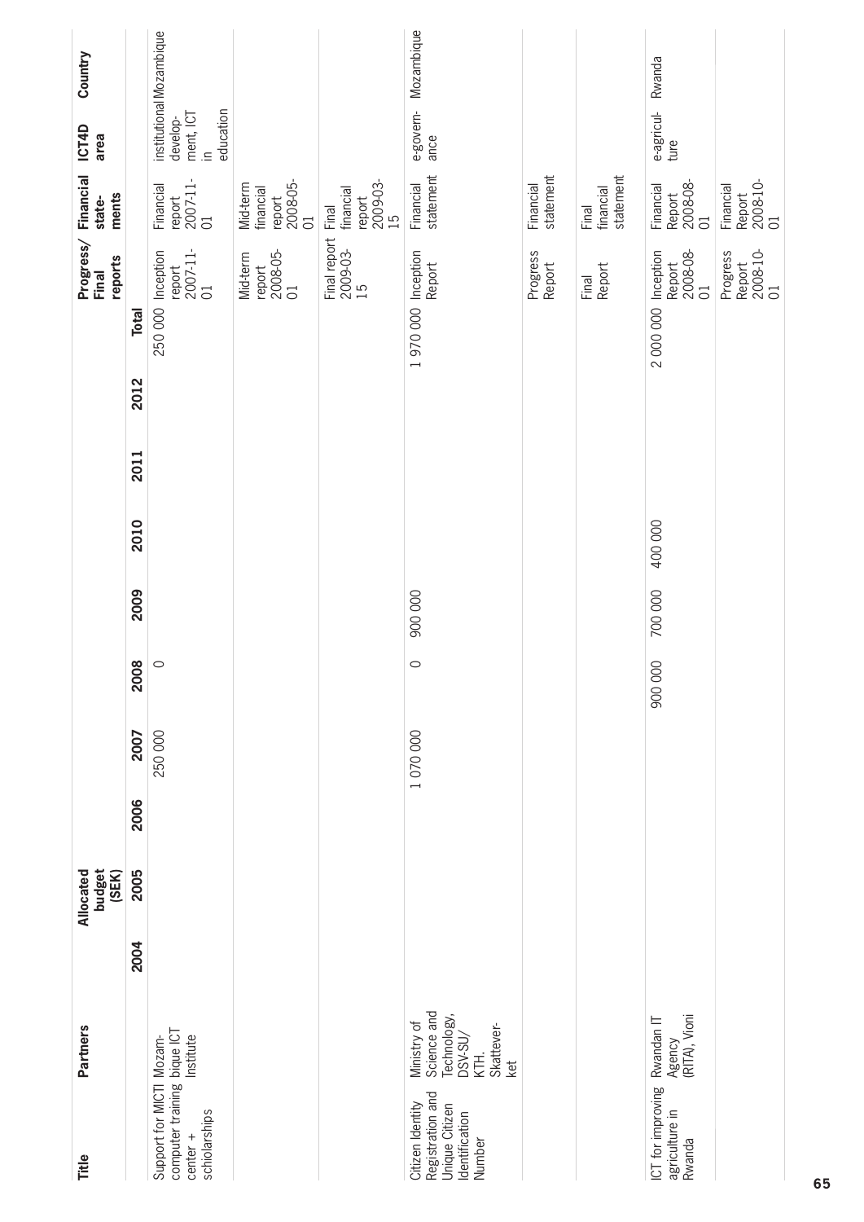| Title | Partners | Allocated budget (SEK) | | | | | | | | | Total | Progress/ Final reports | Financial state-ments | ICT4D area | Country |
|---|---|---|---|---|---|---|---|---|---|---|---|---|---|---|---|
| | | 2004 | 2005 | 2006 | 2007 | 2008 | 2009 | 2010 | 2011 | 2012 | | | | | |
| Support for MICTI computer training center + schiolarships | Mozambique ICT Institute | | | | 250 000 | 0 | | | | | 250 000 | Inception report 2007-11-01 | Financial report 2007-11-01 | institutional develop-ment, ICT in education | Mozambique |
| | | | | | | | | | | | | Mid-term report 2008-05-01 | Mid-term financial report 2008-05-01 | | |
| | | | | | | | | | | | | Final report 2009-03-15 | Final financial report 2009-03-15 | | |
| Citizen Identity Registration and Unique Citizen Identification Number | Ministry of Science and Technology, DSV-SU/KTH. Skatteverket | | | | 1 070 000 | 0 | 900 000 | | | | 1 970 000 | Inception Report | Financial statement | e-govern-ance | Mozambique |
| | | | | | | | | | | | | Progress Report | Financial statement | | |
| | | | | | | | | | | | | Final Report | Final financial statement | | |
| ICT for improving agriculture in Rwanda | Rwandan IT Agency (RITA), Vioni | | | | | 900 000 | 700 000 | 400 000 | | | 2 000 000 | Inception Report 2008-08-01 | Financial Report 2008-08-01 | e-agricul-ture | Rwanda |
| | | | | | | | | | | | | Progress Report 2008-10-01 | Financial Report 2008-10-01 | | |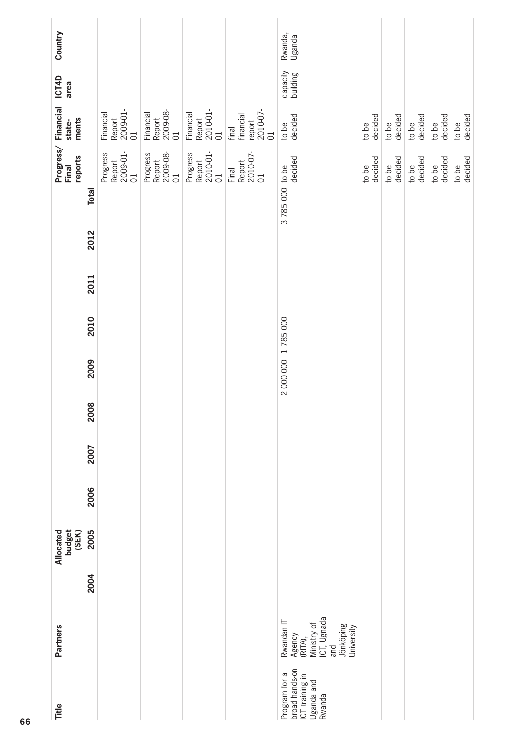| Title | Partners | Allocated budget (SEK) | | | | | | | | | Progress/ Final reports | Financial state- ments | ICT4D area | Country |
|---|---|---|---|---|---|---|---|---|---|---|---|---|---|---|
| | | 2004 | 2005 | 2006 | 2007 | 2008 | 2009 | 2010 | 2011 | 2012 | Total | | | | |
| | | | | | | | | | | | | Progress Report 2009-01-01 | Financial Report 2009-01-01 | | |
| | | | | | | | | | | | | Progress Report 2009-08-01 | Financial Report 2009-08-01 | | |
| | | | | | | | | | | | | Progress Report 2010-01-01 | Financial Report 2010-01-01 | | |
| | | | | | | | | | | | | Final Report 2010-07-01 | final financial report 2010-07-01 | | |
| Program for a broad hands-on ICT training in Uganda and Rwanda | Rwandan IT Agency (RITA), Ministry of ICT, Ugnada and Jönköping University | | | | | | 2 000 000 | 1 785 000 | | | 3 785 000 | to be decided | to be decided | capacity building | Rwanda, Uganda |
| | | | | | | | | | | | | to be decided | to be decided | | |
| | | | | | | | | | | | | to be decided | to be decided | | |
| | | | | | | | | | | | | to be decided | to be decided | | |
| | | | | | | | | | | | | to be decided | to be decided | | |
| | | | | | | | | | | | | to be decided | to be decided | | |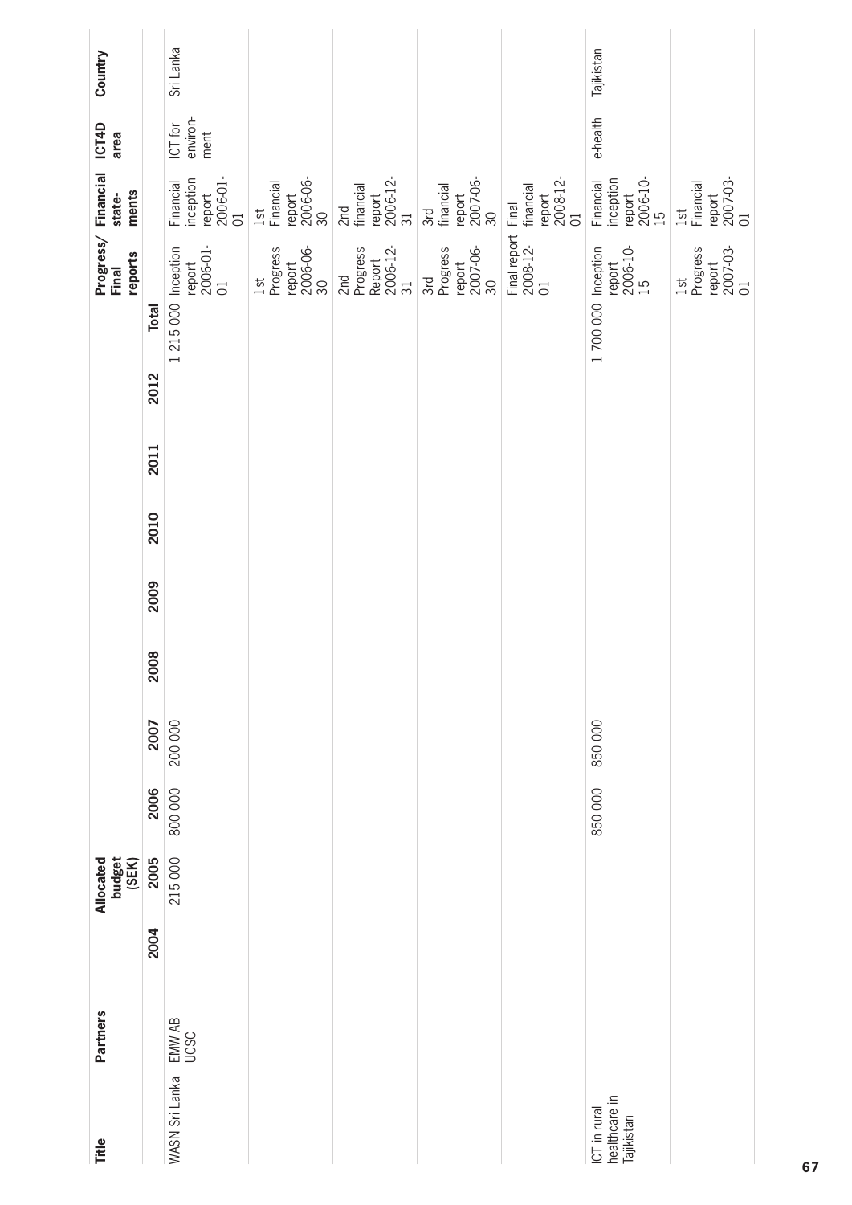| Title | Partners | Allocated budget (SEK) | | | | | | | | | Total | Progress/ Final reports | Financial state-ments | ICT4D area | Country |
|---|---|---|---|---|---|---|---|---|---|---|---|---|---|---|---|
| | | 2004 | 2005 | 2006 | 2007 | 2008 | 2009 | 2010 | 2011 | 2012 | | | | | |
| WASN Sri Lanka | EMW AB UCSC | | 215 000 | 800 000 | 200 000 | | | | | | 1 215 000 | Inception report 2006-01-01 | Financial inception report 2006-01-01 | ICT for environ-ment | Sri Lanka |
| | | | | | | | | | | | | 1st Progress report 2006-06-30 | 1st Financial report 2006-06-30 | | |
| | | | | | | | | | | | | 2nd Progress Report 2006-12-31 | 2nd financial report 2006-12-31 | | |
| | | | | | | | | | | | | 3rd Progress report 2007-06-30 | 3rd financial report 2007-06-30 | | |
| | | | | | | | | | | | | Final report 2008-12-01 | Final financial report 2008-12-01 | | |
| ICT in rural healthcare in Tajikistan | | | | 850 000 | 850 000 | | | | | | 1 700 000 | Inception report 2006-10-15 | Financial inception report 2006-10-15 | e-health | Tajikistan |
| | | | | | | | | | | | | 1st Progress report 2007-03-01 | 1st Financial report 2007-03-01 | | |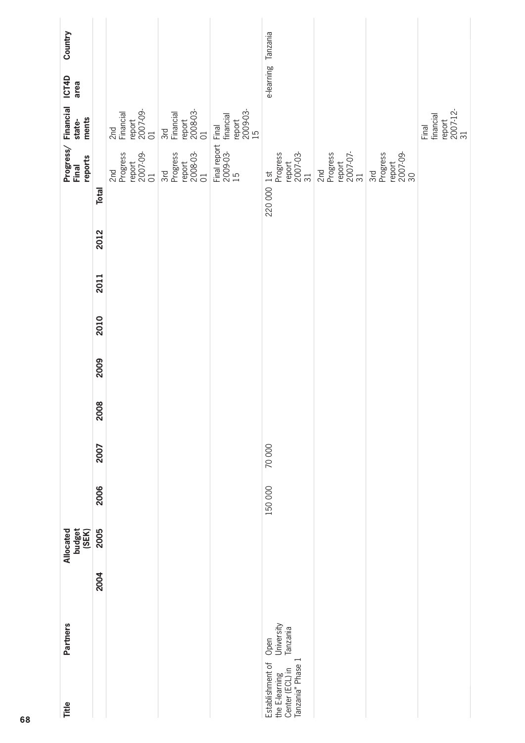| Title | Partners | Allocated budget (SEK) | | | | | | | | | Progress/ Final reports | Financial state-ments | ICT4D area | Country |
|---|---|---|---|---|---|---|---|---|---|---|---|---|---|---|
| | | 2004 | 2005 | 2006 | 2007 | 2008 | 2009 | 2010 | 2011 | 2012 | Total | | | |
| | | | | | | | | | | | | 2nd Progress report 2007-09-01 | 2nd Financial report 2007-09-01 | | |
| | | | | | | | | | | | | 3rd Progress report 2008-03-01 | 3rd Financial report 2008-03-01 | | |
| | | | | | | | | | | | | Final report 2009-03-15 | Final financial report 2009-03-15 | | |
| Establishment of the E-learning Center (ECL) in Tanzania" Phase 1 | Open University Tanzania | | | 150 000 | 70 000 | | | | | | 220 000 | 1st Progress report 2007-03-31 | | e-learning | Tanzania |
| | | | | | | | | | | | | 2nd Progress report 2007-07-31 | | | |
| | | | | | | | | | | | | 3rd Progress report 2007-09-30 | | | |
| | | | | | | | | | | | | | Final financial report 2007-12-31 | | |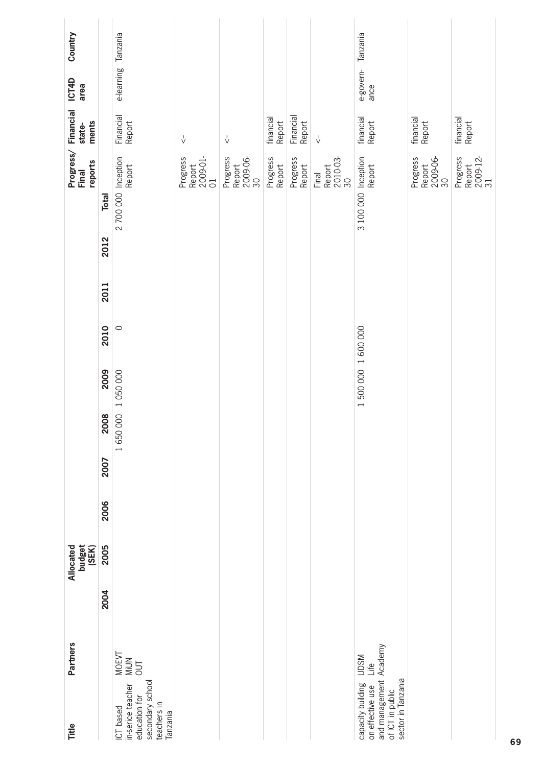| Title | Partners | Allocated budget (SEK) 2004 | 2005 | 2006 | 2007 | 2008 | 2009 | 2010 | 2011 | 2012 | Total | Progress/ Final reports | Financial state-ments | ICT4D area | Country |
|---|---|---|---|---|---|---|---|---|---|---|---|---|---|---|---|
| ICT based in-serice teacher education for secondary school teachers in Tanzania | MOEVT MIUN OUT | | | | | 1 650 000 | 1 050 000 | 0 | | | 2 700 000 | Inception Report | Financial Report | e-learning | Tanzania |
| | | | | | | | | | | | | Progress Report 2009-01-01 | <- | | |
| | | | | | | | | | | | | Progress Report 2009-06-30 | <- | | |
| | | | | | | | | | | | | Progress Report | financial Report | | |
| | | | | | | | | | | | | Progress Report | Financial Report | | |
| | | | | | | | | | | | | Final Report 2010-03-30 | <- | | |
| capacity building on effective use and management of ICT in public sector in Tanzania | UDSM Life Academy | | | | | | 1 500 000 | 1 600 000 | | | 3 100 000 | Inception Report | financial Report | e-govern-ance | Tanzania |
| | | | | | | | | | | | | Progress Report 2009-06-30 | financial Report | | |
| | | | | | | | | | | | | Progress Report 2009-12-31 | financial Report | | |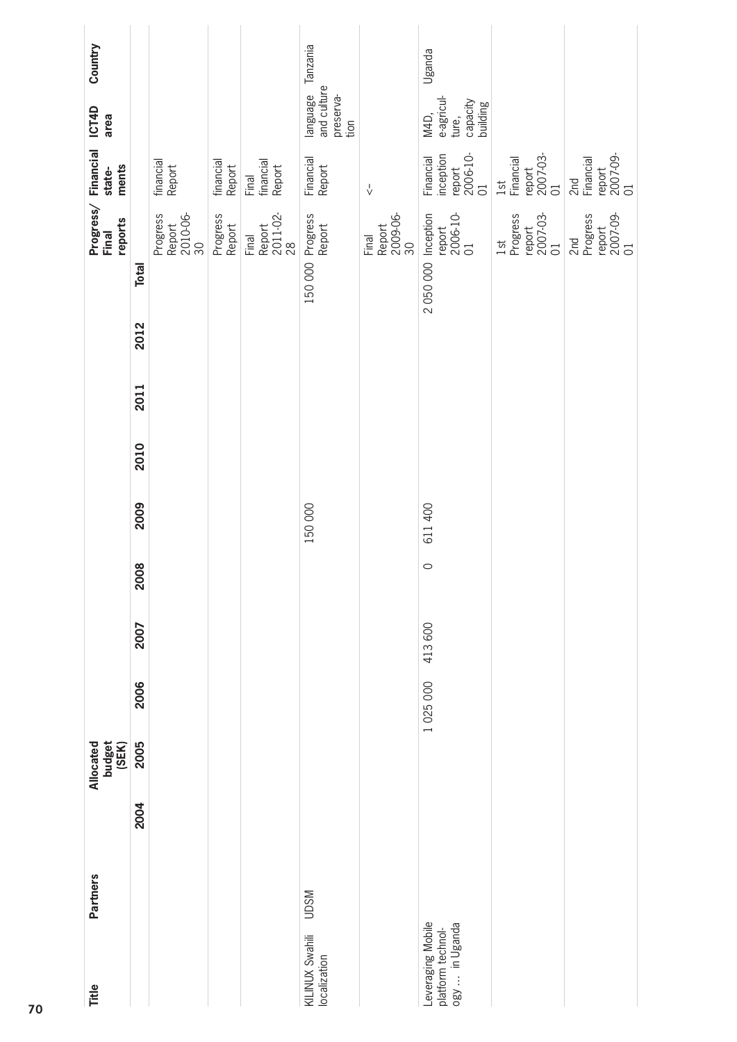| Title | Partners | Allocated budget (SEK) | | | | | | | | | | Progress/ Final reports | Financial state-ments | ICT4D area | Country |
|---|---|---|---|---|---|---|---|---|---|---|---|---|---|---|---|
| | | 2004 | 2005 | 2006 | 2007 | 2008 | 2009 | 2010 | 2011 | 2012 | Total | | | | |
| | | | | | | | | | | | | Progress Report 2010-06-30 | financial Report | | |
| | | | | | | | | | | | | Progress Report | financial Report | | |
| | | | | | | | | | | | | Final Report 2011-02-28 | Final financial Report | | |
| KILINUX Swahili localization | UDSM | | | | | | 150 000 | | | | 150 000 | Progress Report | Financial Report | language and culture preserva-tion | Tanzania |
| | | | | | | | | | | | | Final Report 2009-06-30 | <- | | |
| Leveraging Mobile platform technol-ogy … in Uganda | | | | 1 025 000 | 413 600 | 0 | 611 400 | | | | 2 050 000 | Inception report 2006-10-01 | Financial inception report 2006-10-01 | M4D, e-agricul-ture, capacity building | Uganda |
| | | | | | | | | | | | | 1st Progress report 2007-03-01 | 1st Financial report 2007-03-01 | | |
| | | | | | | | | | | | | 2nd Progress report 2007-09-01 | 2nd Financial report 2007-09-01 | | |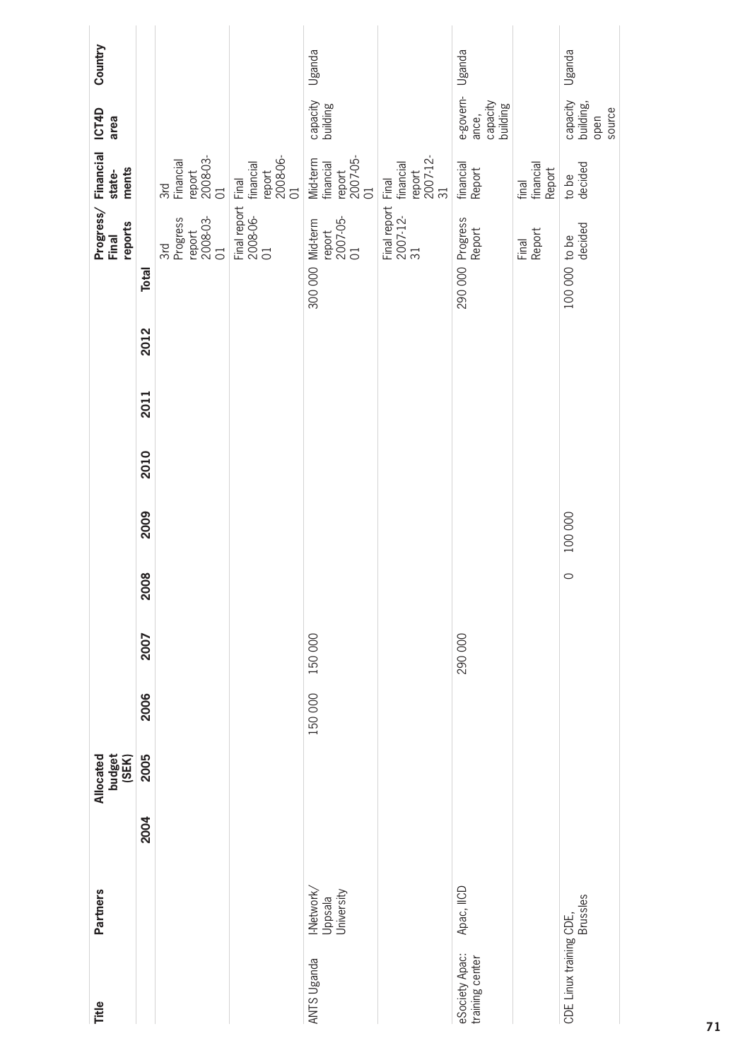| Title | Partners | Allocated budget (SEK) 2004 | 2005 | 2006 | 2007 | 2008 | 2009 | 2010 | 2011 | 2012 | Total | Progress/ Final reports | Financial state- ments | ICT4D area | Country |
|---|---|---|---|---|---|---|---|---|---|---|---|---|---|---|---|
| | | | | | | | | | | | | 3rd Progress report 2008-03-01 | 3rd Financial report 2008-03-01 | | |
| | | | | | | | | | | | | Final report 2008-06-01 | Final financial report 2008-06-01 | | |
| ANTS Uganda | I-Network/ Uppsala University | | | 150 000 | 150 000 | | | | | | 300 000 | Mid-term report 2007-05-01 | Mid-term financial report 2007-05-01 | capacity building | Uganda |
| | | | | | | | | | | | | Final report 2007-12-31 | Final financial report 2007-12-31 | | |
| eSociety Apac: training center | Apac, IICD | | | | 290 000 | | | | | | 290 000 | Progress Report | financial Report | e-governance, capacity building | Uganda |
| | | | | | | | | | | | | Final Report | final financial Report | | |
| CDE Linux training | CDE, Brussles | | | | | 0 | 100 000 | | | | 100 000 | to be decided | to be decided | capacity building, open source | Uganda |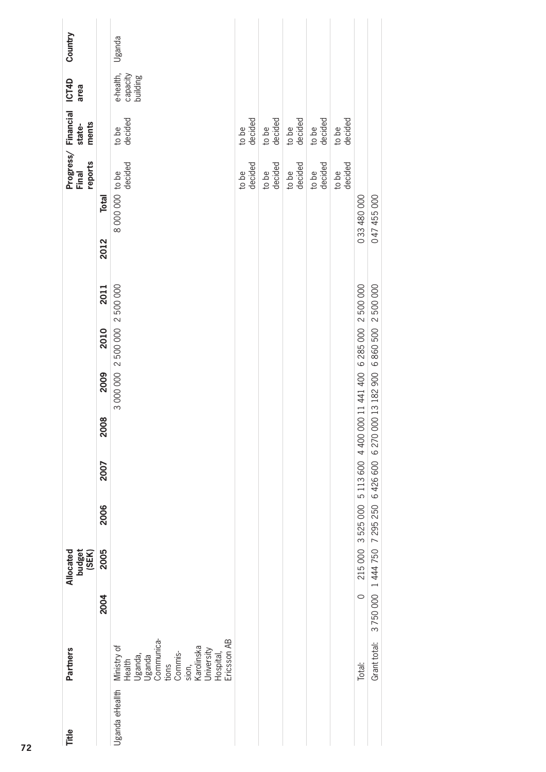| Title | Partners | Allocated budget (SEK) | | | | | | | | | Progress/ Final reports | Financial state-ments | ICT4D area | Country |
|---|---|---|---|---|---|---|---|---|---|---|---|---|---|---|
| | | 2004 | 2005 | 2006 | 2007 | 2008 | 2009 | 2010 | 2011 | 2012 | Total | | | |
| Uganda eHealth | Ministry of Health Uganda, Uganda Communications Commission, Karolinska University Hospital, Ericsson AB | | | | | | 3 000 000 | 2 500 000 | 2 500 000 | | 8 000 000 | to be decided | to be decided | e-health, capacity building | Uganda |
| | | | | | | | | | | | | to be decided | to be decided | | |
| | | | | | | | | | | | | to be decided | to be decided | | |
| | | | | | | | | | | | | to be decided | to be decided | | |
| | | | | | | | | | | | | to be decided | to be decided | | |
| | | | | | | | | | | | | to be decided | to be decided | | |
| Total: | | 0 | 215 000 | 3 525 000 | 5 113 600 | 4 400 000 | 11 441 400 | 6 285 000 | 2 500 000 | 0 | 33 480 000 | | | |
| Grant total: | | 3 750 000 | 1 444 750 | 7 295 250 | 6 426 600 | 6 270 000 | 13 182 900 | 6 860 500 | 2 500 000 | 0 | 47 455 000 | | | |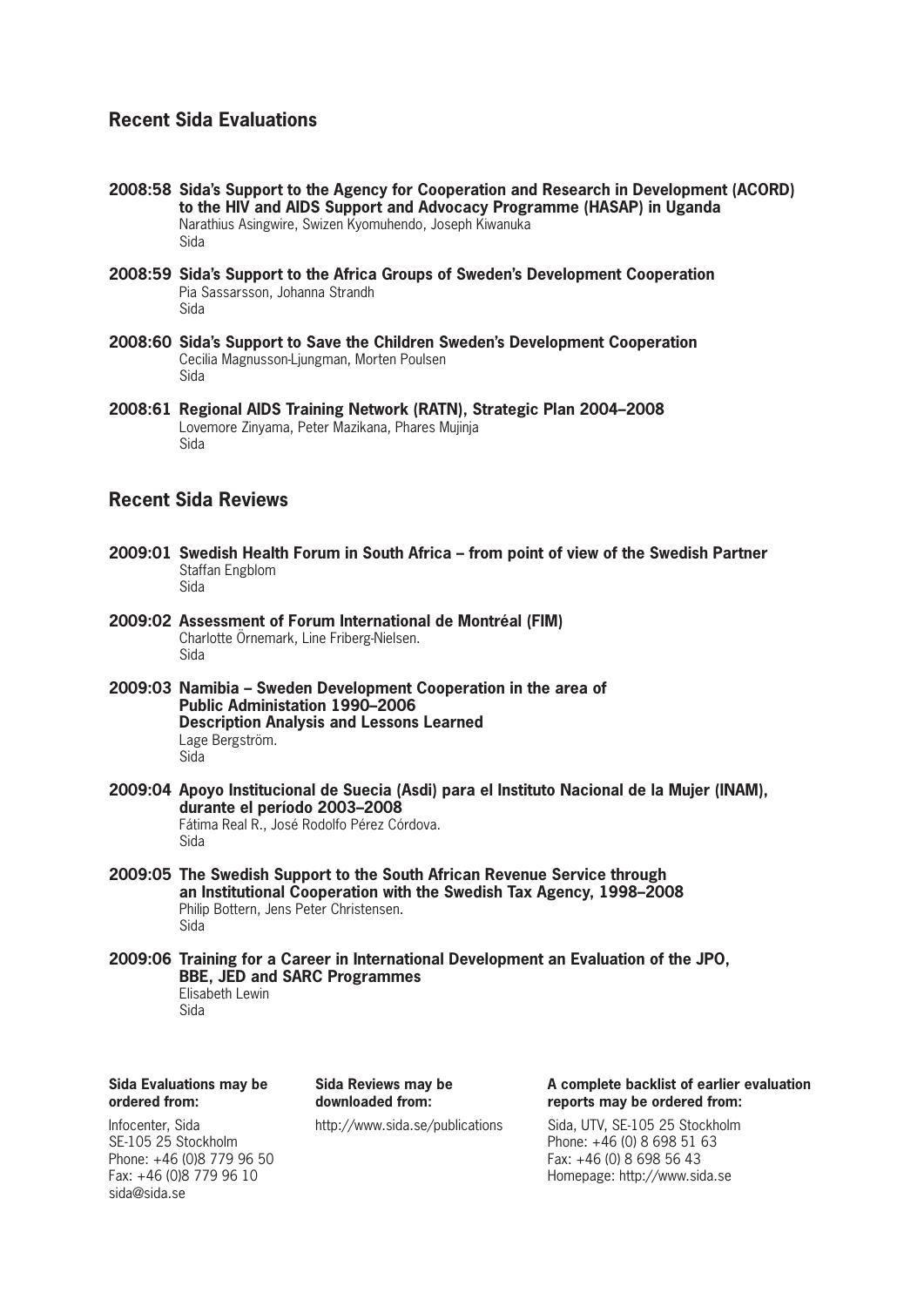## Recent Sida Evaluations

**2008:58 Sida's Support to the Agency for Cooperation and Research in Development (ACORD) to the HIV and AIDS Support and Advocacy Programme (HASAP) in Uganda**
Narathius Asingwire, Swizen Kyomuhendo, Joseph Kiwanuka
Sida

**2008:59 Sida's Support to the Africa Groups of Sweden's Development Cooperation**
Pia Sassarsson, Johanna Strandh
Sida

**2008:60 Sida's Support to Save the Children Sweden's Development Cooperation**
Cecilia Magnusson-Ljungman, Morten Poulsen
Sida

**2008:61 Regional AIDS Training Network (RATN), Strategic Plan 2004–2008**
Lovemore Zinyama, Peter Mazikana, Phares Mujinja
Sida

## Recent Sida Reviews

**2009:01 Swedish Health Forum in South Africa – from point of view of the Swedish Partner**
Staffan Engblom
Sida

**2009:02 Assessment of Forum International de Montréal (FIM)**
Charlotte Örnemark, Line Friberg-Nielsen.
Sida

**2009:03 Namibia – Sweden Development Cooperation in the area of Public Administation 1990–2006 Description Analysis and Lessons Learned**
Lage Bergström.
Sida

**2009:04 Apoyo Institucional de Suecia (Asdi) para el Instituto Nacional de la Mujer (INAM), durante el período 2003–2008**
Fátima Real R., José Rodolfo Pérez Córdova.
Sida

**2009:05 The Swedish Support to the South African Revenue Service through an Institutional Cooperation with the Swedish Tax Agency, 1998–2008**
Philip Bottern, Jens Peter Christensen.
Sida

**2009:06 Training for a Career in International Development an Evaluation of the JPO, BBE, JED and SARC Programmes**
Elisabeth Lewin
Sida

**Sida Evaluations may be ordered from:**

Infocenter, Sida
SE-105 25 Stockholm
Phone: +46 (0)8 779 96 50
Fax: +46 (0)8 779 96 10
sida@sida.se

**Sida Reviews may be downloaded from:**

http://www.sida.se/publications

**A complete backlist of earlier evaluation reports may be ordered from:**

Sida, UTV, SE-105 25 Stockholm
Phone: +46 (0) 8 698 51 63
Fax: +46 (0) 8 698 56 43
Homepage: http://www.sida.se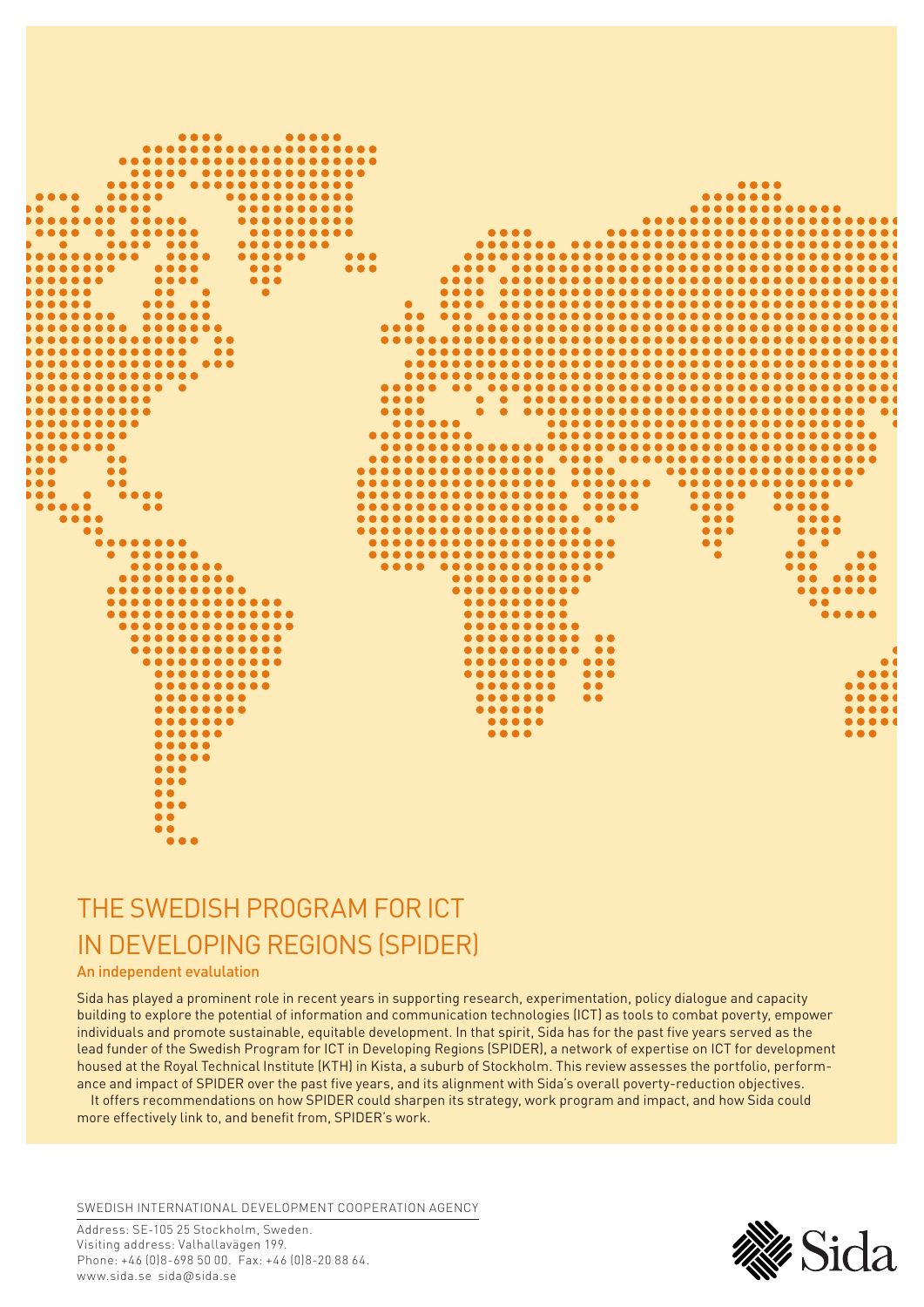# THE SWEDISH PROGRAM FOR ICT IN DEVELOPING REGIONS (SPIDER)

## An independent evalulation

Sida has played a prominent role in recent years in supporting research, experimentation, policy dialogue and capacity building to explore the potential of information and communication technologies (ICT) as tools to combat poverty, empower individuals and promote sustainable, equitable development. In that spirit, Sida has for the past five years served as the lead funder of the Swedish Program for ICT in Developing Regions (SPIDER), a network of expertise on ICT for development housed at the Royal Technical Institute (KTH) in Kista, a suburb of Stockholm. This review assesses the portfolio, performance and impact of SPIDER over the past five years, and its alignment with Sida's overall poverty-reduction objectives.

It offers recommendations on how SPIDER could sharpen its strategy, work program and impact, and how Sida could more effectively link to, and benefit from, SPIDER's work.

SWEDISH INTERNATIONAL DEVELOPMENT COOPERATION AGENCY

Address: SE-105 25 Stockholm, Sweden.
Visiting address: Valhallavägen 199.
Phone: +46 (0)8-698 50 00. Fax: +46 (0)8-20 88 64.
www.sida.se sida@sida.se

Sida